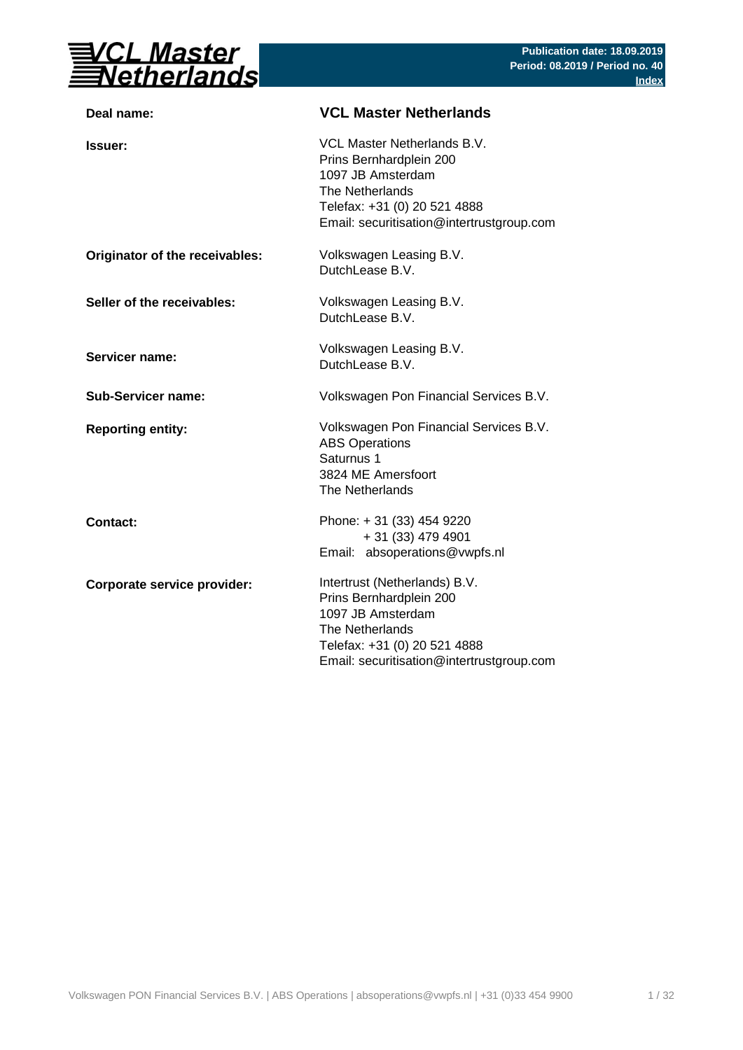# VCL Master Netherlands

**Publication date: 18.09.2019**
**Period: 08.2019 / Period no. 40**
**Index**

| | |
|---|---|
| **Deal name:** | **VCL Master Netherlands** |
| **Issuer:** | VCL Master Netherlands B.V.<br>Prins Bernhardplein 200<br>1097 JB Amsterdam<br>The Netherlands<br>Telefax: +31 (0) 20 521 4888<br>Email: securitisation@intertrustgroup.com |
| **Originator of the receivables:** | Volkswagen Leasing B.V.<br>DutchLease B.V. |
| **Seller of the receivables:** | Volkswagen Leasing B.V.<br>DutchLease B.V. |
| **Servicer name:** | Volkswagen Leasing B.V.<br>DutchLease B.V. |
| **Sub-Servicer name:** | Volkswagen Pon Financial Services B.V. |
| **Reporting entity:** | Volkswagen Pon Financial Services B.V.<br>ABS Operations<br>Saturnus 1<br>3824 ME Amersfoort<br>The Netherlands |
| **Contact:** | Phone: + 31 (33) 454 9220<br>+ 31 (33) 479 4901<br>Email: absoperations@vwpfs.nl |
| **Corporate service provider:** | Intertrust (Netherlands) B.V.<br>Prins Bernhardplein 200<br>1097 JB Amsterdam<br>The Netherlands<br>Telefax: +31 (0) 20 521 4888<br>Email: securitisation@intertrustgroup.com |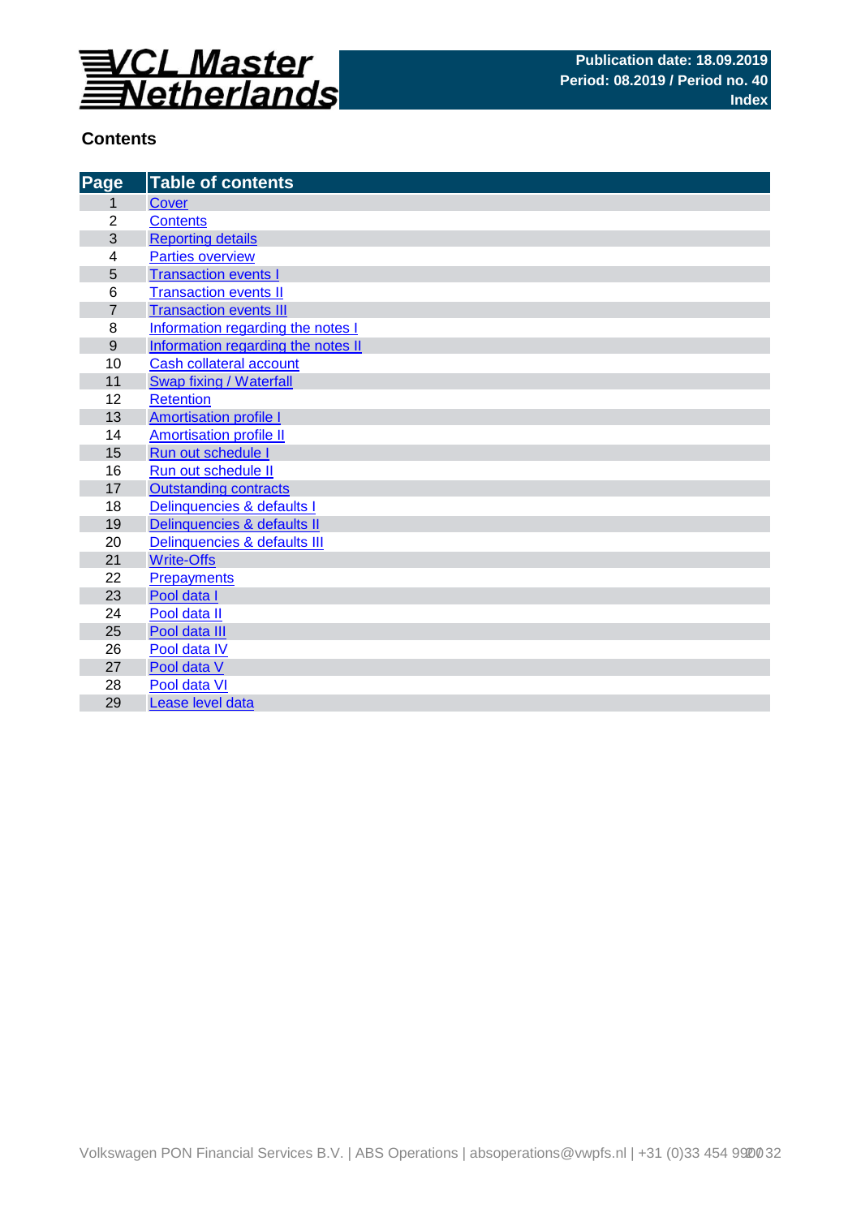VCL Master Netherlands

**Publication date: 18.09.2019**
**Period: 08.2019 / Period no. 40**
**Index**

## Contents

| Page | Table of contents |
|---|---|
| 1 | Cover |
| 2 | Contents |
| 3 | Reporting details |
| 4 | Parties overview |
| 5 | Transaction events I |
| 6 | Transaction events II |
| 7 | Transaction events III |
| 8 | Information regarding the notes I |
| 9 | Information regarding the notes II |
| 10 | Cash collateral account |
| 11 | Swap fixing / Waterfall |
| 12 | Retention |
| 13 | Amortisation profile I |
| 14 | Amortisation profile II |
| 15 | Run out schedule I |
| 16 | Run out schedule II |
| 17 | Outstanding contracts |
| 18 | Delinquencies & defaults I |
| 19 | Delinquencies & defaults II |
| 20 | Delinquencies & defaults III |
| 21 | Write-Offs |
| 22 | Prepayments |
| 23 | Pool data I |
| 24 | Pool data II |
| 25 | Pool data III |
| 26 | Pool data IV |
| 27 | Pool data V |
| 28 | Pool data VI |
| 29 | Lease level data |

Volkswagen PON Financial Services B.V. | ABS Operations | absoperations@vwpfs.nl | +31 (0)33 454 9900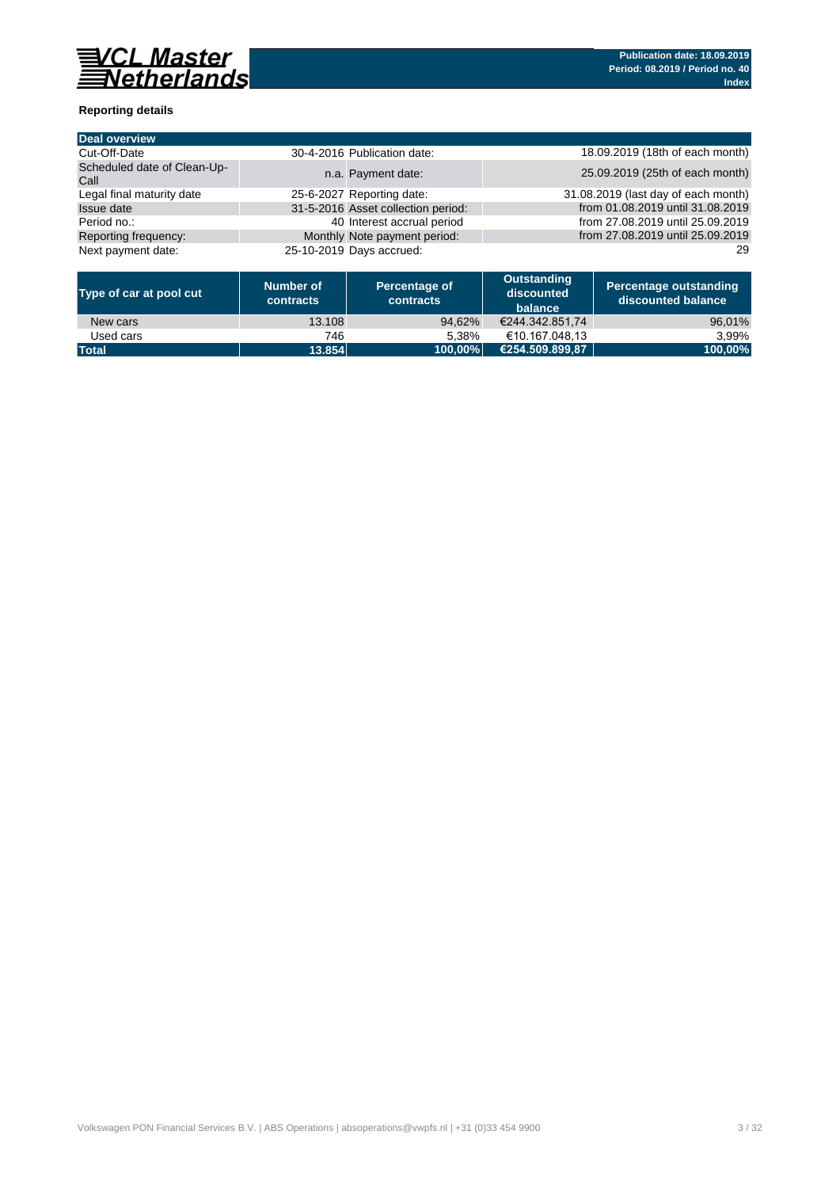**VCL Master Netherlands**

**Publication date: 18.09.2019**
**Period: 08.2019 / Period no. 40**
**Index**

### Reporting details

| **Deal overview** | | | |
|---|---|---|---|
| Cut-Off-Date | 30-4-2016 | Publication date: | 18.09.2019 (18th of each month) |
| Scheduled date of Clean-Up-Call | n.a. | Payment date: | 25.09.2019 (25th of each month) |
| Legal final maturity date | 25-6-2027 | Reporting date: | 31.08.2019 (last day of each month) |
| Issue date | 31-5-2016 | Asset collection period: | from 01.08.2019 until 31.08.2019 |
| Period no.: | 40 | Interest accrual period | from 27.08.2019 until 25.09.2019 |
| Reporting frequency: | Monthly | Note payment period: | from 27.08.2019 until 25.09.2019 |
| Next payment date: | 25-10-2019 | Days accrued: | 29 |

| Type of car at pool cut | Number of contracts | Percentage of contracts | Outstanding discounted balance | Percentage outstanding discounted balance |
|---|---|---|---|---|
| New cars | 13.108 | 94,62% | €244.342.851,74 | 96,01% |
| Used cars | 746 | 5,38% | €10.167.048,13 | 3,99% |
| **Total** | **13.854** | **100,00%** | **€254.509.899,87** | **100,00%** |

Volkswagen PON Financial Services B.V. | ABS Operations | absoperations@vwpfs.nl | +31 (0)33 454 9900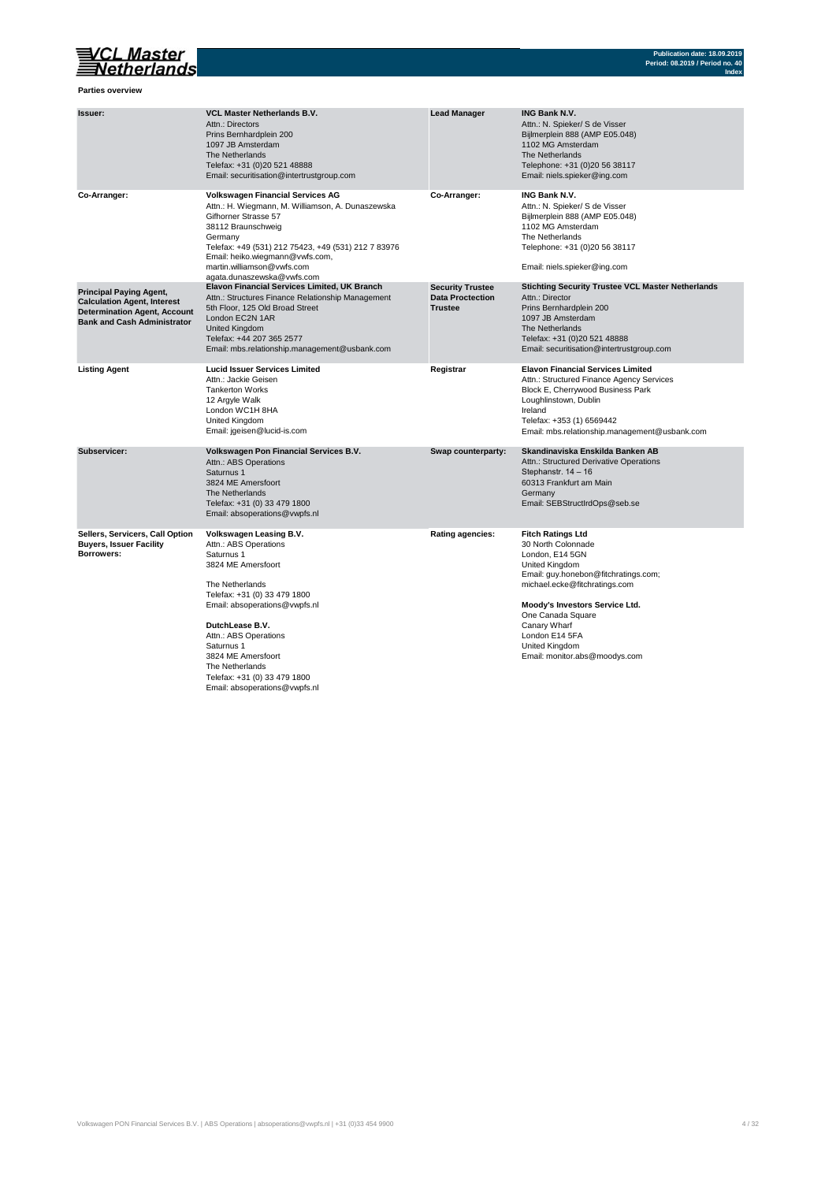**Parties overview**

| | | | |
|---|---|---|---|
| **Issuer:** | **VCL Master Netherlands B.V.**<br>Attn.: Directors<br>Prins Bernhardplein 200<br>1097 JB Amsterdam<br>The Netherlands<br>Telefax: +31 (0)20 521 48888<br>Email: securitisation@intertrustgroup.com | **Lead Manager** | **ING Bank N.V.**<br>Attn.: N. Spieker/ S de Visser<br>Bijlmerplein 888 (AMP E05.048)<br>1102 MG Amsterdam<br>The Netherlands<br>Telephone: +31 (0)20 56 38117<br>Email: niels.spieker@ing.com |
| **Co-Arranger:** | **Volkswagen Financial Services AG**<br>Attn.: H. Wiegmann, M. Williamson, A. Dunaszewska<br>Gifhorner Strasse 57<br>38112 Braunschweig<br>Germany<br>Telefax: +49 (531) 212 75423, +49 (531) 212 7 83976<br>Email: heiko.wiegmann@vwfs.com,<br>martin.williamson@vwfs.com<br>agata.dunaszewska@vwfs.com | **Co-Arranger:** | **ING Bank N.V.**<br>Attn.: N. Spieker/ S de Visser<br>Bijlmerplein 888 (AMP E05.048)<br>1102 MG Amsterdam<br>The Netherlands<br>Telephone: +31 (0)20 56 38117<br><br>Email: niels.spieker@ing.com |
| **Principal Paying Agent, Calculation Agent, Interest Determination Agent, Account Bank and Cash Administrator** | **Elavon Financial Services Limited, UK Branch**<br>Attn.: Structures Finance Relationship Management<br>5th Floor, 125 Old Broad Street<br>London EC2N 1AR<br>United Kingdom<br>Telefax: +44 207 365 2577<br>Email: mbs.relationship.management@usbank.com | **Security Trustee Data Proctection Trustee** | **Stichting Security Trustee VCL Master Netherlands**<br>Attn.: Director<br>Prins Bernhardplein 200<br>1097 JB Amsterdam<br>The Netherlands<br>Telefax: +31 (0)20 521 48888<br>Email: securitisation@intertrustgroup.com |
| **Listing Agent** | **Lucid Issuer Services Limited**<br>Attn.: Jackie Geisen<br>Tankerton Works<br>12 Argyle Walk<br>London WC1H 8HA<br>United Kingdom<br>Email: jgeisen@lucid-is.com | **Registrar** | **Elavon Financial Services Limited**<br>Attn.: Structured Finance Agency Services<br>Block E, Cherrywood Business Park<br>Loughlinstown, Dublin<br>Ireland<br>Telefax: +353 (1) 6569442<br>Email: mbs.relationship.management@usbank.com |
| **Subservicer:** | **Volkswagen Pon Financial Services B.V.**<br>Attn.: ABS Operations<br>Saturnus 1<br>3824 ME Amersfoort<br>The Netherlands<br>Telefax: +31 (0) 33 479 1800<br>Email: absoperations@vwpfs.nl | **Swap counterparty:** | **Skandinaviska Enskilda Banken AB**<br>Attn.: Structured Derivative Operations<br>Stephanstr. 14 – 16<br>60313 Frankfurt am Main<br>Germany<br>Email: SEBStructIrdOps@seb.se |
| **Sellers, Servicers, Call Option Buyers, Issuer Facility Borrowers:** | **Volkswagen Leasing B.V.**<br>Attn.: ABS Operations<br>Saturnus 1<br>3824 ME Amersfoort<br><br>The Netherlands<br>Telefax: +31 (0) 33 479 1800<br>Email: absoperations@vwpfs.nl<br><br>**DutchLease B.V.**<br>Attn.: ABS Operations<br>Saturnus 1<br>3824 ME Amersfoort<br>The Netherlands<br>Telefax: +31 (0) 33 479 1800<br>Email: absoperations@vwpfs.nl | **Rating agencies:** | **Fitch Ratings Ltd**<br>30 North Colonnade<br>London, E14 5GN<br>United Kingdom<br>Email: guy.honebon@fitchratings.com;<br>michael.ecke@fitchratings.com<br><br>**Moody's Investors Service Ltd.**<br>One Canada Square<br>Canary Wharf<br>London E14 5FA<br>United Kingdom<br>Email: monitor.abs@moodys.com |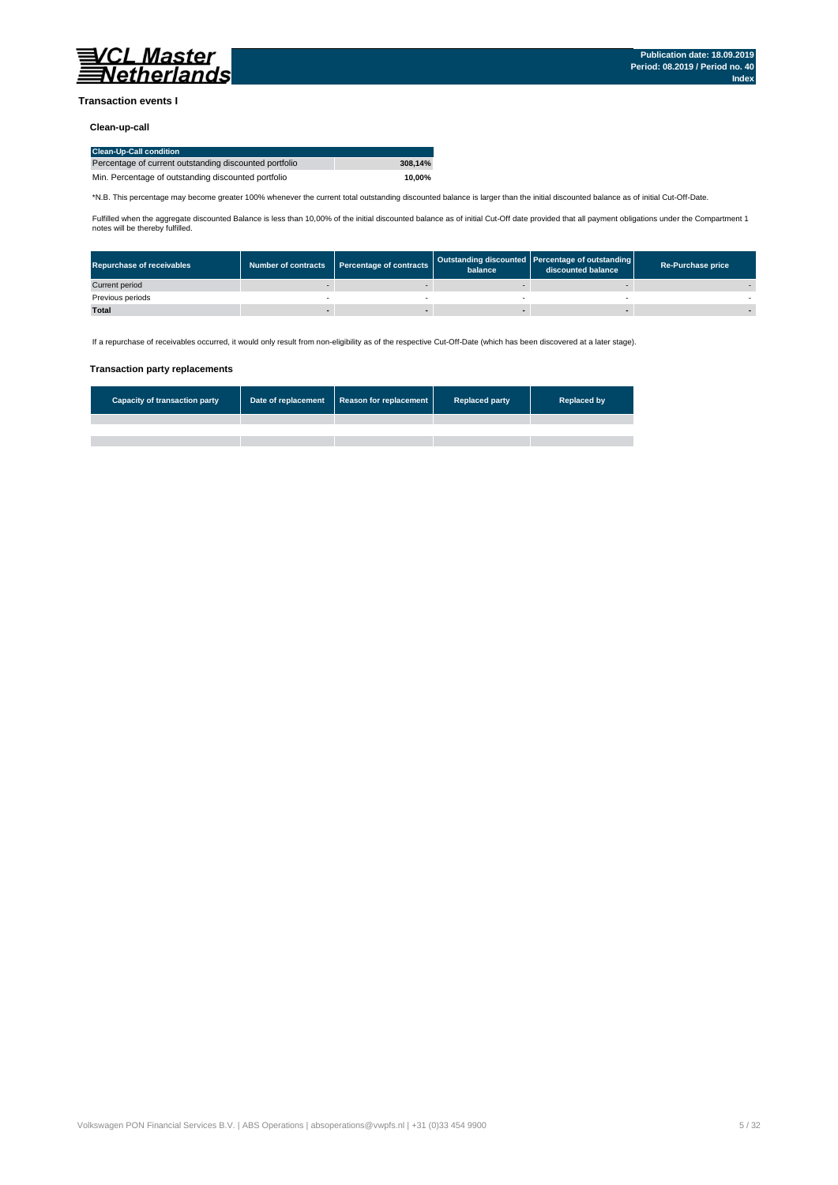## Transaction events I

### Clean-up-call

| Clean-Up-Call condition | |
|---|---|
| Percentage of current outstanding discounted portfolio | **308,14%** |
| Min. Percentage of outstanding discounted portfolio | **10,00%** |

*N.B. This percentage may become greater 100% whenever the current total outstanding discounted balance is larger than the initial discounted balance as of initial Cut-Off-Date.

Fulfilled when the aggregate discounted Balance is less than 10,00% of the initial discounted balance as of initial Cut-Off date provided that all payment obligations under the Compartment 1 notes will be thereby fulfilled.

| Repurchase of receivables | Number of contracts | Percentage of contracts | Outstanding discounted balance | Percentage of outstanding discounted balance | Re-Purchase price |
|---|---|---|---|---|---|
| Current period | - | - | - | - | - |
| Previous periods | - | - | - | - | - |
| **Total** | **-** | **-** | **-** | **-** | **-** |

If a repurchase of receivables occurred, it would only result from non-eligibility as of the respective Cut-Off-Date (which has been discovered at a later stage).

### Transaction party replacements

| Capacity of transaction party | Date of replacement | Reason for replacement | Replaced party | Replaced by |
|---|---|---|---|---|
| | | | | |
| | | | | |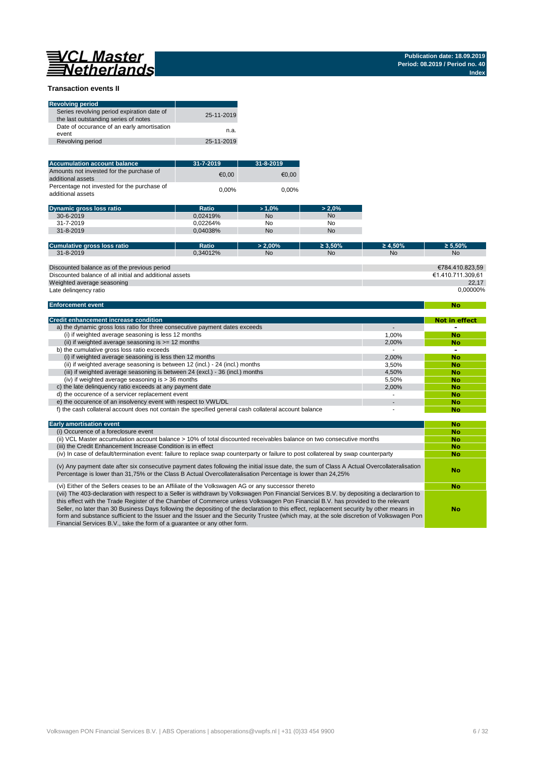## Transaction events II

| Revolving period | |
|---|---|
| Series revolving period expiration date of the last outstanding series of notes | 25-11-2019 |
| Date of occurance of an early amortisation event | n.a. |
| Revolving period | 25-11-2019 |

| Accumulation account balance | 31-7-2019 | 31-8-2019 |
|---|---|---|
| Amounts not invested for the purchase of additional assets | €0,00 | €0,00 |
| Percentage not invested for the purchase of additional assets | 0,00% | 0,00% |

| Dynamic gross loss ratio | Ratio | > 1,0% | > 2,0% |
|---|---|---|---|
| 30-6-2019 | 0,02419% | No | No |
| 31-7-2019 | 0,02264% | No | No |
| 31-8-2019 | 0,04038% | No | No |

| Cumulative gross loss ratio | Ratio | > 2,00% | ≥ 3,50% | ≥ 4,50% | ≥ 5,50% |
|---|---|---|---|---|---|
| 31-8-2019 | 0,34012% | No | No | No | No |

| | |
|---|---|
| Discounted balance as of the previous period | €784.410.823,59 |
| Discounted balance of all initial and additional assets | €1.410.711.309,61 |
| Weighted average seasoning | 22,17 |
| Late delinqency ratio | 0,00000% |

| Enforcement event | No |
|---|---|

| Credit enhancement increase condition | | Not in effect |
|---|---|---|
| a) the dynamic gross loss ratio for three consecutive payment dates exceeds | - | - |
| (i) if weighted average seasoning is less 12 months | 1,00% | No |
| (ii) if weighted average seasoning is >= 12 months | 2,00% | No |
| b) the cumulative gross loss ratio exceeds | - | - |
| (i) if weighted average seasoning is less then 12 months | 2,00% | No |
| (ii) if weighted average seasoning is between 12 (incl.) - 24 (incl.) months | 3,50% | No |
| (iii) if weighted average seasoning is between 24 (excl.) - 36 (incl.) months | 4,50% | No |
| (iv) if weighted average seasoning is > 36 months | 5,50% | No |
| c) the late delinquency ratio exceeds at any payment date | 2,00% | No |
| d) the occurence of a servicer replacement event | - | No |
| e) the occurence of an insolvency event with respect to VWL/DL | - | No |
| f) the cash collateral account does not contain the specified general cash collateral account balance | - | No |

| Early amortisation event | No |
|---|---|
| (i) Occurence of a foreclosure event | No |
| (ii) VCL Master accumulation account balance > 10% of total discounted receivables balance on two consecutive months | No |
| (iii) the Credit Enhancement Increase Condition is in effect | No |
| (iv) In case of default/termination event: failure to replace swap counterparty or failure to post collatereal by swap counterparty | No |
| (v) Any payment date after six consecutive payment dates following the initial issue date, the sum of Class A Actual Overcollateralisation Percentage is lower than 31,75% or the Class B Actual Overcollateralisation Percentage is lower than 24,25% | No |
| (vi) Either of the Sellers ceases to be an Affiliate of the Volkswagen AG or any successor thereto | No |
| (vii) The 403-declaration with respect to a Seller is withdrawn by Volkswagen Pon Financial Services B.V. by depositing a declarartion to this effect with the Trade Register of the Chamber of Commerce unless Volkswagen Pon Financial B.V. has provided to the relevant Seller, no later than 30 Business Days following the depositing of the declaration to this effect, replacement security by other means in form and substance sufficient to the Issuer and the Issuer and the Security Trustee (which may, at the sole discretion of Volkswagen Pon Financial Services B.V., take the form of a guarantee or any other form. | No |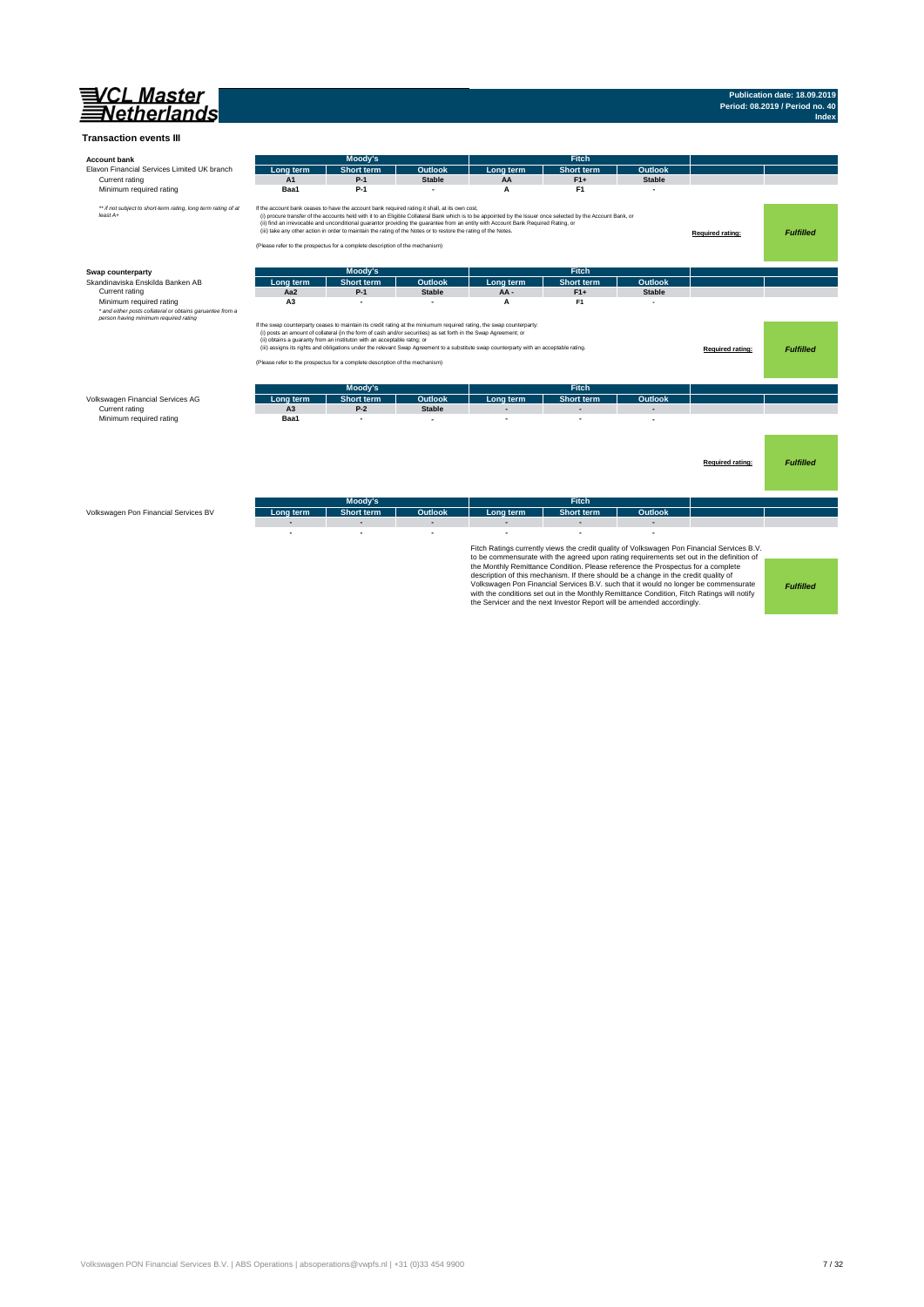**VCL Master Netherlands**

**Publication date: 18.09.2019**
**Period: 08.2019 / Period no. 40**
**Index**

## Transaction events III

**Account bank**

| Elavon Financial Services Limited UK branch | Moody's | | | Fitch | | | | |
|---|---|---|---|---|---|---|---|---|
| | Long term | Short term | Outlook | Long term | Short term | Outlook | | |
| Current rating | A1 | P-1 | Stable | AA | F1+ | Stable | | |
| Minimum required rating | Baa1 | P-1 | - | A | F1 | - | | |

*\*\* if not subject to short-term rating, long term rating of at least A+*

If the account bank ceases to have the account bank required rating it shall, at its own cost,
(i) procure transfer of the accounts held with it to an Eligible Collateral Bank which is to be appointed by the Issuer once selected by the Account Bank, or
(ii) find an irrevocable and unconditional guarantor providing the guarantee from an entity with Account Bank Required Rating, or
(iii) take any other action in order to maintain the rating of the Notes or to restore the rating of the Notes.

(Please refer to the prospectus for a complete description of the mechanism)

**Required rating:** *Fulfilled*

**Swap counterparty**

| Skandinaviska Enskilda Banken AB | Moody's | | | Fitch | | | | |
|---|---|---|---|---|---|---|---|---|
| | Long term | Short term | Outlook | Long term | Short term | Outlook | | |
| Current rating | Aa2 | P-1 | Stable | AA - | F1+ | Stable | | |
| Minimum required rating | A3 | - | - | A | F1 | - | | |

*\* and either posts collateral or obtains garuantee from a person having minimum required rating*

If the swap counterparty ceases to maintain its credit rating at the miniumum required rating, the swap counterparty:
(i) posts an amount of collateral (in the form of cash and/or securities) as set forth in the Swap Agreement; or
(ii) obtains a guaranty from an instituton with an acceptable ratng; or
(iii) assigns its rights and obligations under the relevant Swap Agreement to a substitute swap counterparty with an acceptable rating.

(Please refer to the prospectus for a complete description of the mechanism)

**Required rating:** *Fulfilled*

| Volkswagen Financial Services AG | Moody's | | | Fitch | | | | |
|---|---|---|---|---|---|---|---|---|
| | Long term | Short term | Outlook | Long term | Short term | Outlook | | |
| Current rating | A3 | P-2 | Stable | - | - | - | | |
| Minimum required rating | Baa1 | - | - | - | - | - | | |

**Required rating:** *Fulfilled*

| Volkswagen Pon Financial Services BV | Moody's | | | Fitch | | | | |
|---|---|---|---|---|---|---|---|---|
| | Long term | Short term | Outlook | Long term | Short term | Outlook | | |
| | - | - | - | - | - | - | | |
| | - | - | - | - | - | - | | |

Fitch Ratings currently views the credit quality of Volkswagen Pon Financial Services B.V. to be commensurate with the agreed upon rating requirements set out in the definition of the Monthly Remittance Condition. Please reference the Prospectus for a complete description of this mechanism. If there should be a change in the credit quality of Volkswagen Pon Financial Services B.V. such that it would no longer be commensurate with the conditions set out in the Monthly Remittance Condition, Fitch Ratings will notify the Servicer and the next Investor Report will be amended accordingly.

*Fulfilled*

Volkswagen PON Financial Services B.V. | ABS Operations | absoperations@vwpfs.nl | +31 (0)33 454 9900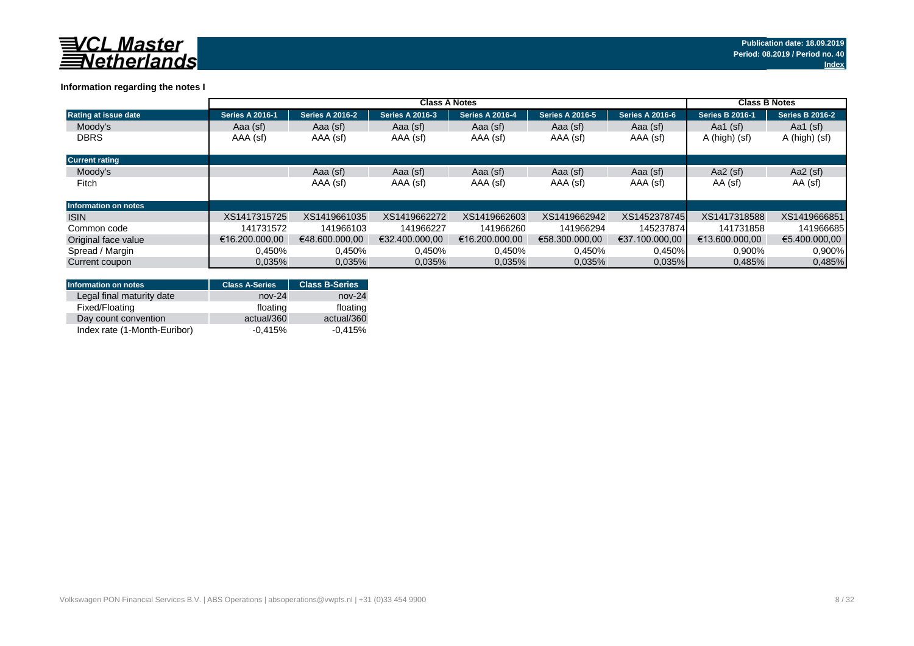VCL Master Netherlands

Publication date: 18.09.2019
Period: 08.2019 / Period no. 40
Index

## Information regarding the notes I

| | Class A Notes | | | | | | Class B Notes | |
|---|---|---|---|---|---|---|---|---|
| **Rating at issue date** | **Series A 2016-1** | **Series A 2016-2** | **Series A 2016-3** | **Series A 2016-4** | **Series A 2016-5** | **Series A 2016-6** | **Series B 2016-1** | **Series B 2016-2** |
| Moody's | Aaa (sf) | Aaa (sf) | Aaa (sf) | Aaa (sf) | Aaa (sf) | Aaa (sf) | Aa1 (sf) | Aa1 (sf) |
| DBRS | AAA (sf) | AAA (sf) | AAA (sf) | AAA (sf) | AAA (sf) | AAA (sf) | A (high) (sf) | A (high) (sf) |
| **Current rating** | | | | | | | | |
| Moody's | | Aaa (sf) | Aaa (sf) | Aaa (sf) | Aaa (sf) | Aaa (sf) | Aa2 (sf) | Aa2 (sf) |
| Fitch | | AAA (sf) | AAA (sf) | AAA (sf) | AAA (sf) | AAA (sf) | AA (sf) | AA (sf) |
| **Information on notes** | | | | | | | | |
| ISIN | XS1417315725 | XS1419661035 | XS1419662272 | XS1419662603 | XS1419662942 | XS1452378745 | XS1417318588 | XS1419666851 |
| Common code | 141731572 | 141966103 | 141966227 | 141966260 | 141966294 | 145237874 | 141731858 | 141966685 |
| Original face value | €16.200.000,00 | €48.600.000,00 | €32.400.000,00 | €16.200.000,00 | €58.300.000,00 | €37.100.000,00 | €13.600.000,00 | €5.400.000,00 |
| Spread / Margin | 0,450% | 0,450% | 0,450% | 0,450% | 0,450% | 0,450% | 0,900% | 0,900% |
| Current coupon | 0,035% | 0,035% | 0,035% | 0,035% | 0,035% | 0,035% | 0,485% | 0,485% |

| Information on notes | Class A-Series | Class B-Series |
|---|---|---|
| Legal final maturity date | nov-24 | nov-24 |
| Fixed/Floating | floating | floating |
| Day count convention | actual/360 | actual/360 |
| Index rate (1-Month-Euribor) | -0,415% | -0,415% |

Volkswagen PON Financial Services B.V. | ABS Operations | absoperations@vwpfs.nl | +31 (0)33 454 9900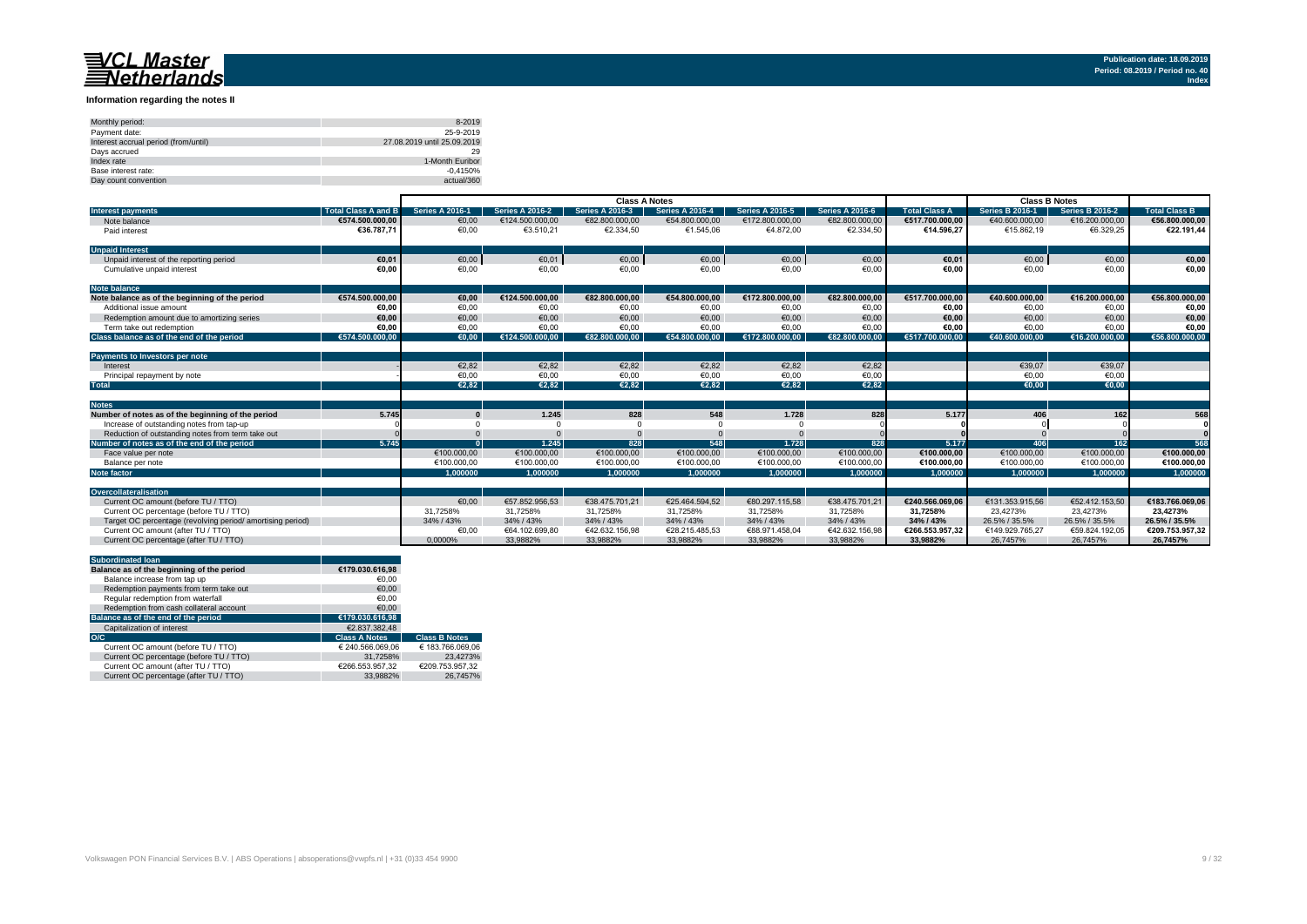## Information regarding the notes II

| | |
|---|---|
| Monthly period: | 8-2019 |
| Payment date: | 25-9-2019 |
| Interest accrual period (from/until) | 27.08.2019 until 25.09.2019 |
| Days accrued | 29 |
| Index rate | 1-Month Euribor |
| Base interest rate: | -0,4150% |
| Day count convention | actual/360 |

| | | Class A Notes | | | | | | | Class B Notes | | |
|---|---|---|---|---|---|---|---|---|---|---|---|
| **Interest payments** | **Total Class A and B** | **Series A 2016-1** | **Series A 2016-2** | **Series A 2016-3** | **Series A 2016-4** | **Series A 2016-5** | **Series A 2016-6** | **Total Class A** | **Series B 2016-1** | **Series B 2016-2** | **Total Class B** |
| Note balance | €574.500.000,00 | €0,00 | €124.500.000,00 | €82.800.000,00 | €54.800.000,00 | €172.800.000,00 | €82.800.000,00 | €517.700.000,00 | €40.600.000,00 | €16.200.000,00 | €56.800.000,00 |
| Paid interest | €36.787,71 | €0,00 | €3.510,21 | €2.334,50 | €1.545,06 | €4.872,00 | €2.334,50 | €14.596,27 | €15.862,19 | €6.329,25 | €22.191,44 |
| **Unpaid Interest** | | | | | | | | | | | |
| Unpaid interest of the reporting period | €0,01 | €0,00 | €0,01 | €0,00 | €0,00 | €0,00 | €0,00 | €0,01 | €0,00 | €0,00 | €0,00 |
| Cumulative unpaid interest | €0,00 | €0,00 | €0,00 | €0,00 | €0,00 | €0,00 | €0,00 | €0,00 | €0,00 | €0,00 | €0,00 |
| **Note balance** | | | | | | | | | | | |
| **Note balance as of the beginning of the period** | €574.500.000,00 | €0,00 | €124.500.000,00 | €82.800.000,00 | €54.800.000,00 | €172.800.000,00 | €82.800.000,00 | €517.700.000,00 | €40.600.000,00 | €16.200.000,00 | €56.800.000,00 |
| Additional issue amount | €0,00 | €0,00 | €0,00 | €0,00 | €0,00 | €0,00 | €0,00 | €0,00 | €0,00 | €0,00 | €0,00 |
| Redemption amount due to amortizing series | €0,00 | €0,00 | €0,00 | €0,00 | €0,00 | €0,00 | €0,00 | €0,00 | €0,00 | €0,00 | €0,00 |
| Term take out redemption | €0,00 | €0,00 | €0,00 | €0,00 | €0,00 | €0,00 | €0,00 | €0,00 | €0,00 | €0,00 | €0,00 |
| **Class balance as of the end of the period** | €574.500.000,00 | €0,00 | €124.500.000,00 | €82.800.000,00 | €54.800.000,00 | €172.800.000,00 | €82.800.000,00 | €517.700.000,00 | €40.600.000,00 | €16.200.000,00 | €56.800.000,00 |
| **Payments to Investors per note** | | | | | | | | | | | |
| Interest | - | €2,82 | €2,82 | €2,82 | €2,82 | €2,82 | €2,82 | | €39,07 | €39,07 | |
| Principal repayment by note | - | €0,00 | €0,00 | €0,00 | €0,00 | €0,00 | €0,00 | | €0,00 | €0,00 | |
| **Total** | | €2,82 | €2,82 | €2,82 | €2,82 | €2,82 | €2,82 | | €0,00 | €0,00 | |
| **Notes** | | | | | | | | | | | |
| **Number of notes as of the beginning of the period** | 5.745 | 0 | 1.245 | 828 | 548 | 1.728 | 828 | 5.177 | 406 | 162 | 568 |
| Increase of outstanding notes from tap-up | 0 | 0 | 0 | 0 | 0 | 0 | 0 | 0 | 0 | 0 | 0 |
| Reduction of outstanding notes from term take out | 0 | 0 | 0 | 0 | 0 | 0 | 0 | 0 | 0 | 0 | 0 |
| **Number of notes as of the end of the period** | 5.745 | 0 | 1.245 | 828 | 548 | 1.728 | 828 | 5.177 | 406 | 162 | 568 |
| Face value per note | | €100.000,00 | €100.000,00 | €100.000,00 | €100.000,00 | €100.000,00 | €100.000,00 | €100.000,00 | €100.000,00 | €100.000,00 | €100.000,00 |
| Balance per note | | €100.000,00 | €100.000,00 | €100.000,00 | €100.000,00 | €100.000,00 | €100.000,00 | €100.000,00 | €100.000,00 | €100.000,00 | €100.000,00 |
| **Note factor** | | 1,000000 | 1,000000 | 1,000000 | 1,000000 | 1,000000 | 1,000000 | 1,000000 | 1,000000 | 1,000000 | 1,000000 |
| **Overcollateralisation** | | | | | | | | | | | |
| Current OC amount (before TU / TTO) | | €0,00 | €57.852.956,53 | €38.475.701,21 | €25.464.594,52 | €80.297.115,58 | €38.475.701,21 | €240.566.069,06 | €131.353.915,56 | €52.412.153,50 | €183.766.069,06 |
| Current OC percentage (before TU / TTO) | | 31,7258% | 31,7258% | 31,7258% | 31,7258% | 31,7258% | 31,7258% | 31,7258% | 23,4273% | 23,4273% | 23,4273% |
| Target OC percentage (revolving period/ amortising period) | | 34% / 43% | 34% / 43% | 34% / 43% | 34% / 43% | 34% / 43% | 34% / 43% | 34% / 43% | 26.5% / 35.5% | 26.5% / 35.5% | 26.5% / 35.5% |
| Current OC amount (after TU / TTO) | | €0,00 | €64.102.699,80 | €42.632.156,98 | €28.215.485,53 | €88.971.458,04 | €42.632.156,98 | €266.553.957,32 | €149.929.765,27 | €59.824.192,05 | €209.753.957,32 |
| Current OC percentage (after TU / TTO) | | 0,0000% | 33,9882% | 33,9882% | 33,9882% | 33,9882% | 33,9882% | 33,9882% | 26,7457% | 26,7457% | 26,7457% |

| **Subordinated loan** | | |
|---|---|---|
| **Balance as of the beginning of the period** | €179.030.616,98 | |
| Balance increase from tap up | €0,00 | |
| Redemption payments from term take out | €0,00 | |
| Regular redemption from waterfall | €0,00 | |
| Redemption from cash collateral account | €0,00 | |
| **Balance as of the end of the period** | €179.030.616,98 | |
| Capitalization of interest | €2.837.382,48 | |
| **O/C** | **Class A Notes** | **Class B Notes** |
| Current OC amount (before TU / TTO) | € 240.566.069,06 | € 183.766.069,06 |
| Current OC percentage (before TU / TTO) | 31,7258% | 23,4273% |
| Current OC amount (after TU / TTO) | €266.553.957,32 | €209.753.957,32 |
| Current OC percentage (after TU / TTO) | 33,9882% | 26,7457% |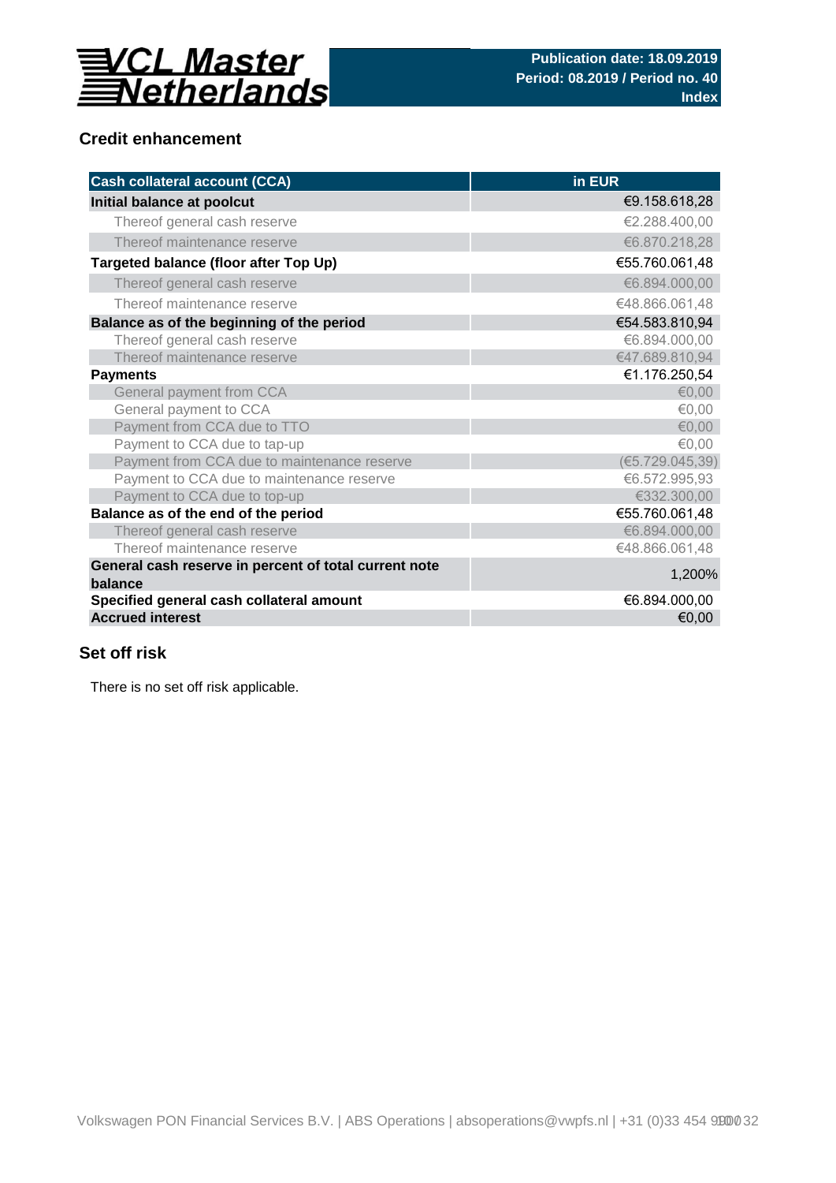## Credit enhancement

| Cash collateral account (CCA) | in EUR |
|---|---|
| **Initial balance at poolcut** | €9.158.618,28 |
| Thereof general cash reserve | €2.288.400,00 |
| Thereof maintenance reserve | €6.870.218,28 |
| **Targeted balance (floor after Top Up)** | €55.760.061,48 |
| Thereof general cash reserve | €6.894.000,00 |
| Thereof maintenance reserve | €48.866.061,48 |
| **Balance as of the beginning of the period** | €54.583.810,94 |
| Thereof general cash reserve | €6.894.000,00 |
| Thereof maintenance reserve | €47.689.810,94 |
| **Payments** | €1.176.250,54 |
| General payment from CCA | €0,00 |
| General payment to CCA | €0,00 |
| Payment from CCA due to TTO | €0,00 |
| Payment to CCA due to tap-up | €0,00 |
| Payment from CCA due to maintenance reserve | (€5.729.045,39) |
| Payment to CCA due to maintenance reserve | €6.572.995,93 |
| Payment to CCA due to top-up | €332.300,00 |
| **Balance as of the end of the period** | €55.760.061,48 |
| Thereof general cash reserve | €6.894.000,00 |
| Thereof maintenance reserve | €48.866.061,48 |
| **General cash reserve in percent of total current note balance** | 1,200% |
| **Specified general cash collateral amount** | €6.894.000,00 |
| **Accrued interest** | €0,00 |

## Set off risk

There is no set off risk applicable.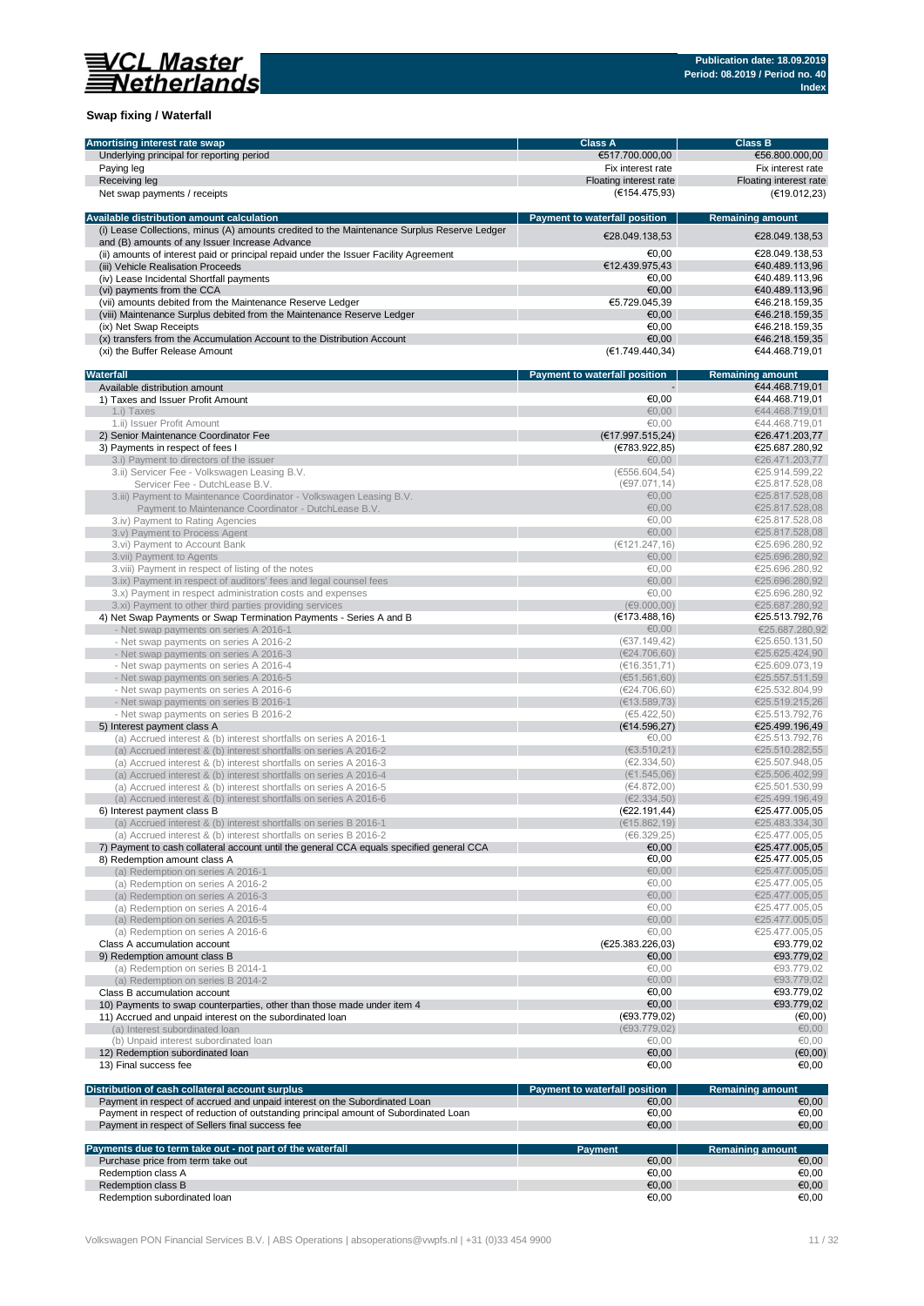## Swap fixing / Waterfall

| Amortising interest rate swap | Class A | Class B |
|---|---|---|
| Underlying principal for reporting period | €517.700.000,00 | €56.800.000,00 |
| Paying leg | Fix interest rate | Fix interest rate |
| Receiving leg | Floating interest rate | Floating interest rate |
| Net swap payments / receipts | (€154.475,93) | (€19.012,23) |

| Available distribution amount calculation | Payment to waterfall position | Remaining amount |
|---|---|---|
| (i) Lease Collections, minus (A) amounts credited to the Maintenance Surplus Reserve Ledger and (B) amounts of any Issuer Increase Advance | €28.049.138,53 | €28.049.138,53 |
| (ii) amounts of interest paid or principal repaid under the Issuer Facility Agreement | €0,00 | €28.049.138,53 |
| (iii) Vehicle Realisation Proceeds | €12.439.975,43 | €40.489.113,96 |
| (iv) Lease Incidental Shortfall payments | €0,00 | €40.489.113,96 |
| (vi) payments from the CCA | €0,00 | €40.489.113,96 |
| (vii) amounts debited from the Maintenance Reserve Ledger | €5.729.045,39 | €46.218.159,35 |
| (viii) Maintenance Surplus debited from the Maintenance Reserve Ledger | €0,00 | €46.218.159,35 |
| (ix) Net Swap Receipts | €0,00 | €46.218.159,35 |
| (x) transfers from the Accumulation Account to the Distribution Account | €0,00 | €46.218.159,35 |
| (xi) the Buffer Release Amount | (€1.749.440,34) | €44.468.719,01 |

| Waterfall | Payment to waterfall position | Remaining amount |
|---|---|---|
| Available distribution amount | - | €44.468.719,01 |
| 1) Taxes and Issuer Profit Amount | €0,00 | €44.468.719,01 |
| 1.i) Taxes | €0,00 | €44.468.719,01 |
| 1.ii) Issuer Profit Amount | €0,00 | €44.468.719,01 |
| 2) Senior Maintenance Coordinator Fee | (€17.997.515,24) | €26.471.203,77 |
| 3) Payments in respect of fees I | (€783.922,85) | €25.687.280,92 |
| 3.i) Payment to directors of the issuer | €0,00 | €26.471.203,77 |
| 3.ii) Servicer Fee - Volkswagen Leasing B.V. | (€556.604,54) | €25.914.599,22 |
| Servicer Fee - DutchLease B.V. | (€97.071,14) | €25.817.528,08 |
| 3.iii) Payment to Maintenance Coordinator - Volkswagen Leasing B.V. | €0,00 | €25.817.528,08 |
| Payment to Maintenance Coordinator - DutchLease B.V. | €0,00 | €25.817.528,08 |
| 3.iv) Payment to Rating Agencies | €0,00 | €25.817.528,08 |
| 3.v) Payment to Process Agent | €0,00 | €25.817.528,08 |
| 3.vi) Payment to Account Bank | (€121.247,16) | €25.696.280,92 |
| 3.vii) Payment to Agents | €0,00 | €25.696.280,92 |
| 3.viii) Payment in respect of listing of the notes | €0,00 | €25.696.280,92 |
| 3.ix) Payment in respect of auditors' fees and legal counsel fees | €0,00 | €25.696.280,92 |
| 3.x) Payment in respect administration costs and expenses | €0,00 | €25.696.280,92 |
| 3.xi) Payment to other third parties providing services | (€9.000,00) | €25.687.280,92 |
| 4) Net Swap Payments or Swap Termination Payments - Series A and B | (€173.488,16) | €25.513.792,76 |
| - Net swap payments on series A 2016-1 | €0,00 | €25.687.280,92 |
| - Net swap payments on series A 2016-2 | (€37.149,42) | €25.650.131,50 |
| - Net swap payments on series A 2016-3 | (€24.706,60) | €25.625.424,90 |
| - Net swap payments on series A 2016-4 | (€16.351,71) | €25.609.073,19 |
| - Net swap payments on series A 2016-5 | (€51.561,60) | €25.557.511,59 |
| - Net swap payments on series A 2016-6 | (€24.706,60) | €25.532.804,99 |
| - Net swap payments on series B 2016-1 | (€13.589,73) | €25.519.215,26 |
| - Net swap payments on series B 2016-2 | (€5.422,50) | €25.513.792,76 |
| 5) Interest payment class A | (€14.596,27) | €25.499.196,49 |
| (a) Accrued interest & (b) interest shortfalls on series A 2016-1 | €0,00 | €25.513.792,76 |
| (a) Accrued interest & (b) interest shortfalls on series A 2016-2 | (€3.510,21) | €25.510.282,55 |
| (a) Accrued interest & (b) interest shortfalls on series A 2016-3 | (€2.334,50) | €25.507.948,05 |
| (a) Accrued interest & (b) interest shortfalls on series A 2016-4 | (€1.545,06) | €25.506.402,99 |
| (a) Accrued interest & (b) interest shortfalls on series A 2016-5 | (€4.872,00) | €25.501.530,99 |
| (a) Accrued interest & (b) interest shortfalls on series A 2016-6 | (€2.334,50) | €25.499.196,49 |
| 6) Interest payment class B | (€22.191,44) | €25.477.005,05 |
| (a) Accrued interest & (b) interest shortfalls on series B 2016-1 | (€15.862,19) | €25.483.334,30 |
| (a) Accrued interest & (b) interest shortfalls on series B 2016-2 | (€6.329,25) | €25.477.005,05 |
| 7) Payment to cash collateral account until the general CCA equals specified general CCA | €0,00 | €25.477.005,05 |
| 8) Redemption amount class A | €0,00 | €25.477.005,05 |
| (a) Redemption on series A 2016-1 | €0,00 | €25.477.005,05 |
| (a) Redemption on series A 2016-2 | €0,00 | €25.477.005,05 |
| (a) Redemption on series A 2016-3 | €0,00 | €25.477.005,05 |
| (a) Redemption on series A 2016-4 | €0,00 | €25.477.005,05 |
| (a) Redemption on series A 2016-5 | €0,00 | €25.477.005,05 |
| (a) Redemption on series A 2016-6 | €0,00 | €25.477.005,05 |
| Class A accumulation account | (€25.383.226,03) | €93.779,02 |
| 9) Redemption amount class B | €0,00 | €93.779,02 |
| (a) Redemption on series B 2014-1 | €0,00 | €93.779,02 |
| (a) Redemption on series B 2014-2 | €0,00 | €93.779,02 |
| Class B accumulation account | €0,00 | €93.779,02 |
| 10) Payments to swap counterparties, other than those made under item 4 | €0,00 | €93.779,02 |
| 11) Accrued and unpaid interest on the subordinated loan | (€93.779,02) | (€0,00) |
| (a) Interest subordinated loan | (€93.779,02) | €0,00 |
| (b) Unpaid interest subordinated loan | €0,00 | €0,00 |
| 12) Redemption subordinated loan | €0,00 | (€0,00) |
| 13) Final success fee | €0,00 | €0,00 |

| Distribution of cash collateral account surplus | Payment to waterfall position | Remaining amount |
|---|---|---|
| Payment in respect of accrued and unpaid interest on the Subordinated Loan | €0,00 | €0,00 |
| Payment in respect of reduction of outstanding principal amount of Subordinated Loan | €0,00 | €0,00 |
| Payment in respect of Sellers final success fee | €0,00 | €0,00 |

| Payments due to term take out - not part of the waterfall | Payment | Remaining amount |
|---|---|---|
| Purchase price from term take out | €0,00 | €0,00 |
| Redemption class A | €0,00 | €0,00 |
| Redemption class B | €0,00 | €0,00 |
| Redemption subordinated loan | €0,00 | €0,00 |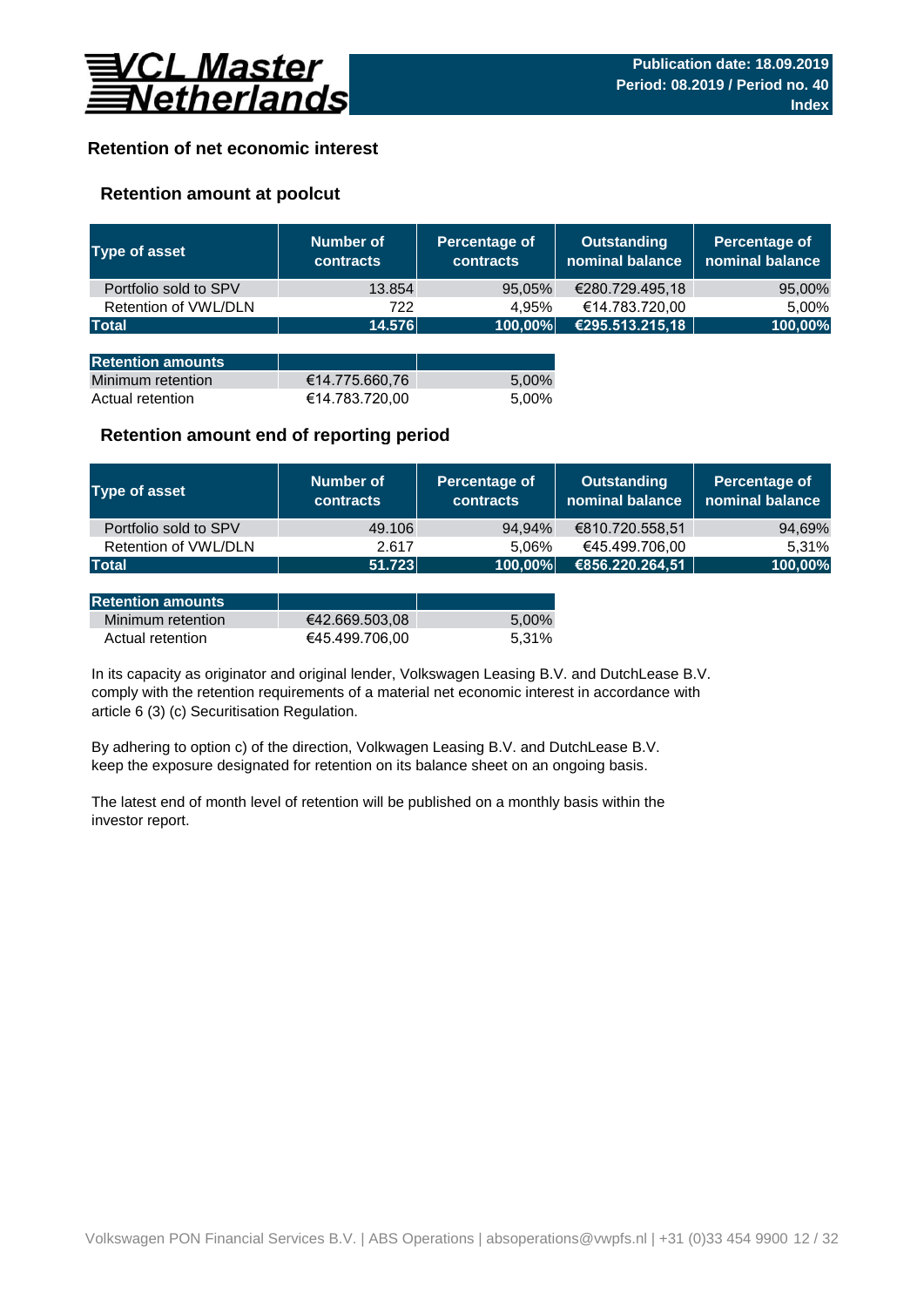# VCL Master Netherlands

**Publication date: 18.09.2019**
**Period: 08.2019 / Period no. 40**
**Index**

## Retention of net economic interest

### Retention amount at poolcut

| Type of asset | Number of contracts | Percentage of contracts | Outstanding nominal balance | Percentage of nominal balance |
|---|---|---|---|---|
| Portfolio sold to SPV | 13.854 | 95,05% | €280.729.495,18 | 95,00% |
| Retention of VWL/DLN | 722 | 4,95% | €14.783.720,00 | 5,00% |
| **Total** | **14.576** | **100,00%** | **€295.513.215,18** | **100,00%** |

| Retention amounts | | |
|---|---|---|
| Minimum retention | €14.775.660,76 | 5,00% |
| Actual retention | €14.783.720,00 | 5,00% |

### Retention amount end of reporting period

| Type of asset | Number of contracts | Percentage of contracts | Outstanding nominal balance | Percentage of nominal balance |
|---|---|---|---|---|
| Portfolio sold to SPV | 49.106 | 94,94% | €810.720.558,51 | 94,69% |
| Retention of VWL/DLN | 2.617 | 5,06% | €45.499.706,00 | 5,31% |
| **Total** | **51.723** | **100,00%** | **€856.220.264,51** | **100,00%** |

| Retention amounts | | |
|---|---|---|
| Minimum retention | €42.669.503,08 | 5,00% |
| Actual retention | €45.499.706,00 | 5,31% |

In its capacity as originator and original lender, Volkswagen Leasing B.V. and DutchLease B.V. comply with the retention requirements of a material net economic interest in accordance with article 6 (3) (c) Securitisation Regulation.

By adhering to option c) of the direction, Volkswagen Leasing B.V. and DutchLease B.V. keep the exposure designated for retention on its balance sheet on an ongoing basis.

The latest end of month level of retention will be published on a monthly basis within the investor report.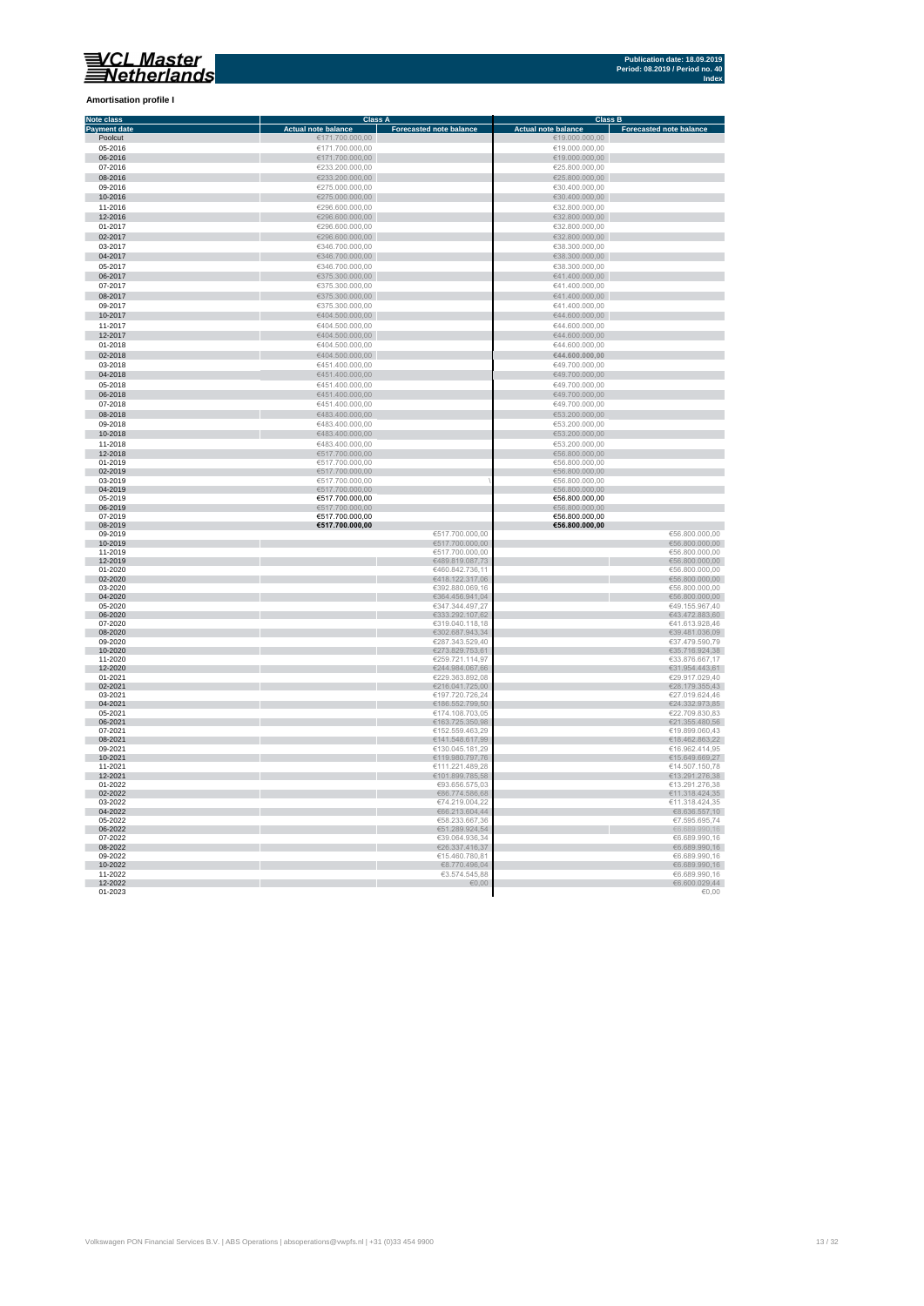**Amortisation profile I**

| Note class | Class A | | Class B | |
|---|---|---|---|---|
| Payment date | Actual note balance | Forecasted note balance | Actual note balance | Forecasted note balance |
| Poolcut | €171.700.000,00 | | €19.000.000,00 | |
| 05-2016 | €171.700.000,00 | | €19.000.000,00 | |
| 06-2016 | €171.700.000,00 | | €19.000.000,00 | |
| 07-2016 | €233.200.000,00 | | €25.800.000,00 | |
| 08-2016 | €233.200.000,00 | | €25.800.000,00 | |
| 09-2016 | €275.000.000,00 | | €30.400.000,00 | |
| 10-2016 | €275.000.000,00 | | €30.400.000,00 | |
| 11-2016 | €296.600.000,00 | | €32.800.000,00 | |
| 12-2016 | €296.600.000,00 | | €32.800.000,00 | |
| 01-2017 | €296.600.000,00 | | €32.800.000,00 | |
| 02-2017 | €296.600.000,00 | | €32.800.000,00 | |
| 03-2017 | €346.700.000,00 | | €38.300.000,00 | |
| 04-2017 | €346.700.000,00 | | €38.300.000,00 | |
| 05-2017 | €346.700.000,00 | | €38.300.000,00 | |
| 06-2017 | €375.300.000,00 | | €41.400.000,00 | |
| 07-2017 | €375.300.000,00 | | €41.400.000,00 | |
| 08-2017 | €375.300.000,00 | | €41.400.000,00 | |
| 09-2017 | €375.300.000,00 | | €41.400.000,00 | |
| 10-2017 | €404.500.000,00 | | €44.600.000,00 | |
| 11-2017 | €404.500.000,00 | | €44.600.000,00 | |
| 12-2017 | €404.500.000,00 | | €44.600.000,00 | |
| 01-2018 | €404.500.000,00 | | €44.600.000,00 | |
| 02-2018 | €404.500.000,00 | | €44.600.000,00 | |
| 03-2018 | €451.400.000,00 | | €49.700.000,00 | |
| 04-2018 | €451.400.000,00 | | €49.700.000,00 | |
| 05-2018 | €451.400.000,00 | | €49.700.000,00 | |
| 06-2018 | €451.400.000,00 | | €49.700.000,00 | |
| 07-2018 | €451.400.000,00 | | €49.700.000,00 | |
| 08-2018 | €483.400.000,00 | | €53.200.000,00 | |
| 09-2018 | €483.400.000,00 | | €53.200.000,00 | |
| 10-2018 | €483.400.000,00 | | €53.200.000,00 | |
| 11-2018 | €483.400.000,00 | | €53.200.000,00 | |
| 12-2018 | €517.700.000,00 | | €56.800.000,00 | |
| 01-2019 | €517.700.000,00 | | €56.800.000,00 | |
| 02-2019 | €517.700.000,00 | | €56.800.000,00 | |
| 03-2019 | €517.700.000,00 | | €56.800.000,00 | |
| 04-2019 | €517.700.000,00 | | €56.800.000,00 | |
| 05-2019 | €517.700.000,00 | | €56.800.000,00 | |
| 06-2019 | €517.700.000,00 | | €56.800.000,00 | |
| 07-2019 | €517.700.000,00 | | €56.800.000,00 | |
| 08-2019 | €517.700.000,00 | | €56.800.000,00 | |
| 09-2019 | | €517.700.000,00 | | €56.800.000,00 |
| 10-2019 | | €517.700.000,00 | | €56.800.000,00 |
| 11-2019 | | €517.700.000,00 | | €56.800.000,00 |
| 12-2019 | | €489.819.087,73 | | €56.800.000,00 |
| 01-2020 | | €460.842.736,11 | | €56.800.000,00 |
| 02-2020 | | €418.122.317,06 | | €56.800.000,00 |
| 03-2020 | | €392.880.069,16 | | €56.800.000,00 |
| 04-2020 | | €364.456.941,04 | | €56.800.000,00 |
| 05-2020 | | €347.344.497,27 | | €49.155.967,40 |
| 06-2020 | | €333.292.107,62 | | €43.472.883,60 |
| 07-2020 | | €319.040.118,18 | | €41.613.928,46 |
| 08-2020 | | €302.687.943,34 | | €39.481.036,09 |
| 09-2020 | | €287.343.529,40 | | €37.479.590,79 |
| 10-2020 | | €273.829.753,61 | | €35.716.924,38 |
| 11-2020 | | €259.721.114,97 | | €33.876.667,17 |
| 12-2020 | | €244.984.067,66 | | €31.954.443,61 |
| 01-2021 | | €229.363.892,08 | | €29.917.029,40 |
| 02-2021 | | €216.041.725,00 | | €28.179.355,43 |
| 03-2021 | | €197.720.726,24 | | €27.019.624,46 |
| 04-2021 | | €186.552.799,50 | | €24.332.973,85 |
| 05-2021 | | €174.108.703,05 | | €22.709.830,83 |
| 06-2021 | | €163.725.350,98 | | €21.355.480,56 |
| 07-2021 | | €152.559.463,29 | | €19.899.060,43 |
| 08-2021 | | €141.548.617,99 | | €18.462.863,22 |
| 09-2021 | | €130.045.181,29 | | €16.962.414,95 |
| 10-2021 | | €119.980.797,76 | | €15.649.669,27 |
| 11-2021 | | €111.221.489,28 | | €14.507.150,78 |
| 12-2021 | | €101.899.785,58 | | €13.291.276,38 |
| 01-2022 | | €93.656.575,03 | | €13.291.276,38 |
| 02-2022 | | €86.774.586,68 | | €11.318.424,35 |
| 03-2022 | | €74.219.004,22 | | €11.318.424,35 |
| 04-2022 | | €66.213.604,44 | | €8.636.557,10 |
| 05-2022 | | €58.233.667,36 | | €7.595.695,74 |
| 06-2022 | | €51.289.924,54 | | €6.689.990,16 |
| 07-2022 | | €39.064.936,34 | | €6.689.990,16 |
| 08-2022 | | €26.337.416,37 | | €6.689.990,16 |
| 09-2022 | | €15.460.780,81 | | €6.689.990,16 |
| 10-2022 | | €8.770.496,04 | | €6.689.990,16 |
| 11-2022 | | €3.574.545,88 | | €6.689.990,16 |
| 12-2022 | | €0,00 | | €6.600.029,44 |
| 01-2023 | | | | €0,00 |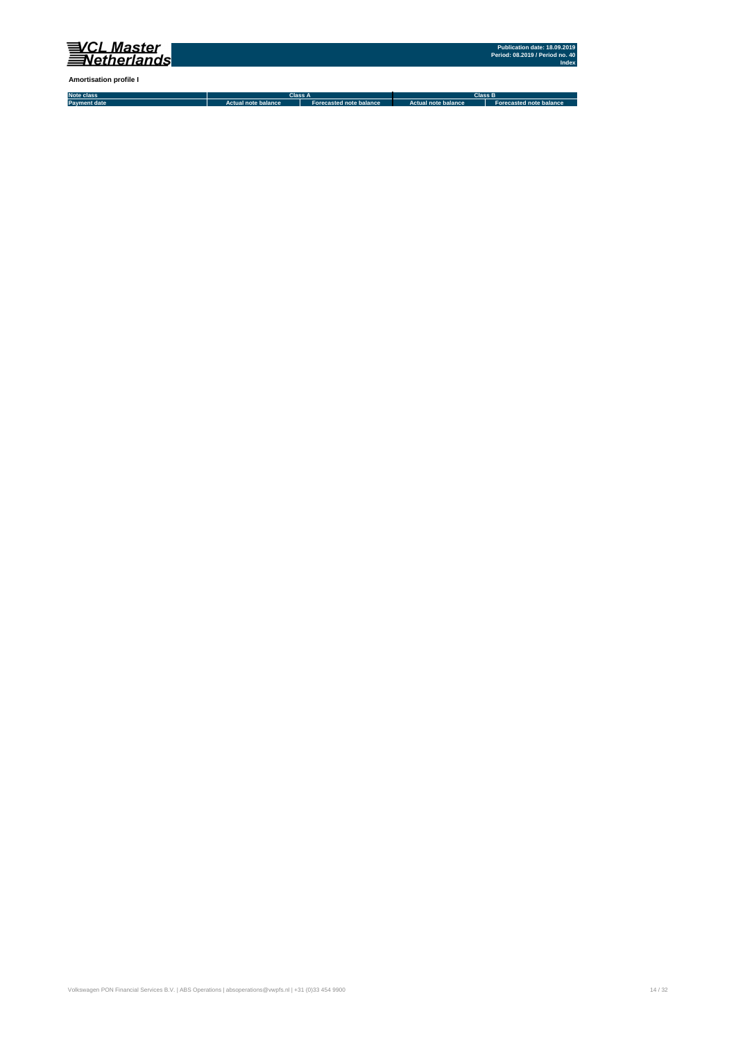**Amortisation profile I**

| Note class | Class A | | Class B | |
|---|---|---|---|---|
| Payment date | Actual note balance | Forecasted note balance | Actual note balance | Forecasted note balance |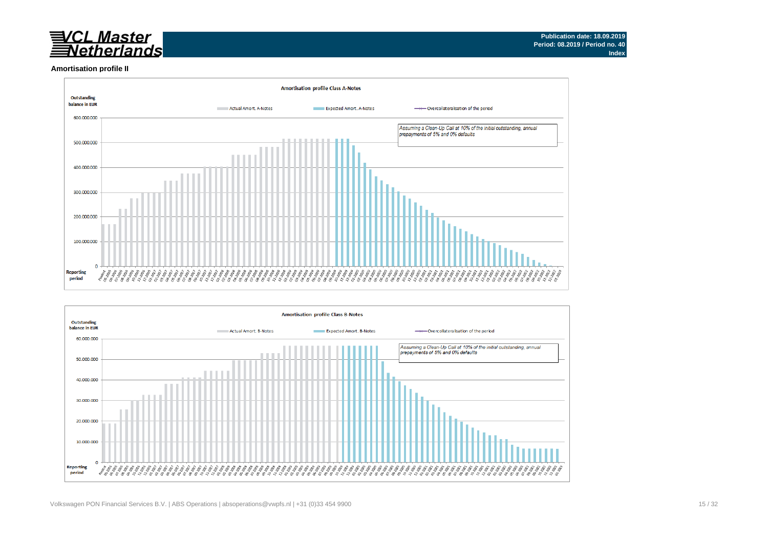**Publication date: 18.09.2019**
**Period: 08.2019 / Period no. 40**
**Index**

## Amortisation profile II

### Amortisation profile Class A-Notes

Outstanding balance in EUR

Actual Amort. A-Notes | Expected Amort. A-Notes | Overcollateralisation of the period

*Assuming a Clean-Up Call at 10% of the initial outstanding, annual prepayments of 5% and 0% defaults*

Reporting period

### Amortisation profile Class B-Notes

Outstanding balance in EUR

Actual Amort. B-Notes | Expected Amort. B-Notes | Overcollateralisation of the period

*Assuming a Clean-Up Call at 10% of the initial outstanding, annual prepayments of 5% and 0% defaults*

Reporting period

Volkswagen PON Financial Services B.V. | ABS Operations | absoperations@vwpfs.nl | +31 (0)33 454 9900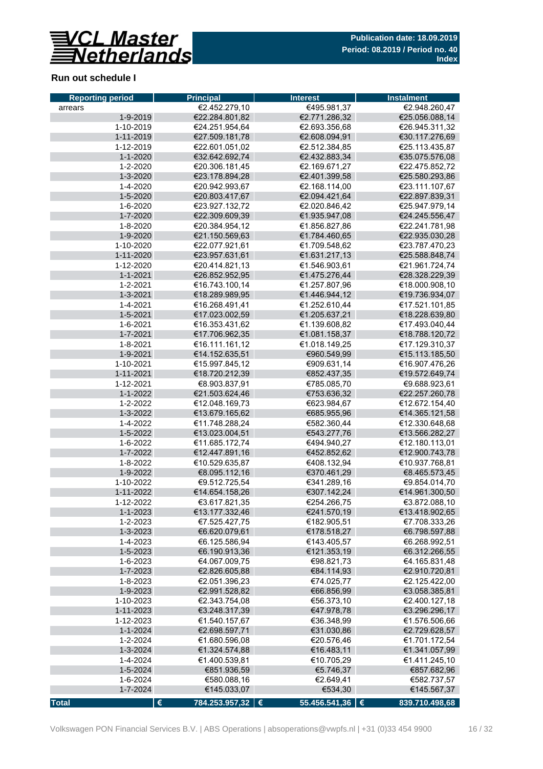Publication date: 18.09.2019
Period: 08.2019 / Period no. 40
Index

## Run out schedule I

| Reporting period | Principal | Interest | Instalment |
|---|---|---|---|
| arrears | €2.452.279,10 | €495.981,37 | €2.948.260,47 |
| 1-9-2019 | €22.284.801,82 | €2.771.286,32 | €25.056.088,14 |
| 1-10-2019 | €24.251.954,64 | €2.693.356,68 | €26.945.311,32 |
| 1-11-2019 | €27.509.181,78 | €2.608.094,91 | €30.117.276,69 |
| 1-12-2019 | €22.601.051,02 | €2.512.384,85 | €25.113.435,87 |
| 1-1-2020 | €32.642.692,74 | €2.432.883,34 | €35.075.576,08 |
| 1-2-2020 | €20.306.181,45 | €2.169.671,27 | €22.475.852,72 |
| 1-3-2020 | €23.178.894,28 | €2.401.399,58 | €25.580.293,86 |
| 1-4-2020 | €20.942.993,67 | €2.168.114,00 | €23.111.107,67 |
| 1-5-2020 | €20.803.417,67 | €2.094.421,64 | €22.897.839,31 |
| 1-6-2020 | €23.927.132,72 | €2.020.846,42 | €25.947.979,14 |
| 1-7-2020 | €22.309.609,39 | €1.935.947,08 | €24.245.556,47 |
| 1-8-2020 | €20.384.954,12 | €1.856.827,86 | €22.241.781,98 |
| 1-9-2020 | €21.150.569,63 | €1.784.460,65 | €22.935.030,28 |
| 1-10-2020 | €22.077.921,61 | €1.709.548,62 | €23.787.470,23 |
| 1-11-2020 | €23.957.631,61 | €1.631.217,13 | €25.588.848,74 |
| 1-12-2020 | €20.414.821,13 | €1.546.903,61 | €21.961.724,74 |
| 1-1-2021 | €26.852.952,95 | €1.475.276,44 | €28.328.229,39 |
| 1-2-2021 | €16.743.100,14 | €1.257.807,96 | €18.000.908,10 |
| 1-3-2021 | €18.289.989,95 | €1.446.944,12 | €19.736.934,07 |
| 1-4-2021 | €16.268.491,41 | €1.252.610,44 | €17.521.101,85 |
| 1-5-2021 | €17.023.002,59 | €1.205.637,21 | €18.228.639,80 |
| 1-6-2021 | €16.353.431,62 | €1.139.608,82 | €17.493.040,44 |
| 1-7-2021 | €17.706.962,35 | €1.081.158,37 | €18.788.120,72 |
| 1-8-2021 | €16.111.161,12 | €1.018.149,25 | €17.129.310,37 |
| 1-9-2021 | €14.152.635,51 | €960.549,99 | €15.113.185,50 |
| 1-10-2021 | €15.997.845,12 | €909.631,14 | €16.907.476,26 |
| 1-11-2021 | €18.720.212,39 | €852.437,35 | €19.572.649,74 |
| 1-12-2021 | €8.903.837,91 | €785.085,70 | €9.688.923,61 |
| 1-1-2022 | €21.503.624,46 | €753.636,32 | €22.257.260,78 |
| 1-2-2022 | €12.048.169,73 | €623.984,67 | €12.672.154,40 |
| 1-3-2022 | €13.679.165,62 | €685.955,96 | €14.365.121,58 |
| 1-4-2022 | €11.748.288,24 | €582.360,44 | €12.330.648,68 |
| 1-5-2022 | €13.023.004,51 | €543.277,76 | €13.566.282,27 |
| 1-6-2022 | €11.685.172,74 | €494.940,27 | €12.180.113,01 |
| 1-7-2022 | €12.447.891,16 | €452.852,62 | €12.900.743,78 |
| 1-8-2022 | €10.529.635,87 | €408.132,94 | €10.937.768,81 |
| 1-9-2022 | €8.095.112,16 | €370.461,29 | €8.465.573,45 |
| 1-10-2022 | €9.512.725,54 | €341.289,16 | €9.854.014,70 |
| 1-11-2022 | €14.654.158,26 | €307.142,24 | €14.961.300,50 |
| 1-12-2022 | €3.617.821,35 | €254.266,75 | €3.872.088,10 |
| 1-1-2023 | €13.177.332,46 | €241.570,19 | €13.418.902,65 |
| 1-2-2023 | €7.525.427,75 | €182.905,51 | €7.708.333,26 |
| 1-3-2023 | €6.620.079,61 | €178.518,27 | €6.798.597,88 |
| 1-4-2023 | €6.125.586,94 | €143.405,57 | €6.268.992,51 |
| 1-5-2023 | €6.190.913,36 | €121.353,19 | €6.312.266,55 |
| 1-6-2023 | €4.067.009,75 | €98.821,73 | €4.165.831,48 |
| 1-7-2023 | €2.826.605,88 | €84.114,93 | €2.910.720,81 |
| 1-8-2023 | €2.051.396,23 | €74.025,77 | €2.125.422,00 |
| 1-9-2023 | €2.991.528,82 | €66.856,99 | €3.058.385,81 |
| 1-10-2023 | €2.343.754,08 | €56.373,10 | €2.400.127,18 |
| 1-11-2023 | €3.248.317,39 | €47.978,78 | €3.296.296,17 |
| 1-12-2023 | €1.540.157,67 | €36.348,99 | €1.576.506,66 |
| 1-1-2024 | €2.698.597,71 | €31.030,86 | €2.729.628,57 |
| 1-2-2024 | €1.680.596,08 | €20.576,46 | €1.701.172,54 |
| 1-3-2024 | €1.324.574,88 | €16.483,11 | €1.341.057,99 |
| 1-4-2024 | €1.400.539,81 | €10.705,29 | €1.411.245,10 |
| 1-5-2024 | €851.936,59 | €5.746,37 | €857.682,96 |
| 1-6-2024 | €580.088,16 | €2.649,41 | €582.737,57 |
| 1-7-2024 | €145.033,07 | €534,30 | €145.567,37 |
| **Total** | **€ 784.253.957,32** | **€ 55.456.541,36** | **€ 839.710.498,68** |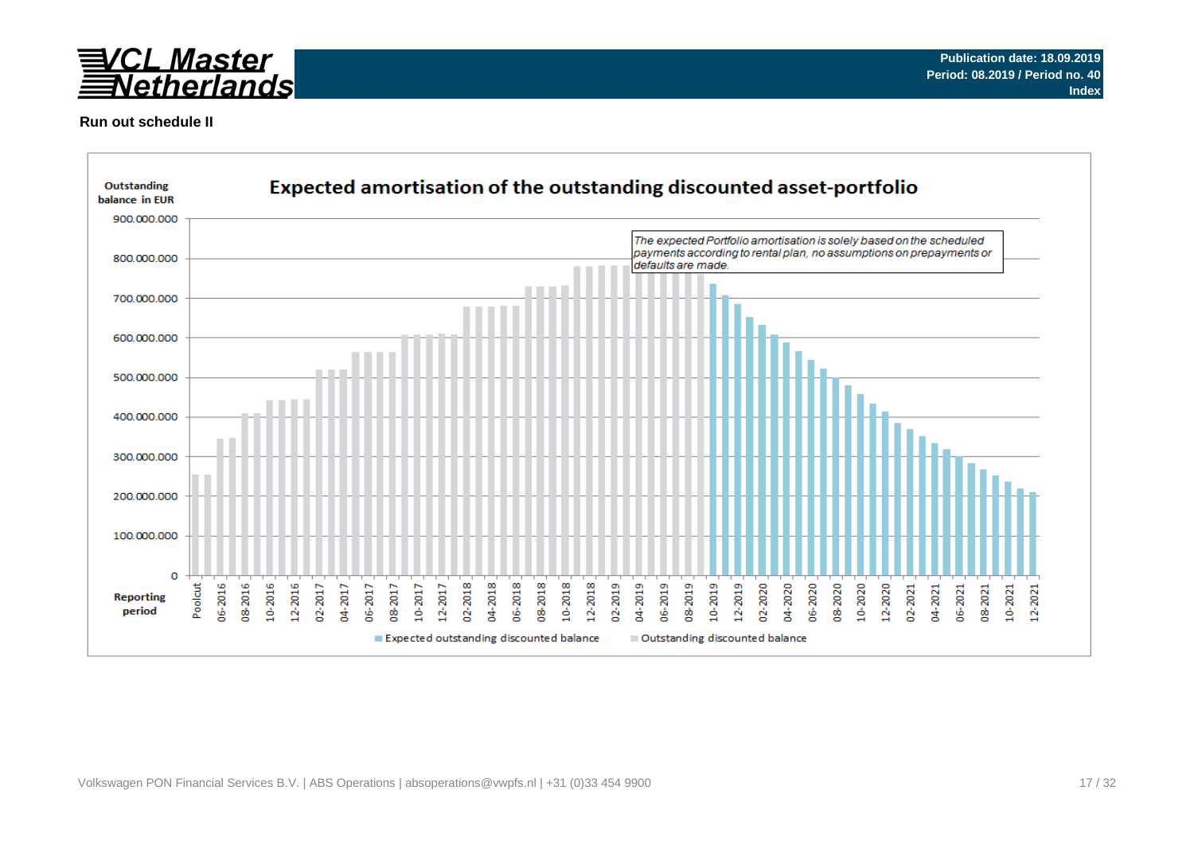Publication date: 18.09.2019
Period: 08.2019 / Period no. 40
Index

**Run out schedule II**

## Expected amortisation of the outstanding discounted asset-portfolio

Outstanding balance in EUR

*The expected Portfolio amortisation is solely based on the scheduled payments according to rental plan, no assumptions on prepayments or defaults are made.*

Reporting period

Expected outstanding discounted balance | Outstanding discounted balance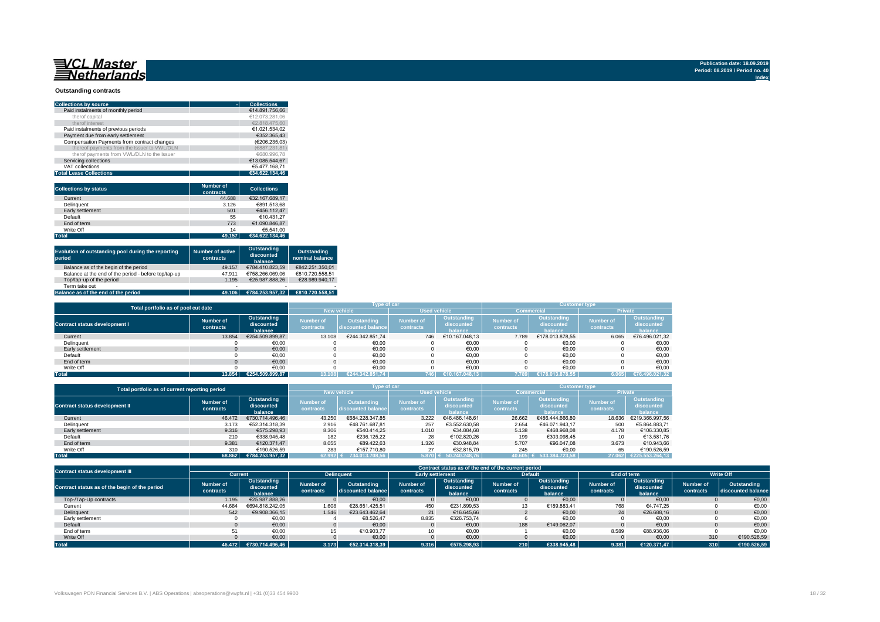VCL Master Netherlands

Publication date: 18.09.2019
Period: 08.2019 / Period no. 40
Index

## Outstanding contracts

| Collections by source | Collections |
|---|---|
| Paid instalments of monthly period | €14.891.756,66 |
| therof capital | €12.073.281,06 |
| therof interest | €2.818.475,60 |
| Paid instalments of previous periods | €1.021.534,02 |
| Payment due from early settlement | €352.365,43 |
| Compensation Payments from contract changes | (€206.235,03) |
| thereof payments from the Issuer to VWL/DLN | (€887.231,81) |
| therof payments from VWL/DLN to the Issuer | €680.996,78 |
| Servicing collections | €13.085.544,67 |
| VAT collections | €5.477.168,71 |
| **Total Lease Collections** | **€34.622.134,46** |

| Collections by status | Number of contracts | Collections |
|---|---|---|
| Current | 44.688 | €32.167.689,17 |
| Delinquent | 3.126 | €891.513,68 |
| Early settlement | 501 | €456.112,47 |
| Default | 55 | €10.431,27 |
| End of term | 773 | €1.090.846,87 |
| Write Off | 14 | €5.541,00 |
| **Total** | **49.157** | **€34.622.134,46** |

| Evolution of outstanding pool during the reporting period | Number of active contracts | Outstanding discounted balance | Outstanding nominal balance |
|---|---|---|---|
| Balance as of the begin of the period | 49.157 | €784.410.823,59 | €842.251.350,01 |
| Balance at the end of the period - before top/tap-up | 47.911 | €758.266.069,06 | €810.720.558,51 |
| Top/tap-up of the period | 1.195 | €25.987.888,26 | €28.989.940,17 |
| Term take out | - | - | - |
| **Balance as of the end of the period** | **49.106** | **€784.253.957,32** | **€810.720.558,51** |

| Total portfolio as of pool cut date | | | Type of car | | | | Customer type | | | |
|---|---|---|---|---|---|---|---|---|---|---|
| | | | New vehicle | | Used vehicle | | Commercial | | Private | |
| Contract status development I | Number of contracts | Outstanding discounted balance | Number of contracts | Outstanding discounted balance | Number of contracts | Outstanding discounted balance | Number of contracts | Outstanding discounted balance | Number of contracts | Outstanding discounted balance |
| Current | 13.854 | €254.509.899,87 | 13.108 | €244.342.851,74 | 746 | €10.167.048,13 | 7.789 | €178.013.878,55 | 6.065 | €76.496.021,32 |
| Delinquent | 0 | €0,00 | 0 | €0,00 | 0 | €0,00 | 0 | €0,00 | 0 | €0,00 |
| Early settlement | 0 | €0,00 | 0 | €0,00 | 0 | €0,00 | 0 | €0,00 | 0 | €0,00 |
| Default | 0 | €0,00 | 0 | €0,00 | 0 | €0,00 | 0 | €0,00 | 0 | €0,00 |
| End of term | 0 | €0,00 | 0 | €0,00 | 0 | €0,00 | 0 | €0,00 | 0 | €0,00 |
| Write Off | 0 | €0,00 | 0 | €0,00 | 0 | €0,00 | 0 | €0,00 | 0 | €0,00 |
| **Total** | **13.854** | **€254.509.899,87** | **13.108** | **€244.342.851,74** | **746** | **€10.167.048,13** | **7.789** | **€178.013.878,55** | **6.065** | **€76.496.021,32** |

| Total portfolio as of current reporting period | | | Type of car | | | | Customer type | | | |
|---|---|---|---|---|---|---|---|---|---|---|
| | | | New vehicle | | Used vehicle | | Commercial | | Private | |
| Contract status development II | Number of contracts | Outstanding discounted balance | Number of contracts | Outstanding discounted balance | Number of contracts | Outstanding discounted balance | Number of contracts | Outstanding discounted balance | Number of contracts | Outstanding discounted balance |
| Current | 46.472 | €730.714.496,46 | 43.250 | €684.228.347,85 | 3.222 | €46.486.148,61 | 26.662 | €486.444.666,80 | 18.636 | €219.366.997,56 |
| Delinquent | 3.173 | €52.314.318,39 | 2.916 | €48.761.687,81 | 257 | €3.552.630,58 | 2.654 | €46.071.943,17 | 500 | €5.864.883,71 |
| Early settlement | 9.316 | €575.298,93 | 8.306 | €540.414,25 | 1.010 | €34.884,68 | 5.138 | €468.968,08 | 4.178 | €106.330,85 |
| Default | 210 | €338.945,48 | 182 | €236.125,22 | 28 | €102.820,26 | 199 | €303.098,45 | 10 | €13.581,76 |
| End of term | 9.381 | €120.371,47 | 8.055 | €89.422,63 | 1.326 | €30.948,84 | 5.707 | €96.047,08 | 3.673 | €10.943,66 |
| Write Off | 310 | €190.526,59 | 283 | €157.710,80 | 27 | €32.815,79 | 245 | €0,00 | 65 | €190.526,59 |
| **Total** | **68.862** | **€784.253.957,32** | **62.992** | **€ 734.013.708,56** | **5.870** | **€ 50.240.248,76** | **40.605** | **€ 533.384.723,58** | **27.062** | **€225.553.264,13** |

| Contract status development III | Contract status as of the end of the current period | | | | | | | | | | | |
|---|---|---|---|---|---|---|---|---|---|---|---|---|
| | Current | | Delinquent | | Early settlement | | Default | | End of term | | Write Off | |
| Contract status as of the begin of the period | Number of contracts | Outstanding discounted balance | Number of contracts | Outstanding discounted balance | Number of contracts | Outstanding discounted balance | Number of contracts | Outstanding discounted balance | Number of contracts | Outstanding discounted balance | Number of contracts | Outstanding discounted balance |
| Top-/Tap-Up contracts | 1.195 | €25.987.888,26 | 0 | €0,00 | 0 | €0,00 | 0 | €0,00 | 0 | €0,00 | 0 | €0,00 |
| Current | 44.684 | €694.818.242,05 | 1.608 | €28.651.425,51 | 450 | €231.899,53 | 13 | €189.883,41 | 768 | €4.747,25 | 0 | €0,00 |
| Delinquent | 542 | €9.908.366,15 | 1.546 | €23.643.462,64 | 21 | €16.645,66 | 2 | €0,00 | 24 | €26.688,16 | 0 | €0,00 |
| Early settlement | 0 | €0,00 | 4 | €8.526,47 | 8.835 | €326.753,74 | 6 | €0,00 | 0 | €0,00 | 0 | €0,00 |
| Default | 0 | €0,00 | 0 | €0,00 | 0 | €0,00 | 188 | €149.062,07 | 0 | €0,00 | 0 | €0,00 |
| End of term | 51 | €0,00 | 15 | €10.903,77 | 10 | €0,00 | 1 | €0,00 | 8.589 | €88.936,06 | 0 | €0,00 |
| Write Off | 0 | €0,00 | 0 | €0,00 | 0 | €0,00 | 0 | €0,00 | 0 | €0,00 | 310 | €190.526,59 |
| **Total** | **46.472** | **€730.714.496,46** | **3.173** | **€52.314.318,39** | **9.316** | **€575.298,93** | **210** | **€338.945,48** | **9.381** | **€120.371,47** | **310** | **€190.526,59** |

Volkswagen PON Financial Services B.V. | ABS Operations | absoperations@vwpfs.nl | +31 (0)33 454 9900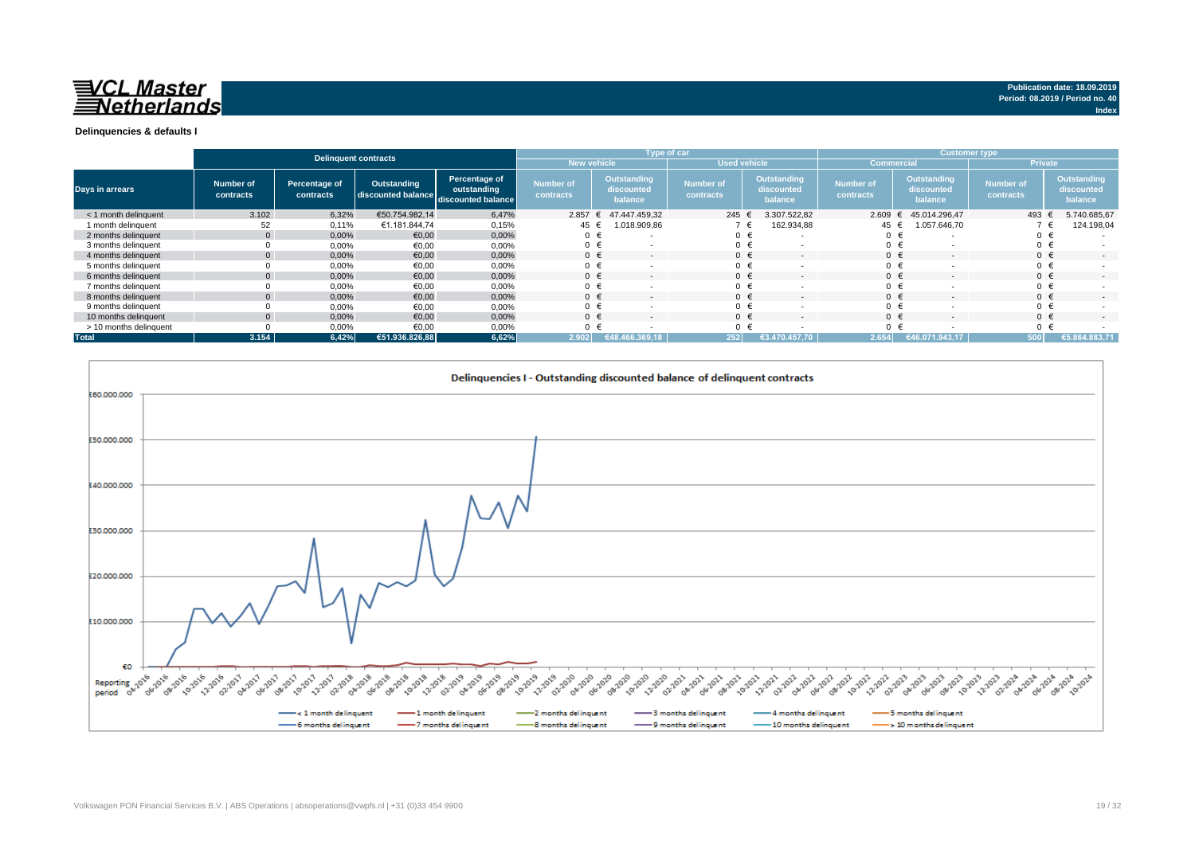**VCL Master Netherlands**

**Publication date: 18.09.2019**
**Period: 08.2019 / Period no. 40**
**Index**

## Delinquencies & defaults I

| Days in arrears | Delinquent contracts | | | | Type of car | | | | Customer type | | | |
|---|---|---|---|---|---|---|---|---|---|---|---|---|
| | | | | | New vehicle | | Used vehicle | | Commercial | | Private | |
| | Number of contracts | Percentage of contracts | Outstanding discounted balance | Percentage of outstanding discounted balance | Number of contracts | Outstanding discounted balance | Number of contracts | Outstanding discounted balance | Number of contracts | Outstanding discounted balance | Number of contracts | Outstanding discounted balance |
| < 1 month delinquent | 3.102 | 6,32% | €50.754.982,14 | 6,47% | 2.857 | € 47.447.459,32 | 245 | € 3.307.522,82 | 2.609 | € 45.014.296,47 | 493 | € 5.740.685,67 |
| 1 month delinquent | 52 | 0,11% | €1.181.844,74 | 0,15% | 45 | € 1.018.909,86 | 7 | € 162.934,88 | 45 | € 1.057.646,70 | 7 | € 124.198,04 |
| 2 months delinquent | 0 | 0,00% | €0,00 | 0,00% | 0 | € - | 0 | € - | 0 | € - | 0 | € - |
| 3 months delinquent | 0 | 0,00% | €0,00 | 0,00% | 0 | € - | 0 | € - | 0 | € - | 0 | € - |
| 4 months delinquent | 0 | 0,00% | €0,00 | 0,00% | 0 | € - | 0 | € - | 0 | € - | 0 | € - |
| 5 months delinquent | 0 | 0,00% | €0,00 | 0,00% | 0 | € - | 0 | € - | 0 | € - | 0 | € - |
| 6 months delinquent | 0 | 0,00% | €0,00 | 0,00% | 0 | € - | 0 | € - | 0 | € - | 0 | € - |
| 7 months delinquent | 0 | 0,00% | €0,00 | 0,00% | 0 | € - | 0 | € - | 0 | € - | 0 | € - |
| 8 months delinquent | 0 | 0,00% | €0,00 | 0,00% | 0 | € - | 0 | € - | 0 | € - | 0 | € - |
| 9 months delinquent | 0 | 0,00% | €0,00 | 0,00% | 0 | € - | 0 | € - | 0 | € - | 0 | € - |
| 10 months delinquent | 0 | 0,00% | €0,00 | 0,00% | 0 | € - | 0 | € - | 0 | € - | 0 | € - |
| > 10 months delinquent | 0 | 0,00% | €0,00 | 0,00% | 0 | € - | 0 | € - | 0 | € - | 0 | € - |
| **Total** | **3.154** | **6,42%** | **€51.936.826,88** | **6,62%** | **2.902** | **€48.466.369,18** | **252** | **€3.470.457,70** | **2.654** | **€46.071.943,17** | **500** | **€5.864.883,71** |

Delinquencies I - Outstanding discounted balance of delinquent contracts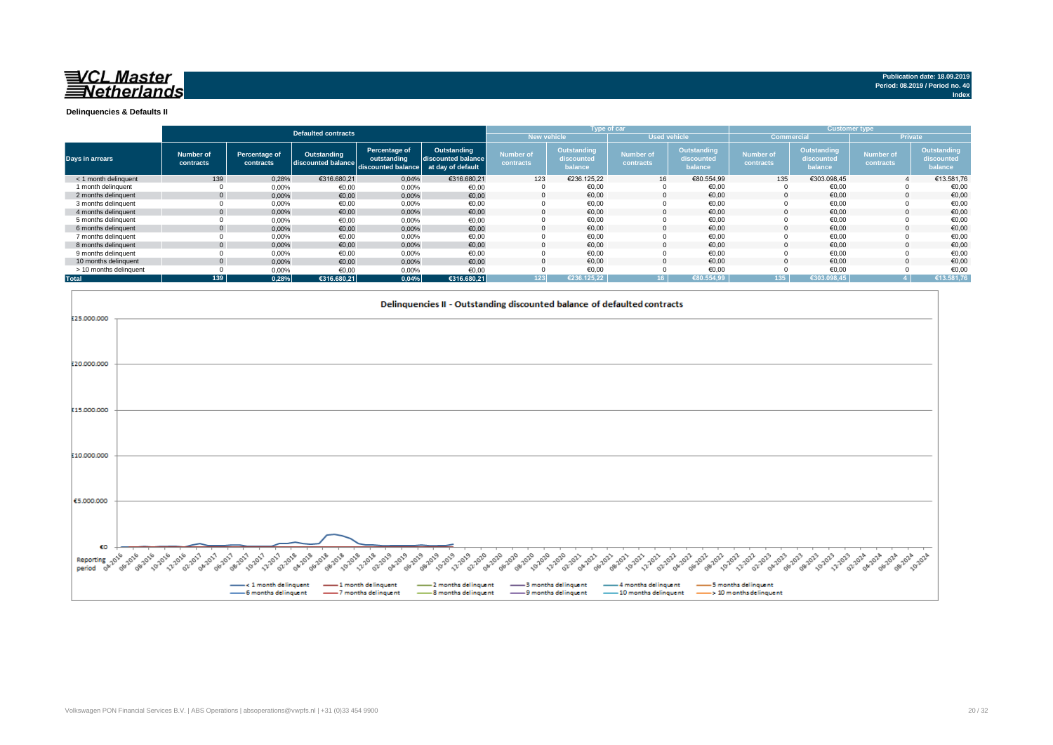# VCL Master Netherlands

Publication date: 18.09.2019
Period: 08.2019 / Period no. 40
Index

## Delinquencies & Defaults II

| Days in arrears | Defaulted contracts | | | | | Type of car | | | | Customer type | | | |
|---|---|---|---|---|---|---|---|---|---|---|---|---|---|
| | | | | | | New vehicle | | Used vehicle | | Commercial | | Private | |
| | Number of contracts | Percentage of contracts | Outstanding discounted balance | Percentage of outstanding discounted balance | Outstanding discounted balance at day of default | Number of contracts | Outstanding discounted balance | Number of contracts | Outstanding discounted balance | Number of contracts | Outstanding discounted balance | Number of contracts | Outstanding discounted balance |
| < 1 month delinquent | 139 | 0,28% | €316.680,21 | 0,04% | €316.680,21 | 123 | €236.125,22 | 16 | €80.554,99 | 135 | €303.098,45 | 4 | €13.581,76 |
| 1 month delinquent | 0 | 0,00% | €0,00 | 0,00% | €0,00 | 0 | €0,00 | 0 | €0,00 | 0 | €0,00 | 0 | €0,00 |
| 2 months delinquent | 0 | 0,00% | €0,00 | 0,00% | €0,00 | 0 | €0,00 | 0 | €0,00 | 0 | €0,00 | 0 | €0,00 |
| 3 months delinquent | 0 | 0,00% | €0,00 | 0,00% | €0,00 | 0 | €0,00 | 0 | €0,00 | 0 | €0,00 | 0 | €0,00 |
| 4 months delinquent | 0 | 0,00% | €0,00 | 0,00% | €0,00 | 0 | €0,00 | 0 | €0,00 | 0 | €0,00 | 0 | €0,00 |
| 5 months delinquent | 0 | 0,00% | €0,00 | 0,00% | €0,00 | 0 | €0,00 | 0 | €0,00 | 0 | €0,00 | 0 | €0,00 |
| 6 months delinquent | 0 | 0,00% | €0,00 | 0,00% | €0,00 | 0 | €0,00 | 0 | €0,00 | 0 | €0,00 | 0 | €0,00 |
| 7 months delinquent | 0 | 0,00% | €0,00 | 0,00% | €0,00 | 0 | €0,00 | 0 | €0,00 | 0 | €0,00 | 0 | €0,00 |
| 8 months delinquent | 0 | 0,00% | €0,00 | 0,00% | €0,00 | 0 | €0,00 | 0 | €0,00 | 0 | €0,00 | 0 | €0,00 |
| 9 months delinquent | 0 | 0,00% | €0,00 | 0,00% | €0,00 | 0 | €0,00 | 0 | €0,00 | 0 | €0,00 | 0 | €0,00 |
| 10 months delinquent | 0 | 0,00% | €0,00 | 0,00% | €0,00 | 0 | €0,00 | 0 | €0,00 | 0 | €0,00 | 0 | €0,00 |
| > 10 months delinquent | 0 | 0,00% | €0,00 | 0,00% | €0,00 | 0 | €0,00 | 0 | €0,00 | 0 | €0,00 | 0 | €0,00 |
| **Total** | **139** | **0,28%** | **€316.680,21** | **0,04%** | **€316.680,21** | **123** | **€236.125,22** | **16** | **€80.554,99** | **135** | **€303.098,45** | **4** | **€13.581,76** |

Delinquencies II - Outstanding discounted balance of defaulted contracts

Volkswagen PON Financial Services B.V. | ABS Operations | absoperations@vwpfs.nl | +31 (0)33 454 9900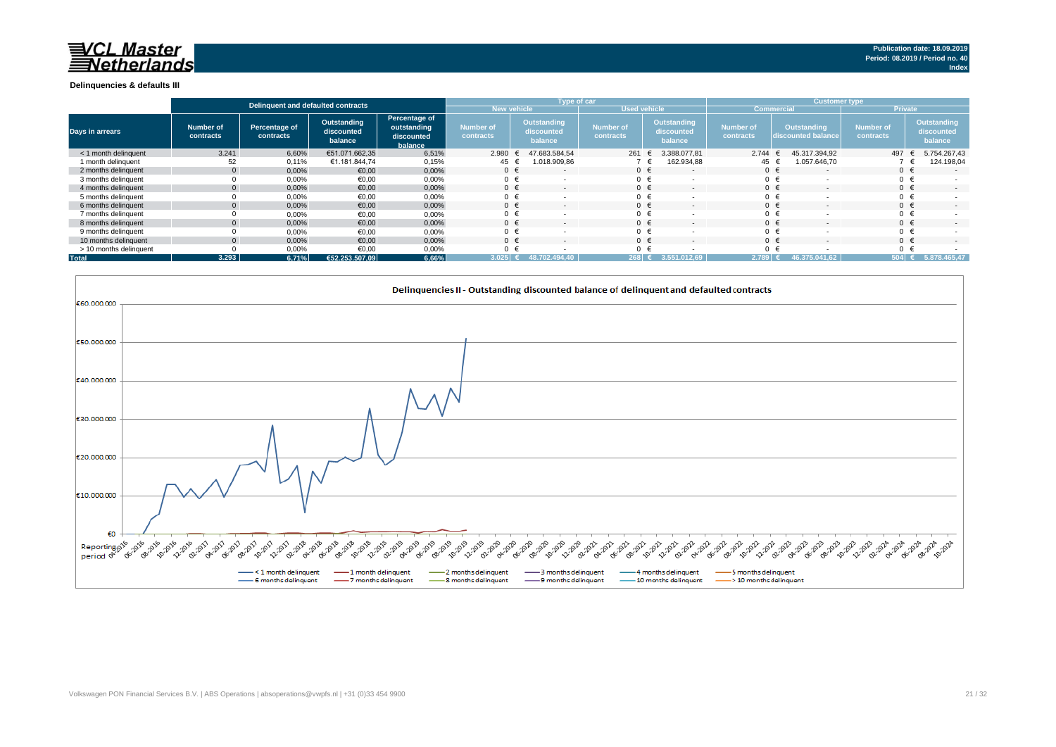VCL Master Netherlands

Publication date: 18.09.2019
Period: 08.2019 / Period no. 40
Index

**Delinquencies & defaults III**

| Days in arrears | Delinquent and defaulted contracts | | | | Type of car | | | | Customer type | | | |
|---|---|---|---|---|---|---|---|---|---|---|---|---|
| | | | | | New vehicle | | Used vehicle | | Commercial | | Private | |
| | Number of contracts | Percentage of contracts | Outstanding discounted balance | Percentage of outstanding discounted balance | Number of contracts | Outstanding discounted balance | Number of contracts | Outstanding discounted balance | Number of contracts | Outstanding discounted balance | Number of contracts | Outstanding discounted balance |
| < 1 month delinquent | 3.241 | 6,60% | €51.071.662,35 | 6,51% | 2.980 | € 47.683.584,54 | 261 | € 3.388.077,81 | 2.744 | € 45.317.394,92 | 497 | € 5.754.267,43 |
| 1 month delinquent | 52 | 0,11% | €1.181.844,74 | 0,15% | 45 | € 1.018.909,86 | 7 | € 162.934,88 | 45 | € 1.057.646,70 | 7 | € 124.198,04 |
| 2 months delinquent | 0 | 0,00% | €0,00 | 0,00% | 0 | € - | 0 | € - | 0 | € - | 0 | € - |
| 3 months delinquent | 0 | 0,00% | €0,00 | 0,00% | 0 | € - | 0 | € - | 0 | € - | 0 | € - |
| 4 months delinquent | 0 | 0,00% | €0,00 | 0,00% | 0 | € - | 0 | € - | 0 | € - | 0 | € - |
| 5 months delinquent | 0 | 0,00% | €0,00 | 0,00% | 0 | € - | 0 | € - | 0 | € - | 0 | € - |
| 6 months delinquent | 0 | 0,00% | €0,00 | 0,00% | 0 | € - | 0 | € - | 0 | € - | 0 | € - |
| 7 months delinquent | 0 | 0,00% | €0,00 | 0,00% | 0 | € - | 0 | € - | 0 | € - | 0 | € - |
| 8 months delinquent | 0 | 0,00% | €0,00 | 0,00% | 0 | € - | 0 | € - | 0 | € - | 0 | € - |
| 9 months delinquent | 0 | 0,00% | €0,00 | 0,00% | 0 | € - | 0 | € - | 0 | € - | 0 | € - |
| 10 months delinquent | 0 | 0,00% | €0,00 | 0,00% | 0 | € - | 0 | € - | 0 | € - | 0 | € - |
| > 10 months delinquent | 0 | 0,00% | €0,00 | 0,00% | 0 | € - | 0 | € - | 0 | € - | 0 | € - |
| **Total** | **3.293** | **6,71%** | **€52.253.507,09** | **6,66%** | **3.025** | **€ 48.702.494,40** | **268** | **€ 3.551.012,69** | **2.789** | **€ 46.375.041,62** | **504** | **€ 5.878.465,47** |

**Delinquencies II - Outstanding discounted balance of delinquent and defaulted contracts**

Volkswagen PON Financial Services B.V. | ABS Operations | absoperations@vwpfs.nl | +31 (0)33 454 9900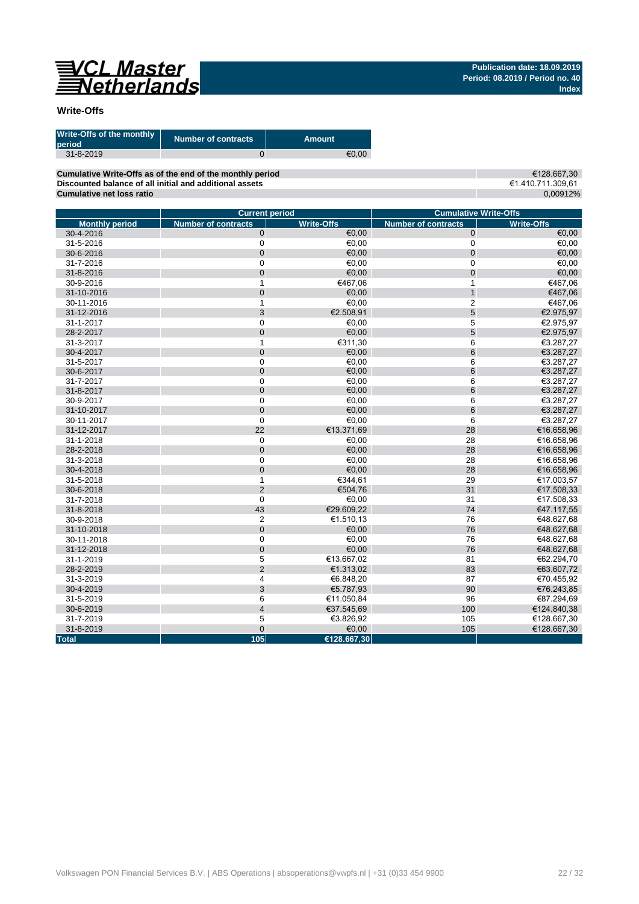VCL Master Netherlands

**Publication date: 18.09.2019**
**Period: 08.2019 / Period no. 40**
**Index**

## Write-Offs

| Write-Offs of the monthly period | Number of contracts | Amount |
|---|---|---|
| 31-8-2019 | 0 | €0,00 |

| | |
|---|---|
| **Cumulative Write-Offs as of the end of the monthly period** | €128.667,30 |
| **Discounted balance of all initial and additional assets** | €1.410.711.309,61 |
| **Cumulative net loss ratio** | 0,00912% |

| | Current period | | Cumulative Write-Offs | |
|---|---|---|---|---|
| **Monthly period** | **Number of contracts** | **Write-Offs** | **Number of contracts** | **Write-Offs** |
| 30-4-2016 | 0 | €0,00 | 0 | €0,00 |
| 31-5-2016 | 0 | €0,00 | 0 | €0,00 |
| 30-6-2016 | 0 | €0,00 | 0 | €0,00 |
| 31-7-2016 | 0 | €0,00 | 0 | €0,00 |
| 31-8-2016 | 0 | €0,00 | 0 | €0,00 |
| 30-9-2016 | 1 | €467,06 | 1 | €467,06 |
| 31-10-2016 | 0 | €0,00 | 1 | €467,06 |
| 30-11-2016 | 1 | €0,00 | 2 | €467,06 |
| 31-12-2016 | 3 | €2.508,91 | 5 | €2.975,97 |
| 31-1-2017 | 0 | €0,00 | 5 | €2.975,97 |
| 28-2-2017 | 0 | €0,00 | 5 | €2.975,97 |
| 31-3-2017 | 1 | €311,30 | 6 | €3.287,27 |
| 30-4-2017 | 0 | €0,00 | 6 | €3.287,27 |
| 31-5-2017 | 0 | €0,00 | 6 | €3.287,27 |
| 30-6-2017 | 0 | €0,00 | 6 | €3.287,27 |
| 31-7-2017 | 0 | €0,00 | 6 | €3.287,27 |
| 31-8-2017 | 0 | €0,00 | 6 | €3.287,27 |
| 30-9-2017 | 0 | €0,00 | 6 | €3.287,27 |
| 31-10-2017 | 0 | €0,00 | 6 | €3.287,27 |
| 30-11-2017 | 0 | €0,00 | 6 | €3.287,27 |
| 31-12-2017 | 22 | €13.371,69 | 28 | €16.658,96 |
| 31-1-2018 | 0 | €0,00 | 28 | €16.658,96 |
| 28-2-2018 | 0 | €0,00 | 28 | €16.658,96 |
| 31-3-2018 | 0 | €0,00 | 28 | €16.658,96 |
| 30-4-2018 | 0 | €0,00 | 28 | €16.658,96 |
| 31-5-2018 | 1 | €344,61 | 29 | €17.003,57 |
| 30-6-2018 | 2 | €504,76 | 31 | €17.508,33 |
| 31-7-2018 | 0 | €0,00 | 31 | €17.508,33 |
| 31-8-2018 | 43 | €29.609,22 | 74 | €47.117,55 |
| 30-9-2018 | 2 | €1.510,13 | 76 | €48.627,68 |
| 31-10-2018 | 0 | €0,00 | 76 | €48.627,68 |
| 30-11-2018 | 0 | €0,00 | 76 | €48.627,68 |
| 31-12-2018 | 0 | €0,00 | 76 | €48.627,68 |
| 31-1-2019 | 5 | €13.667,02 | 81 | €62.294,70 |
| 28-2-2019 | 2 | €1.313,02 | 83 | €63.607,72 |
| 31-3-2019 | 4 | €6.848,20 | 87 | €70.455,92 |
| 30-4-2019 | 3 | €5.787,93 | 90 | €76.243,85 |
| 31-5-2019 | 6 | €11.050,84 | 96 | €87.294,69 |
| 30-6-2019 | 4 | €37.545,69 | 100 | €124.840,38 |
| 31-7-2019 | 5 | €3.826,92 | 105 | €128.667,30 |
| 31-8-2019 | 0 | €0,00 | 105 | €128.667,30 |
| **Total** | **105** | **€128.667,30** | | |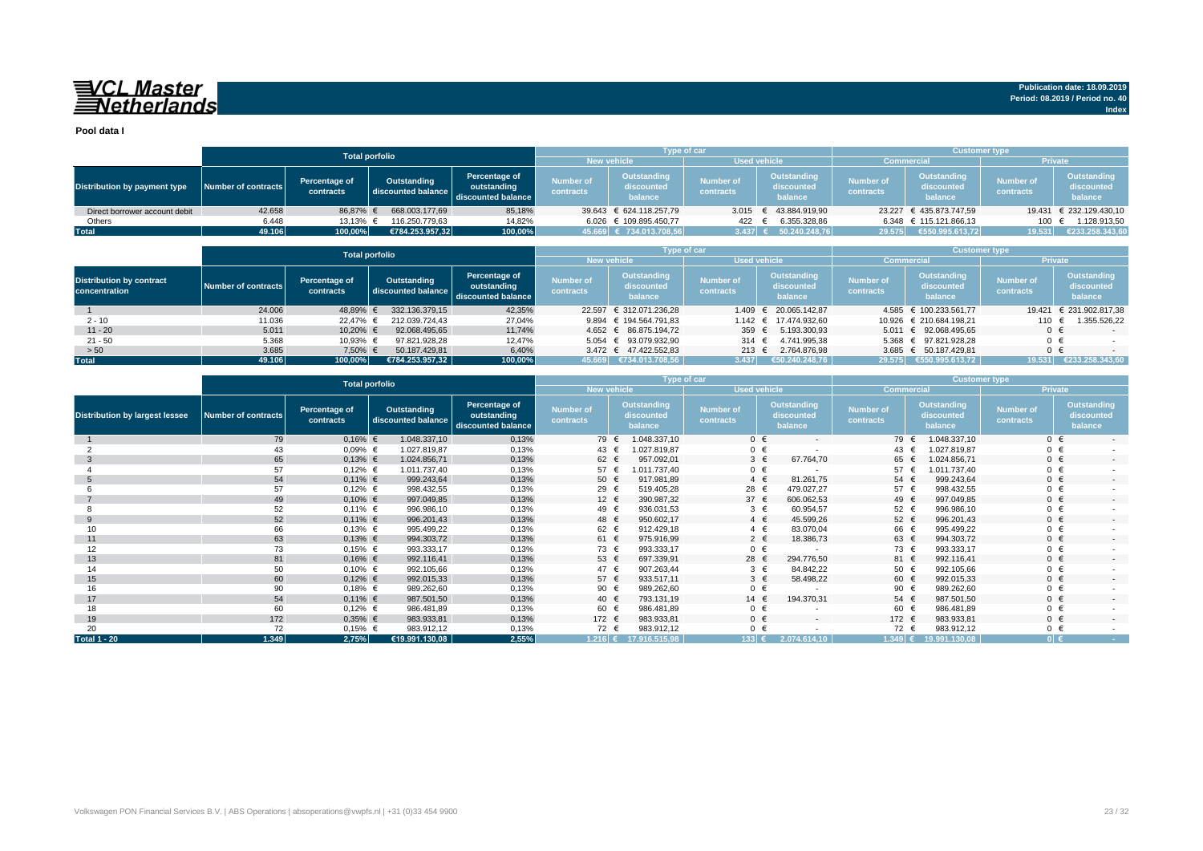# VCL Master Netherlands

**Publication date: 18.09.2019**
**Period: 08.2019 / Period no. 40**
**Index**

## Pool data I

| Distribution by payment type | Total porfolio | | | | Type of car | | | | Customer type | | | |
|---|---|---|---|---|---|---|---|---|---|---|---|---|
| | | | | | New vehicle | | Used vehicle | | Commercial | | Private | |
| | Number of contracts | Percentage of contracts | Outstanding discounted balance | Percentage of outstanding discounted balance | Number of contracts | Outstanding discounted balance | Number of contracts | Outstanding discounted balance | Number of contracts | Outstanding discounted balance | Number of contracts | Outstanding discounted balance |
| Direct borrower account debit | 42.658 | 86,87% | € 668.003.177,69 | 85,18% | 39.643 | € 624.118.257,79 | 3.015 | € 43.884.919,90 | 23.227 | € 435.873.747,59 | 19.431 | € 232.129.430,10 |
| Others | 6.448 | 13,13% | € 116.250.779,63 | 14,82% | 6.026 | € 109.895.450,77 | 422 | € 6.355.328,86 | 6.348 | € 115.121.866,13 | 100 | € 1.128.913,50 |
| **Total** | **49.106** | **100,00%** | **€784.253.957,32** | **100,00%** | **45.669** | **€ 734.013.708,56** | **3.437** | **€ 50.240.248,76** | **29.575** | **€550.995.613,72** | **19.531** | **€233.258.343,60** |

| Distribution by contract concentration | Total porfolio | | | | Type of car | | | | Customer type | | | |
|---|---|---|---|---|---|---|---|---|---|---|---|---|
| | | | | | New vehicle | | Used vehicle | | Commercial | | Private | |
| | Number of contracts | Percentage of contracts | Outstanding discounted balance | Percentage of outstanding discounted balance | Number of contracts | Outstanding discounted balance | Number of contracts | Outstanding discounted balance | Number of contracts | Outstanding discounted balance | Number of contracts | Outstanding discounted balance |
| 1 | 24.006 | 48,89% | € 332.136.379,15 | 42,35% | 22.597 | € 312.071.236,28 | 1.409 | € 20.065.142,87 | 4.585 | € 100.233.561,77 | 19.421 | € 231.902.817,38 |
| 2 - 10 | 11.036 | 22,47% | € 212.039.724,43 | 27,04% | 9.894 | € 194.564.791,83 | 1.142 | € 17.474.932,60 | 10.926 | € 210.684.198,21 | 110 | € 1.355.526,22 |
| 11 - 20 | 5.011 | 10,20% | € 92.068.495,65 | 11,74% | 4.652 | € 86.875.194,72 | 359 | € 5.193.300,93 | 5.011 | € 92.068.495,65 | 0 | € - |
| 21 - 50 | 5.368 | 10,93% | € 97.821.928,28 | 12,47% | 5.054 | € 93.079.932,90 | 314 | € 4.741.995,38 | 5.368 | € 97.821.928,28 | 0 | € - |
| > 50 | 3.685 | 7,50% | € 50.187.429,81 | 6,40% | 3.472 | € 47.422.552,83 | 213 | € 2.764.876,98 | 3.685 | € 50.187.429,81 | 0 | € - |
| **Total** | **49.106** | **100,00%** | **€784.253.957,32** | **100,00%** | **45.669** | **€734.013.708,56** | **3.437** | **€50.240.248,76** | **29.575** | **€550.995.613,72** | **19.531** | **€233.258.343,60** |

| Distribution by largest lessee | Total porfolio | | | | Type of car | | | | Customer type | | | |
|---|---|---|---|---|---|---|---|---|---|---|---|---|
| | | | | | New vehicle | | Used vehicle | | Commercial | | Private | |
| | Number of contracts | Percentage of contracts | Outstanding discounted balance | Percentage of outstanding discounted balance | Number of contracts | Outstanding discounted balance | Number of contracts | Outstanding discounted balance | Number of contracts | Outstanding discounted balance | Number of contracts | Outstanding discounted balance |
| 1 | 79 | 0,16% | € 1.048.337,10 | 0,13% | 79 | € 1.048.337,10 | 0 | € - | 79 | € 1.048.337,10 | 0 | € - |
| 2 | 43 | 0,09% | € 1.027.819,87 | 0,13% | 43 | € 1.027.819,87 | 0 | € - | 43 | € 1.027.819,87 | 0 | € - |
| 3 | 65 | 0,13% | € 1.024.856,71 | 0,13% | 62 | € 957.092,01 | 3 | € 67.764,70 | 65 | € 1.024.856,71 | 0 | € - |
| 4 | 57 | 0,12% | € 1.011.737,40 | 0,13% | 57 | € 1.011.737,40 | 0 | € - | 57 | € 1.011.737,40 | 0 | € - |
| 5 | 54 | 0,11% | € 999.243,64 | 0,13% | 50 | € 917.981,89 | 4 | € 81.261,75 | 54 | € 999.243,64 | 0 | € - |
| 6 | 57 | 0,12% | € 998.432,55 | 0,13% | 29 | € 519.405,28 | 28 | € 479.027,27 | 57 | € 998.432,55 | 0 | € - |
| 7 | 49 | 0,10% | € 997.049,85 | 0,13% | 12 | € 390.987,32 | 37 | € 606.062,53 | 49 | € 997.049,85 | 0 | € - |
| 8 | 52 | 0,11% | € 996.986,10 | 0,13% | 49 | € 936.031,53 | 3 | € 60.954,57 | 52 | € 996.986,10 | 0 | € - |
| 9 | 52 | 0,11% | € 996.201,43 | 0,13% | 48 | € 950.602,17 | 4 | € 45.599,26 | 52 | € 996.201,43 | 0 | € - |
| 10 | 66 | 0,13% | € 995.499,22 | 0,13% | 62 | € 912.429,18 | 4 | € 83.070,04 | 66 | € 995.499,22 | 0 | € - |
| 11 | 63 | 0,13% | € 994.303,72 | 0,13% | 61 | € 975.916,99 | 2 | € 18.386,73 | 63 | € 994.303,72 | 0 | € - |
| 12 | 73 | 0,15% | € 993.333,17 | 0,13% | 73 | € 993.333,17 | 0 | € - | 73 | € 993.333,17 | 0 | € - |
| 13 | 81 | 0,16% | € 992.116,41 | 0,13% | 53 | € 697.339,91 | 28 | € 294.776,50 | 81 | € 992.116,41 | 0 | € - |
| 14 | 50 | 0,10% | € 992.105,66 | 0,13% | 47 | € 907.263,44 | 3 | € 84.842,22 | 50 | € 992.105,66 | 0 | € - |
| 15 | 60 | 0,12% | € 992.015,33 | 0,13% | 57 | € 933.517,11 | 3 | € 58.498,22 | 60 | € 992.015,33 | 0 | € - |
| 16 | 90 | 0,18% | € 989.262,60 | 0,13% | 90 | € 989.262,60 | 0 | € - | 90 | € 989.262,60 | 0 | € - |
| 17 | 54 | 0,11% | € 987.501,50 | 0,13% | 40 | € 793.131,19 | 14 | € 194.370,31 | 54 | € 987.501,50 | 0 | € - |
| 18 | 60 | 0,12% | € 986.481,89 | 0,13% | 60 | € 986.481,89 | 0 | € - | 60 | € 986.481,89 | 0 | € - |
| 19 | 172 | 0,35% | € 983.933,81 | 0,13% | 172 | € 983.933,81 | 0 | € - | 172 | € 983.933,81 | 0 | € - |
| 20 | 72 | 0,15% | € 983.912,12 | 0,13% | 72 | € 983.912,12 | 0 | € - | 72 | € 983.912,12 | 0 | € - |
| **Total 1 - 20** | **1.349** | **2,75%** | **€19.991.130,08** | **2,55%** | **1.216** | **€ 17.916.515,98** | **133** | **€ 2.074.614,10** | **1.349** | **€ 19.991.130,08** | **0** | **€ -** |

Volkswagen PON Financial Services B.V. | ABS Operations | absoperations@vwpfs.nl | +31 (0)33 454 9900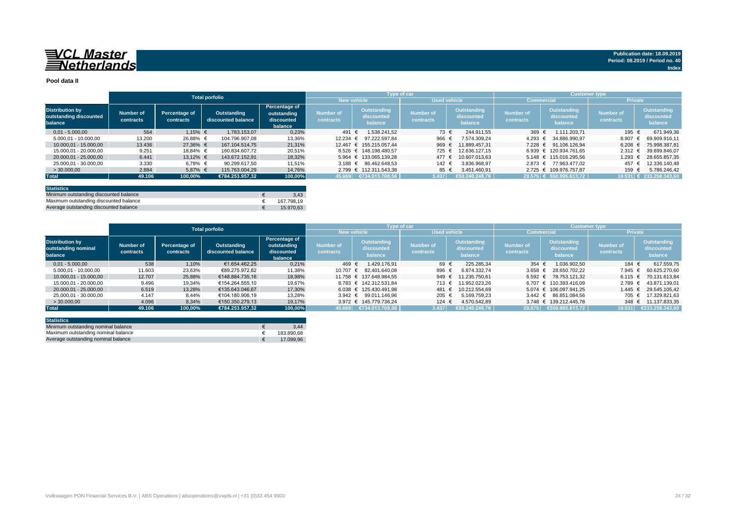VCL Master Netherlands

Publication date: 18.09.2019
Period: 08.2019 / Period no. 40
Index

**Pool data II**

| Distribution by outstanding discounted balance | Total porfolio | | | | Type of car | | | | Customer type | | | |
|---|---|---|---|---|---|---|---|---|---|---|---|---|
| | | | | | New vehicle | | Used vehicle | | Commercial | | Private | |
| | Number of contracts | Percentage of contracts | Outstanding discounted balance | Percentage of outstanding discounted balance | Number of contracts | Outstanding discounted balance | Number of contracts | Outstanding discounted balance | Number of contracts | Outstanding discounted balance | Number of contracts | Outstanding discounted balance |
| 0,01 - 5.000,00 | 564 | 1,15% | € 1.783.153,07 | 0,23% | 491 | € 1.538.241,52 | 73 | € 244.911,55 | 369 | € 1.111.203,71 | 195 | € 671.949,36 |
| 5.000,01 - 10.000,00 | 13.200 | 26,88% | € 104.796.907,08 | 13,36% | 12.234 | € 97.222.597,84 | 966 | € 7.574.309,24 | 4.293 | € 34.886.990,97 | 8.907 | € 69.909.916,11 |
| 10.000,01 - 15.000,00 | 13.436 | 27,36% | € 167.104.514,75 | 21,31% | 12.467 | € 155.215.057,44 | 969 | € 11.889.457,31 | 7.228 | € 91.106.126,94 | 6.208 | € 75.998.387,81 |
| 15.000,01 - 20.000,00 | 9.251 | 18,84% | € 160.834.607,72 | 20,51% | 8.526 | € 148.198.480,57 | 725 | € 12.636.127,15 | 6.939 | € 120.934.761,65 | 2.312 | € 39.899.846,07 |
| 20.000,01 - 25.000,00 | 6.441 | 13,12% | € 143.672.152,91 | 18,32% | 5.964 | € 133.065.139,28 | 477 | € 10.607.013,63 | 5.148 | € 115.016.295,56 | 1.293 | € 28.655.857,35 |
| 25.000,01 - 30.000,00 | 3.330 | 6,78% | € 90.299.617,50 | 11,51% | 3.188 | € 86.462.648,53 | 142 | € 3.836.968,97 | 2.873 | € 77.963.477,02 | 457 | € 12.336.140,48 |
| > 30.000,00 | 2.884 | 5,87% | € 115.763.004,29 | 14,76% | 2.799 | € 112.311.543,38 | 85 | € 3.451.460,91 | 2.725 | € 109.976.757,87 | 159 | € 5.786.246,42 |
| **Total** | **49.106** | **100,00%** | **€784.253.957,32** | **100,00%** | **45.669** | **€734.013.708,56** | **3.437** | **€50.240.248,76** | **29.575** | **€ 550.995.613,72** | **19.531** | **€ 233.258.343,60** |

| Statistics | |
|---|---|
| Minimum outstanding discounted balance | € 3,43 |
| Maximum outstanding discounted balance | € 167.798,19 |
| Average outstanding discounted balance | € 15.970,63 |

| Distribution by outstanding nominal balance | Total porfolio | | | | Type of car | | | | Customer type | | | |
|---|---|---|---|---|---|---|---|---|---|---|---|---|
| | | | | | New vehicle | | Used vehicle | | Commercial | | Private | |
| | Number of contracts | Percentage of contracts | Outstanding discounted balance | Percentage of outstanding discounted balance | Number of contracts | Outstanding discounted balance | Number of contracts | Outstanding discounted balance | Number of contracts | Outstanding discounted balance | Number of contracts | Outstanding discounted balance |
| 0,01 - 5.000,00 | 538 | 1,10% | €1.654.462,25 | 0,21% | 469 | € 1.429.176,91 | 69 | € 225.285,34 | 354 | € 1.036.902,50 | 184 | € 617.559,75 |
| 5.000,01 - 10.000,00 | 11.603 | 23,63% | €89.275.972,82 | 11,38% | 10.707 | € 82.401.640,08 | 896 | € 6.874.332,74 | 3.658 | € 28.650.702,22 | 7.945 | € 60.625.270,60 |
| 10.000,01 - 15.000,00 | 12.707 | 25,88% | €148.884.735,16 | 18,98% | 11.758 | € 137.648.984,55 | 949 | € 11.235.750,61 | 6.592 | € 78.753.121,32 | 6.115 | € 70.131.613,84 |
| 15.000,01 - 20.000,00 | 9.496 | 19,34% | €154.264.555,10 | 19,67% | 8.783 | € 142.312.531,84 | 713 | € 11.952.023,26 | 6.707 | € 110.393.416,09 | 2.789 | € 43.871.139,01 |
| 20.000,01 - 25.000,00 | 6.519 | 13,28% | €135.643.046,67 | 17,30% | 6.038 | € 125.430.491,98 | 481 | € 10.212.554,69 | 5.074 | € 106.097.941,25 | 1.445 | € 29.545.105,42 |
| 25.000,01 - 30.000,00 | 4.147 | 8,44% | €104.180.906,19 | 13,28% | 3.942 | € 99.011.146,96 | 205 | € 5.169.759,23 | 3.442 | € 86.851.084,56 | 705 | € 17.329.821,63 |
| > 30.000,00 | 4.096 | 8,34% | €150.350.279,13 | 19,17% | 3.972 | € 145.779.736,24 | 124 | € 4.570.542,89 | 3.748 | € 139.212.445,78 | 348 | € 11.137.833,35 |
| **Total** | **49.106** | **100,00%** | **€784.253.957,32** | **100,00%** | **45.669** | **€734.013.708,56** | **3.437** | **€50.240.248,76** | **29.575** | **€550.995.613,72** | **19.531** | **€233.258.343,60** |

| Statistics | |
|---|---|
| Minimum outstanding nominal balance | € 3,44 |
| Maximum outstanding nominal balance | € 183.890,68 |
| Average outstanding nominal balance | € 17.099,96 |

Volkswagen PON Financial Services B.V. | ABS Operations | absoperations@vwpfs.nl | +31 (0)33 454 9900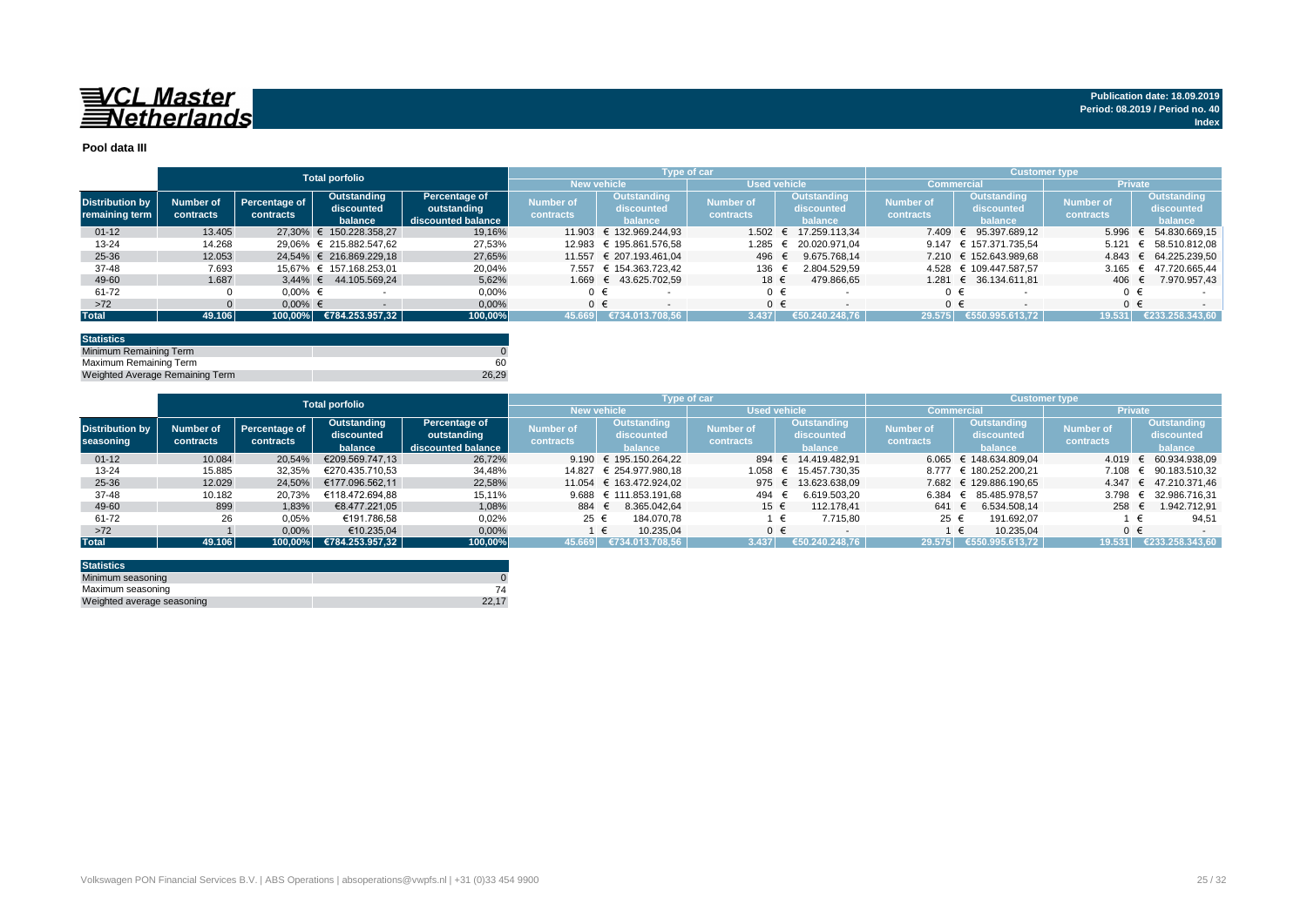**Publication date: 18.09.2019**
**Period: 08.2019 / Period no. 40**
**Index**

## Pool data III

| | Total porfolio | | | | Type of car | | | | Customer type | | | |
|---|---|---|---|---|---|---|---|---|---|---|---|---|
| | | | | | New vehicle | | Used vehicle | | Commercial | | Private | |
| Distribution by remaining term | Number of contracts | Percentage of contracts | Outstanding discounted balance | Percentage of outstanding discounted balance | Number of contracts | Outstanding discounted balance | Number of contracts | Outstanding discounted balance | Number of contracts | Outstanding discounted balance | Number of contracts | Outstanding discounted balance |
| 01-12 | 13.405 | 27,30% | € 150.228.358,27 | 19,16% | 11.903 | € 132.969.244,93 | 1.502 | € 17.259.113,34 | 7.409 | € 95.397.689,12 | 5.996 | € 54.830.669,15 |
| 13-24 | 14.268 | 29,06% | € 215.882.547,62 | 27,53% | 12.983 | € 195.861.576,58 | 1.285 | € 20.020.971,04 | 9.147 | € 157.371.735,54 | 5.121 | € 58.510.812,08 |
| 25-36 | 12.053 | 24,54% | € 216.869.229,18 | 27,65% | 11.557 | € 207.193.461,04 | 496 | € 9.675.768,14 | 7.210 | € 152.643.989,68 | 4.843 | € 64.225.239,50 |
| 37-48 | 7.693 | 15,67% | € 157.168.253,01 | 20,04% | 7.557 | € 154.363.723,42 | 136 | € 2.804.529,59 | 4.528 | € 109.447.587,57 | 3.165 | € 47.720.665,44 |
| 49-60 | 1.687 | 3,44% | € 44.105.569,24 | 5,62% | 1.669 | € 43.625.702,59 | 18 | € 479.866,65 | 1.281 | € 36.134.611,81 | 406 | € 7.970.957,43 |
| 61-72 | 0 | 0,00% | € - | 0,00% | 0 | € - | 0 | € - | 0 | € - | 0 | € - |
| >72 | 0 | 0,00% | € - | 0,00% | 0 | € - | 0 | € - | 0 | € - | 0 | € - |
| **Total** | **49.106** | **100,00%** | **€784.253.957,32** | **100,00%** | **45.669** | **€734.013.708,56** | **3.437** | **€50.240.248,76** | **29.575** | **€550.995.613,72** | **19.531** | **€233.258.343,60** |

| Statistics | |
|---|---|
| Minimum Remaining Term | 0 |
| Maximum Remaining Term | 60 |
| Weighted Average Remaining Term | 26,29 |

| | Total porfolio | | | | Type of car | | | | Customer type | | | |
|---|---|---|---|---|---|---|---|---|---|---|---|---|
| | | | | | New vehicle | | Used vehicle | | Commercial | | Private | |
| Distribution by seasoning | Number of contracts | Percentage of contracts | Outstanding discounted balance | Percentage of outstanding discounted balance | Number of contracts | Outstanding discounted balance | Number of contracts | Outstanding discounted balance | Number of contracts | Outstanding discounted balance | Number of contracts | Outstanding discounted balance |
| 01-12 | 10.084 | 20,54% | €209.569.747,13 | 26,72% | 9.190 | € 195.150.264,22 | 894 | € 14.419.482,91 | 6.065 | € 148.634.809,04 | 4.019 | € 60.934.938,09 |
| 13-24 | 15.885 | 32,35% | €270.435.710,53 | 34,48% | 14.827 | € 254.977.980,18 | 1.058 | € 15.457.730,35 | 8.777 | € 180.252.200,21 | 7.108 | € 90.183.510,32 |
| 25-36 | 12.029 | 24,50% | €177.096.562,11 | 22,58% | 11.054 | € 163.472.924,02 | 975 | € 13.623.638,09 | 7.682 | € 129.886.190,65 | 4.347 | € 47.210.371,46 |
| 37-48 | 10.182 | 20,73% | €118.472.694,88 | 15,11% | 9.688 | € 111.853.191,68 | 494 | € 6.619.503,20 | 6.384 | € 85.485.978,57 | 3.798 | € 32.986.716,31 |
| 49-60 | 899 | 1,83% | €8.477.221,05 | 1,08% | 884 | € 8.365.042,64 | 15 | € 112.178,41 | 641 | € 6.534.508,14 | 258 | € 1.942.712,91 |
| 61-72 | 26 | 0,05% | €191.786,58 | 0,02% | 25 | € 184.070,78 | 1 | € 7.715,80 | 25 | € 191.692,07 | 1 | € 94,51 |
| >72 | 1 | 0,00% | €10.235,04 | 0,00% | 1 | € 10.235,04 | 0 | € - | 1 | € 10.235,04 | 0 | € - |
| **Total** | **49.106** | **100,00%** | **€784.253.957,32** | **100,00%** | **45.669** | **€734.013.708,56** | **3.437** | **€50.240.248,76** | **29.575** | **€550.995.613,72** | **19.531** | **€233.258.343,60** |

| Statistics | |
|---|---|
| Minimum seasoning | 0 |
| Maximum seasoning | 74 |
| Weighted average seasoning | 22,17 |

Volkswagen PON Financial Services B.V. | ABS Operations | absoperations@vwpfs.nl | +31 (0)33 454 9900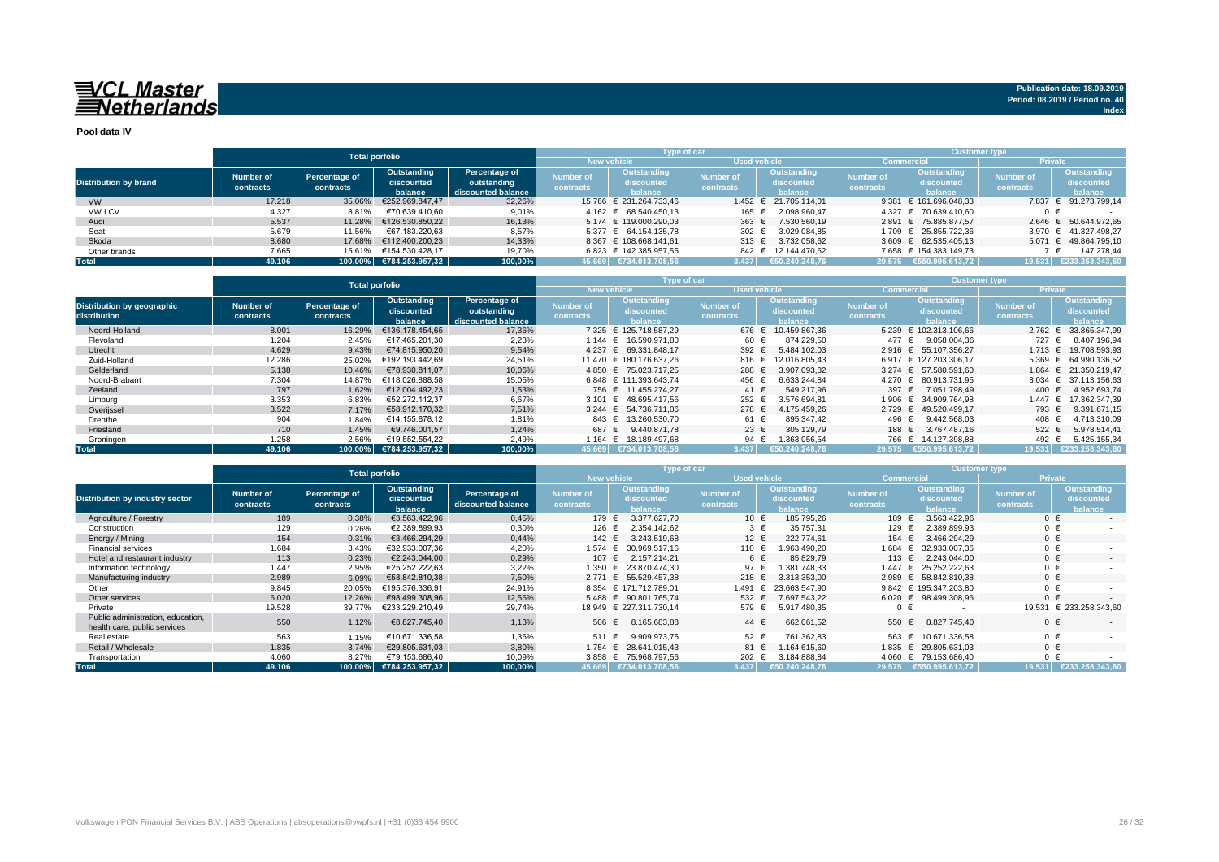# VCL Master Netherlands

Publication date: 18.09.2019
Period: 08.2019 / Period no. 40
Index

## Pool data IV

| Distribution by brand | Total porfolio | | | | Type of car | | | | Customer type | | | |
|---|---|---|---|---|---|---|---|---|---|---|---|---|
| | | | | | New vehicle | | Used vehicle | | Commercial | | Private | |
| | Number of contracts | Percentage of contracts | Outstanding discounted balance | Percentage of outstanding discounted balance | Number of contracts | Outstanding discounted balance | Number of contracts | Outstanding discounted balance | Number of contracts | Outstanding discounted balance | Number of contracts | Outstanding discounted balance |
| VW | 17.218 | 35,06% | €252.969.847,47 | 32,26% | 15.766 | € 231.264.733,46 | 1.452 | € 21.705.114,01 | 9.381 | € 161.696.048,33 | 7.837 | € 91.273.799,14 |
| VW LCV | 4.327 | 8,81% | €70.639.410,60 | 9,01% | 4.162 | € 68.540.450,13 | 165 | € 2.098.960,47 | 4.327 | € 70.639.410,60 | 0 | € - |
| Audi | 5.537 | 11,28% | €126.530.850,22 | 16,13% | 5.174 | € 119.000.290,03 | 363 | € 7.530.560,19 | 2.891 | € 75.885.877,57 | 2.646 | € 50.644.972,65 |
| Seat | 5.679 | 11,56% | €67.183.220,63 | 8,57% | 5.377 | € 64.154.135,78 | 302 | € 3.029.084,85 | 1.709 | € 25.855.722,36 | 3.970 | € 41.327.498,27 |
| Skoda | 8.680 | 17,68% | €112.400.200,23 | 14,33% | 8.367 | € 108.668.141,61 | 313 | € 3.732.058,62 | 3.609 | € 62.535.405,13 | 5.071 | € 49.864.795,10 |
| Other brands | 7.665 | 15,61% | €154.530.428,17 | 19,70% | 6.823 | € 142.385.957,55 | 842 | € 12.144.470,62 | 7.658 | € 154.383.149,73 | 7 | € 147.278,44 |
| **Total** | **49.106** | **100,00%** | **€784.253.957,32** | **100,00%** | **45.669** | **€734.013.708,56** | **3.437** | **€50.240.248,76** | **29.575** | **€550.995.613,72** | **19.531** | **€233.258.343,60** |

| Distribution by geographic distribution | Total porfolio | | | | Type of car | | | | Customer type | | | |
|---|---|---|---|---|---|---|---|---|---|---|---|---|
| | | | | | New vehicle | | Used vehicle | | Commercial | | Private | |
| | Number of contracts | Percentage of contracts | Outstanding discounted balance | Percentage of outstanding discounted balance | Number of contracts | Outstanding discounted balance | Number of contracts | Outstanding discounted balance | Number of contracts | Outstanding discounted balance | Number of contracts | Outstanding discounted balance |
| Noord-Holland | 8.001 | 16,29% | €136.178.454,65 | 17,36% | 7.325 | € 125.718.587,29 | 676 | € 10.459.867,36 | 5.239 | € 102.313.106,66 | 2.762 | € 33.865.347,99 |
| Flevoland | 1.204 | 2,45% | €17.465.201,30 | 2,23% | 1.144 | € 16.590.971,80 | 60 | € 874.229,50 | 477 | € 9.058.004,36 | 727 | € 8.407.196,94 |
| Utrecht | 4.629 | 9,43% | €74.815.950,20 | 9,54% | 4.237 | € 69.331.848,17 | 392 | € 5.484.102,03 | 2.916 | € 55.107.356,27 | 1.713 | € 19.708.593,93 |
| Zuid-Holland | 12.286 | 25,02% | €192.193.442,69 | 24,51% | 11.470 | € 180.176.637,26 | 816 | € 12.016.805,43 | 6.917 | € 127.203.306,17 | 5.369 | € 64.990.136,52 |
| Gelderland | 5.138 | 10,46% | €78.930.811,07 | 10,06% | 4.850 | € 75.023.717,25 | 288 | € 3.907.093,82 | 3.274 | € 57.580.591,60 | 1.864 | € 21.350.219,47 |
| Noord-Brabant | 7.304 | 14,87% | €118.026.888,58 | 15,05% | 6.848 | € 111.393.643,74 | 456 | € 6.633.244,84 | 4.270 | € 80.913.731,95 | 3.034 | € 37.113.156,63 |
| Zeeland | 797 | 1,62% | €12.004.492,23 | 1,53% | 756 | € 11.455.274,27 | 41 | € 549.217,96 | 397 | € 7.051.798,49 | 400 | € 4.952.693,74 |
| Limburg | 3.353 | 6,83% | €52.272.112,37 | 6,67% | 3.101 | € 48.695.417,56 | 252 | € 3.576.694,81 | 1.906 | € 34.909.764,98 | 1.447 | € 17.362.347,39 |
| Overijssel | 3.522 | 7,17% | €58.912.170,32 | 7,51% | 3.244 | € 54.736.711,06 | 278 | € 4.175.459,26 | 2.729 | € 49.520.499,17 | 793 | € 9.391.671,15 |
| Drenthe | 904 | 1,84% | €14.155.878,12 | 1,81% | 843 | € 13.260.530,70 | 61 | € 895.347,42 | 496 | € 9.442.568,03 | 408 | € 4.713.310,09 |
| Friesland | 710 | 1,45% | €9.746.001,57 | 1,24% | 687 | € 9.440.871,78 | 23 | € 305.129,79 | 188 | € 3.767.487,16 | 522 | € 5.978.514,41 |
| Groningen | 1.258 | 2,56% | €19.552.554,22 | 2,49% | 1.164 | € 18.189.497,68 | 94 | € 1.363.056,54 | 766 | € 14.127.398,88 | 492 | € 5.425.155,34 |
| **Total** | **49.106** | **100,00%** | **€784.253.957,32** | **100,00%** | **45.669** | **€734.013.708,56** | **3.437** | **€50.240.248,76** | **29.575** | **€550.995.613,72** | **19.531** | **€233.258.343,60** |

| Distribution by industry sector | Total porfolio | | | | Type of car | | | | Customer type | | | |
|---|---|---|---|---|---|---|---|---|---|---|---|---|
| | | | | | New vehicle | | Used vehicle | | Commercial | | Private | |
| | Number of contracts | Percentage of contracts | Outstanding discounted balance | Percentage of discounted balance | Number of contracts | Outstanding discounted balance | Number of contracts | Outstanding discounted balance | Number of contracts | Outstanding discounted balance | Number of contracts | Outstanding discounted balance |
| Agriculture / Forestry | 189 | 0,38% | €3.563.422,96 | 0,45% | 179 | € 3.377.627,70 | 10 | € 185.795,26 | 189 | € 3.563.422,96 | 0 | € - |
| Construction | 129 | 0,26% | €2.389.899,93 | 0,30% | 126 | € 2.354.142,62 | 3 | € 35.757,31 | 129 | € 2.389.899,93 | 0 | € - |
| Energy / Mining | 154 | 0,31% | €3.466.294,29 | 0,44% | 142 | € 3.243.519,68 | 12 | € 222.774,61 | 154 | € 3.466.294,29 | 0 | € - |
| Financial services | 1.684 | 3,43% | €32.933.007,36 | 4,20% | 1.574 | € 30.969.517,16 | 110 | € 1.963.490,20 | 1.684 | € 32.933.007,36 | 0 | € - |
| Hotel and restaurant industry | 113 | 0,23% | €2.243.044,00 | 0,29% | 107 | € 2.157.214,21 | 6 | € 85.829,79 | 113 | € 2.243.044,00 | 0 | € - |
| Manufacturing industry | 2.989 | 6,09% | €58.842.810,38 | 7,50% | 2.771 | € 55.529.457,38 | 218 | € 3.313.353,00 | 2.989 | € 58.842.810,38 | 0 | € - |
| Information technology | 1.447 | 2,95% | €25.252.222,63 | 3,22% | 1.350 | € 23.870.474,30 | 97 | € 1.381.748,33 | 1.447 | € 25.252.222,63 | 0 | € - |
| Other | 9.845 | 20,05% | €195.376.336,91 | 24,91% | 8.354 | € 171.712.789,01 | 1.491 | € 23.663.547,90 | 9.842 | € 195.347.203,80 | 0 | € - |
| Other services | 6.020 | 12,26% | €98.499.308,96 | 12,56% | 5.488 | € 90.801.765,74 | 532 | € 7.697.543,22 | 6.020 | € 98.499.308,96 | 0 | € - |
| Private | 19.528 | 39,77% | €233.229.210,49 | 29,74% | 18.949 | € 227.311.730,14 | 579 | € 5.917.480,35 | 0 | € - | 19.531 | € 233.258.343,60 |
| Public administration, education, health care, public services | 550 | 1,12% | €8.827.745,40 | 1,13% | 506 | € 8.165.683,88 | 44 | € 662.061,52 | 550 | € 8.827.745,40 | 0 | € - |
| Real estate | 563 | 1,15% | €10.671.336,58 | 1,36% | 511 | € 9.909.973,75 | 52 | € 761.362,83 | 563 | € 10.671.336,58 | 0 | € - |
| Retail / Wholesale | 1.835 | 3,74% | €29.805.631,03 | 3,80% | 1.754 | € 28.641.015,43 | 81 | € 1.164.615,60 | 1.835 | € 29.805.631,03 | 0 | € - |
| Transportation | 4.060 | 8,27% | €79.153.686,40 | 10,09% | 3.858 | € 75.968.797,56 | 202 | € 3.184.888,84 | 4.060 | € 79.153.686,40 | 0 | € - |
| **Total** | **49.106** | **100,00%** | **€784.253.957,32** | **100,00%** | **45.669** | **€734.013.708,56** | **3.437** | **€50.240.248,76** | **29.575** | **€550.995.613,72** | **19.531** | **€233.258.343,60** |

Volkswagen PON Financial Services B.V. | ABS Operations | absoperations@vwpfs.nl | +31 (0)33 454 9900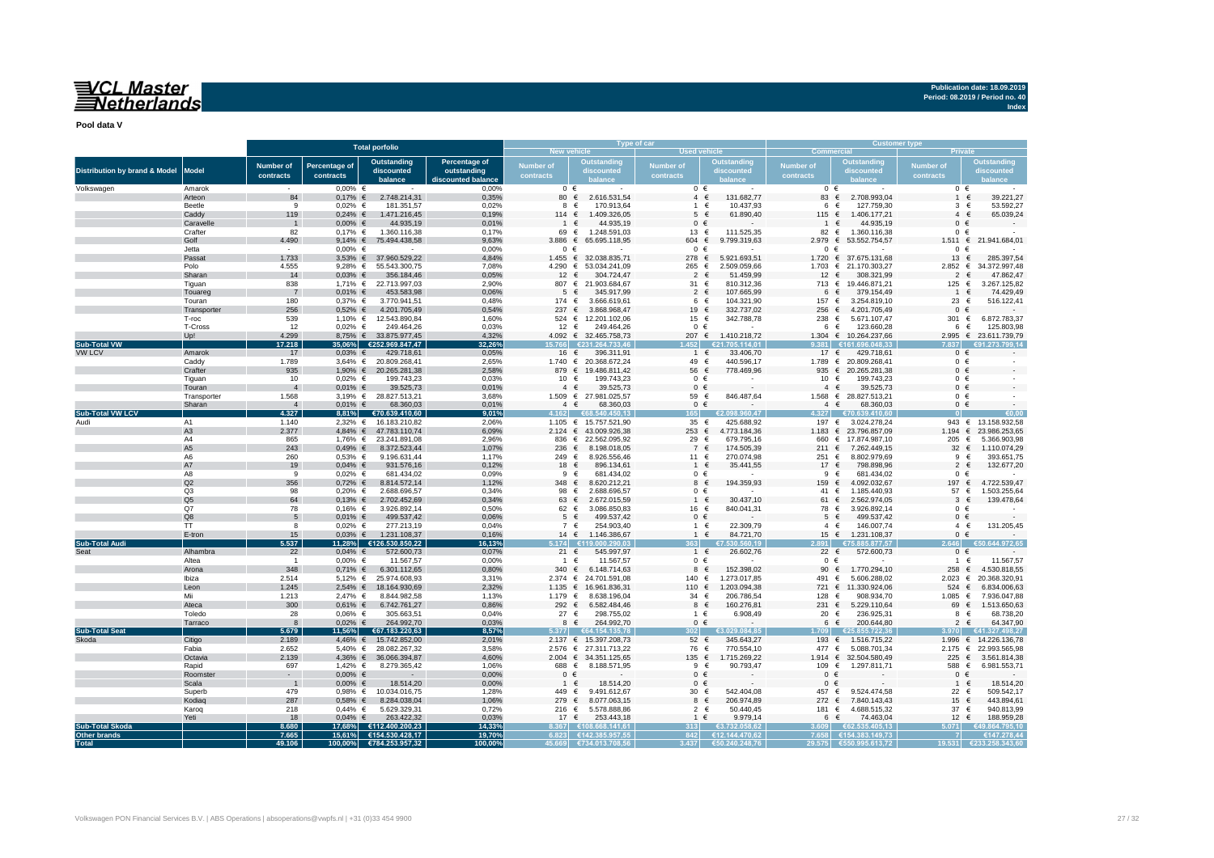# VCL Master Netherlands

Publication date: 18.09.2019
Period: 08.2019 / Period no. 40
Index

**Pool data V**

| Distribution by brand & Model | Model | Total porfolio | | | | Type of car | | | | Customer type | | | |
|---|---|---|---|---|---|---|---|---|---|---|---|---|---|
| | | | | | | New vehicle | | Used vehicle | | Commercial | | Private | |
| | | Number of contracts | Percentage of contracts | Outstanding discounted balance | Percentage of outstanding discounted balance | Number of contracts | Outstanding discounted balance | Number of contracts | Outstanding discounted balance | Number of contracts | Outstanding discounted balance | Number of contracts | Outstanding discounted balance |
| Volkswagen | Amarok | - | 0,00% | € - | 0,00% | 0 | € - | 0 | € - | 0 | € - | 0 | € - |
| | Arteon | 84 | 0,17% | € 2.748.214,31 | 0,35% | 80 | € 2.616.531,54 | 4 | € 131.682,77 | 83 | € 2.708.993,04 | 1 | € 39.221,27 |
| | Beetle | 9 | 0,02% | € 181.351,57 | 0,02% | 8 | € 170.913,64 | 1 | € 10.437,93 | 6 | € 127.759,30 | 3 | € 53.592,27 |
| | Caddy | 119 | 0,24% | € 1.471.216,45 | 0,19% | 114 | € 1.409.326,05 | 5 | € 61.890,40 | 115 | € 1.406.177,21 | 4 | € 65.039,24 |
| | Caravelle | 1 | 0,00% | € 44.935,19 | 0,01% | 1 | € 44.935,19 | 0 | € - | 1 | € 44.935,19 | 0 | € - |
| | Crafter | 82 | 0,17% | € 1.360.116,38 | 0,17% | 69 | € 1.248.591,03 | 13 | € 111.525,35 | 82 | € 1.360.116,38 | 0 | € - |
| | Golf | 4.490 | 9,14% | € 75.494.438,58 | 9,63% | 3.886 | € 65.695.118,95 | 604 | € 9.799.319,63 | 2.979 | € 53.552.754,57 | 1.511 | € 21.941.684,01 |
| | Jetta | - | 0,00% | € - | 0,00% | 0 | € - | 0 | € - | 0 | € - | 0 | € - |
| | Passat | 1.733 | 3,53% | € 37.960.529,22 | 4,84% | 1.455 | € 32.038.835,71 | 278 | € 5.921.693,51 | 1.720 | € 37.675.131,68 | 13 | € 285.397,54 |
| | Polo | 4.555 | 9,28% | € 55.543.300,75 | 7,08% | 4.290 | € 53.034.241,09 | 265 | € 2.509.059,66 | 1.703 | € 21.170.303,27 | 2.852 | € 34.372.997,48 |
| | Sharan | 14 | 0,03% | € 356.184,46 | 0,05% | 12 | € 304.724,47 | 2 | € 51.459,99 | 12 | € 308.321,99 | 2 | € 47.862,47 |
| | Tiguan | 838 | 1,71% | € 22.713.997,03 | 2,90% | 807 | € 21.903.684,67 | 31 | € 810.312,36 | 713 | € 19.446.871,21 | 125 | € 3.267.125,82 |
| | Touareg | 7 | 0,01% | € 453.583,98 | 0,06% | 5 | € 345.917,99 | 2 | € 107.665,99 | 6 | € 379.154,49 | 1 | € 74.429,49 |
| | Touran | 180 | 0,37% | € 3.770.941,51 | 0,48% | 174 | € 3.666.619,61 | 6 | € 104.321,90 | 157 | € 3.254.819,10 | 23 | € 516.122,41 |
| | Transporter | 256 | 0,52% | € 4.201.705,49 | 0,54% | 237 | € 3.868.968,47 | 19 | € 332.737,02 | 256 | € 4.201.705,49 | 0 | € - |
| | T-roc | 539 | 1,10% | € 12.543.890,84 | 1,60% | 524 | € 12.201.102,06 | 15 | € 342.788,78 | 238 | € 5.671.107,47 | 301 | € 6.872.783,37 |
| | T-Cross | 12 | 0,02% | € 249.464,26 | 0,03% | 12 | € 249.464,26 | 0 | € - | 6 | € 123.660,28 | 6 | € 125.803,98 |
| | Up! | 4.299 | 8,75% | € 33.875.977,45 | 4,32% | 4.092 | € 32.465.758,73 | 207 | € 1.410.218,72 | 1.304 | € 10.264.237,66 | 2.995 | € 23.611.739,79 |
| **Sub-Total VW** | | **17.218** | **35,06%** | **€252.969.847,47** | **32,26%** | **15.766** | **€231.264.733,46** | **1.452** | **€21.705.114,01** | **9.381** | **€161.696.048,33** | **7.837** | **€91.273.799,14** |
| VW LCV | Amarok | 17 | 0,03% | € 429.718,61 | 0,05% | 16 | € 396.311,91 | 1 | € 33.406,70 | 17 | € 429.718,61 | 0 | € - |
| | Caddy | 1.789 | 3,64% | € 20.809.268,41 | 2,65% | 1.740 | € 20.368.672,24 | 49 | € 440.596,17 | 1.789 | € 20.809.268,41 | 0 | € - |
| | Crafter | 935 | 1,90% | € 20.265.281,38 | 2,58% | 879 | € 19.486.811,42 | 56 | € 778.469,96 | 935 | € 20.265.281,38 | 0 | € - |
| | Tiguan | 10 | 0,02% | € 199.743,23 | 0,03% | 10 | € 199.743,23 | 0 | € - | 10 | € 199.743,23 | 0 | € - |
| | Touran | 4 | 0,01% | € 39.525,73 | 0,01% | 4 | € 39.525,73 | 0 | € - | 4 | € 39.525,73 | 0 | € - |
| | Transporter | 1.568 | 3,19% | € 28.827.513,21 | 3,68% | 1.509 | € 27.981.025,57 | 59 | € 846.487,64 | 1.568 | € 28.827.513,21 | 0 | € - |
| | Sharan | 4 | 0,01% | € 68.360,03 | 0,01% | 4 | € 68.360,03 | 0 | € - | 4 | € 68.360,03 | 0 | € - |
| **Sub-Total VW LCV** | | **4.327** | **8,81%** | **€70.639.410,60** | **9,01%** | **4.162** | **€68.540.450,13** | **165** | **€2.098.960,47** | **4.327** | **€70.639.410,60** | **0** | **€0,00** |
| Audi | A1 | 1.140 | 2,32% | € 16.183.210,82 | 2,06% | 1.105 | € 15.757.521,90 | 35 | € 425.688,92 | 197 | € 3.024.278,24 | 943 | € 13.158.932,58 |
| | A3 | 2.377 | 4,84% | € 47.783.110,74 | 6,09% | 2.124 | € 43.009.926,38 | 253 | € 4.773.184,36 | 1.183 | € 23.796.857,09 | 1.194 | € 23.986.253,65 |
| | A4 | 865 | 1,76% | € 23.241.891,08 | 2,96% | 836 | € 22.562.095,92 | 29 | € 679.795,16 | 660 | € 17.874.987,10 | 205 | € 5.366.903,98 |
| | A5 | 243 | 0,49% | € 8.372.523,44 | 1,07% | 236 | € 8.198.018,05 | 7 | € 174.505,39 | 211 | € 7.262.449,15 | 32 | € 1.110.074,29 |
| | A6 | 260 | 0,53% | € 9.196.631,44 | 1,17% | 249 | € 8.926.556,46 | 11 | € 270.074,98 | 251 | € 8.802.979,69 | 9 | € 393.651,75 |
| | A7 | 19 | 0,04% | € 931.576,16 | 0,12% | 18 | € 896.134,61 | 1 | € 35.441,55 | 17 | € 798.898,96 | 2 | € 132.677,20 |
| | A8 | 9 | 0,02% | € 681.434,02 | 0,09% | 9 | € 681.434,02 | 0 | € - | 9 | € 681.434,02 | 0 | € - |
| | Q2 | 356 | 0,72% | € 8.814.572,14 | 1,12% | 348 | € 8.620.212,21 | 8 | € 194.359,93 | 159 | € 4.092.032,67 | 197 | € 4.722.539,47 |
| | Q3 | 98 | 0,20% | € 2.688.696,57 | 0,34% | 98 | € 2.688.696,57 | 0 | € - | 41 | € 1.185.440,93 | 57 | € 1.503.255,64 |
| | Q5 | 64 | 0,13% | € 2.702.452,69 | 0,34% | 63 | € 2.672.015,59 | 1 | € 30.437,10 | 61 | € 2.562.974,05 | 3 | € 139.478,64 |
| | Q7 | 78 | 0,16% | € 3.926.892,14 | 0,50% | 62 | € 3.086.850,83 | 16 | € 840.041,31 | 78 | € 3.926.892,14 | 0 | € - |
| | Q8 | 5 | 0,01% | € 499.537,42 | 0,06% | 5 | € 499.537,42 | 0 | € - | 5 | € 499.537,42 | 0 | € - |
| | TT | 8 | 0,02% | € 277.213,19 | 0,04% | 7 | € 254.903,40 | 1 | € 22.309,79 | 4 | € 146.007,74 | 4 | € 131.205,45 |
| | E-tron | 15 | 0,03% | € 1.231.108,37 | 0,16% | 14 | € 1.146.386,67 | 1 | € 84.721,70 | 15 | € 1.231.108,37 | 0 | € - |
| **Sub-Total Audi** | | **5.537** | **11,28%** | **€126.530.850,22** | **16,13%** | **5.174** | **€119.000.290,03** | **363** | **€7.530.560,19** | **2.891** | **€75.885.877,57** | **2.646** | **€50.644.972,65** |
| Seat | Alhambra | 22 | 0,04% | € 572.600,73 | 0,07% | 21 | € 545.997,97 | 1 | € 26.602,76 | 22 | € 572.600,73 | 0 | € - |
| | Altea | 1 | 0,00% | € 11.567,57 | 0,00% | 1 | € 11.567,57 | 0 | € - | 0 | € - | 1 | € 11.567,57 |
| | Arona | 348 | 0,71% | € 6.301.112,65 | 0,80% | 340 | € 6.148.714,63 | 8 | € 152.398,02 | 90 | € 1.770.294,10 | 258 | € 4.530.818,55 |
| | Ibiza | 2.514 | 5,12% | € 25.974.608,93 | 3,31% | 2.374 | € 24.701.591,08 | 140 | € 1.273.017,85 | 491 | € 5.606.288,02 | 2.023 | € 20.368.320,91 |
| | Leon | 1.245 | 2,54% | € 18.164.930,69 | 2,32% | 1.135 | € 16.961.836,31 | 110 | € 1.203.094,38 | 721 | € 11.330.924,06 | 524 | € 6.834.006,63 |
| | Mii | 1.213 | 2,47% | € 8.844.982,58 | 1,13% | 1.179 | € 8.638.196,04 | 34 | € 206.786,54 | 128 | € 908.934,70 | 1.085 | € 7.936.047,88 |
| | Ateca | 300 | 0,61% | € 6.742.761,27 | 0,86% | 292 | € 6.582.484,46 | 8 | € 160.276,81 | 231 | € 5.229.110,64 | 69 | € 1.513.650,63 |
| | Toledo | 28 | 0,06% | € 305.663,51 | 0,04% | 27 | € 298.755,02 | 1 | € 6.908,49 | 20 | € 236.925,31 | 8 | € 68.738,20 |
| | Tarraco | 8 | 0,02% | € 264.992,70 | 0,03% | 8 | € 264.992,70 | 0 | € - | 6 | € 200.644,80 | 2 | € 64.347,90 |
| **Sub-Total Seat** | | **5.679** | **11,56%** | **€67.183.220,63** | **8,57%** | **5.377** | **€64.154.135,78** | **302** | **€3.029.084,85** | **1.709** | **€25.855.722,36** | **3.970** | **€41.327.498,27** |
| Skoda | Citigo | 2.189 | 4,46% | € 15.742.852,00 | 2,01% | 2.137 | € 15.397.208,73 | 52 | € 345.643,27 | 193 | € 1.516.715,22 | 1.996 | € 14.226.136,78 |
| | Fabia | 2.652 | 5,40% | € 28.082.267,32 | 3,58% | 2.576 | € 27.311.713,22 | 76 | € 770.554,10 | 477 | € 5.088.701,34 | 2.175 | € 22.993.565,98 |
| | Octavia | 2.139 | 4,36% | € 36.066.394,87 | 4,60% | 2.004 | € 34.351.125,65 | 135 | € 1.715.269,22 | 1.914 | € 32.504.580,49 | 225 | € 3.561.814,38 |
| | Rapid | 697 | 1,42% | € 8.279.365,42 | 1,06% | 688 | € 8.188.571,95 | 9 | € 90.793,47 | 109 | € 1.297.811,71 | 588 | € 6.981.553,71 |
| | Roomster | - | 0,00% | € - | 0,00% | 0 | € - | 0 | € - | 0 | € - | 0 | € - |
| | Scala | 1 | 0,00% | € 18.514,20 | 0,00% | 1 | € 18.514,20 | 0 | € - | 0 | € - | 1 | € 18.514,20 |
| | Superb | 479 | 0,98% | € 10.034.016,75 | 1,28% | 449 | € 9.491.612,67 | 30 | € 542.404,08 | 457 | € 9.524.474,58 | 22 | € 509.542,17 |
| | Kodiaq | 287 | 0,58% | € 8.284.038,04 | 1,06% | 279 | € 8.077.063,15 | 8 | € 206.974,89 | 272 | € 7.840.143,43 | 15 | € 443.894,61 |
| | Karoq | 218 | 0,44% | € 5.629.329,31 | 0,72% | 216 | € 5.578.888,86 | 2 | € 50.440,45 | 181 | € 4.688.515,32 | 37 | € 940.813,99 |
| | Yeti | 18 | 0,04% | € 263.422,32 | 0,03% | 17 | € 253.443,18 | 1 | € 9.979,14 | 6 | € 74.463,04 | 12 | € 188.959,28 |
| **Sub-Total Skoda** | | **8.680** | **17,68%** | **€112.400.200,23** | **14,33%** | **8.367** | **€108.668.141,61** | **313** | **€3.732.058,62** | **3.609** | **€62.535.405,13** | **5.071** | **€49.864.795,10** |
| **Other brands** | | **7.665** | **15,61%** | **€154.530.428,17** | **19,70%** | **6.823** | **€142.385.957,55** | **842** | **€12.144.470,62** | **7.658** | **€154.383.149,73** | **7** | **€147.278,44** |
| **Total** | | **49.106** | **100,00%** | **€784.253.957,32** | **100,00%** | **45.669** | **€734.013.708,56** | **3.437** | **€50.240.248,76** | **29.575** | **€550.995.613,72** | **19.531** | **€233.258.343,60** |

Volkswagen PON Financial Services B.V. | ABS Operations | absoperations@vwpfs.nl | +31 (0)33 454 9900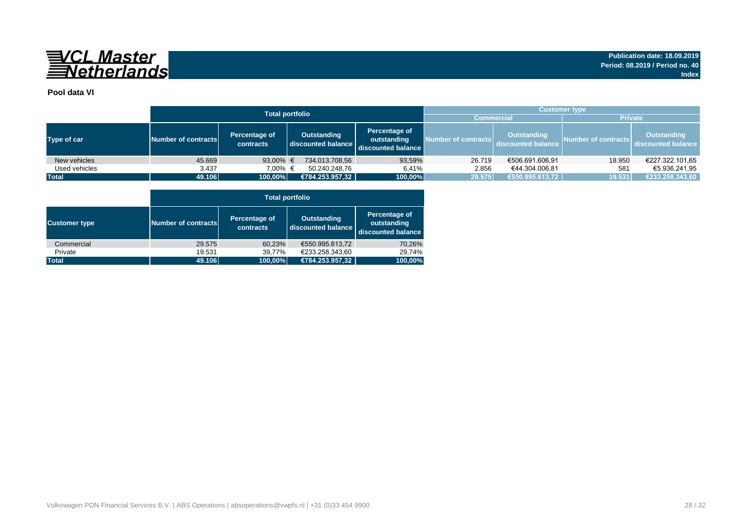VCL Master Netherlands

**Publication date: 18.09.2019**
**Period: 08.2019 / Period no. 40**
**Index**

**Pool data VI**

| | Total portfolio | | | | Customer type | | | |
|---|---|---|---|---|---|---|---|---|
| | | | | | Commercial | | Private | |
| Type of car | Number of contracts | Percentage of contracts | Outstanding discounted balance | Percentage of outstanding discounted balance | Number of contracts | Outstanding discounted balance | Number of contracts | Outstanding discounted balance |
| New vehicles | 45.669 | 93,00% | € 734.013.708,56 | 93,59% | 26.719 | €506.691.606,91 | 18.950 | €227.322.101,65 |
| Used vehicles | 3.437 | 7,00% | € 50.240.248,76 | 6,41% | 2.856 | €44.304.006,81 | 581 | €5.936.241,95 |
| Total | 49.106 | 100,00% | €784.253.957,32 | 100,00% | 29.575 | €550.995.613,72 | 19.531 | €233.258.343,60 |

| | Total portfolio | | | |
|---|---|---|---|---|
| Customer type | Number of contracts | Percentage of contracts | Outstanding discounted balance | Percentage of outstanding discounted balance |
| Commercial | 29.575 | 60,23% | €550.995.613,72 | 70,26% |
| Private | 19.531 | 39,77% | €233.258.343,60 | 29,74% |
| Total | 49.106 | 100,00% | €784.253.957,32 | 100,00% |

Volkswagen PON Financial Services B.V. | ABS Operations | absoperations@vwpfs.nl | +31 (0)33 454 9900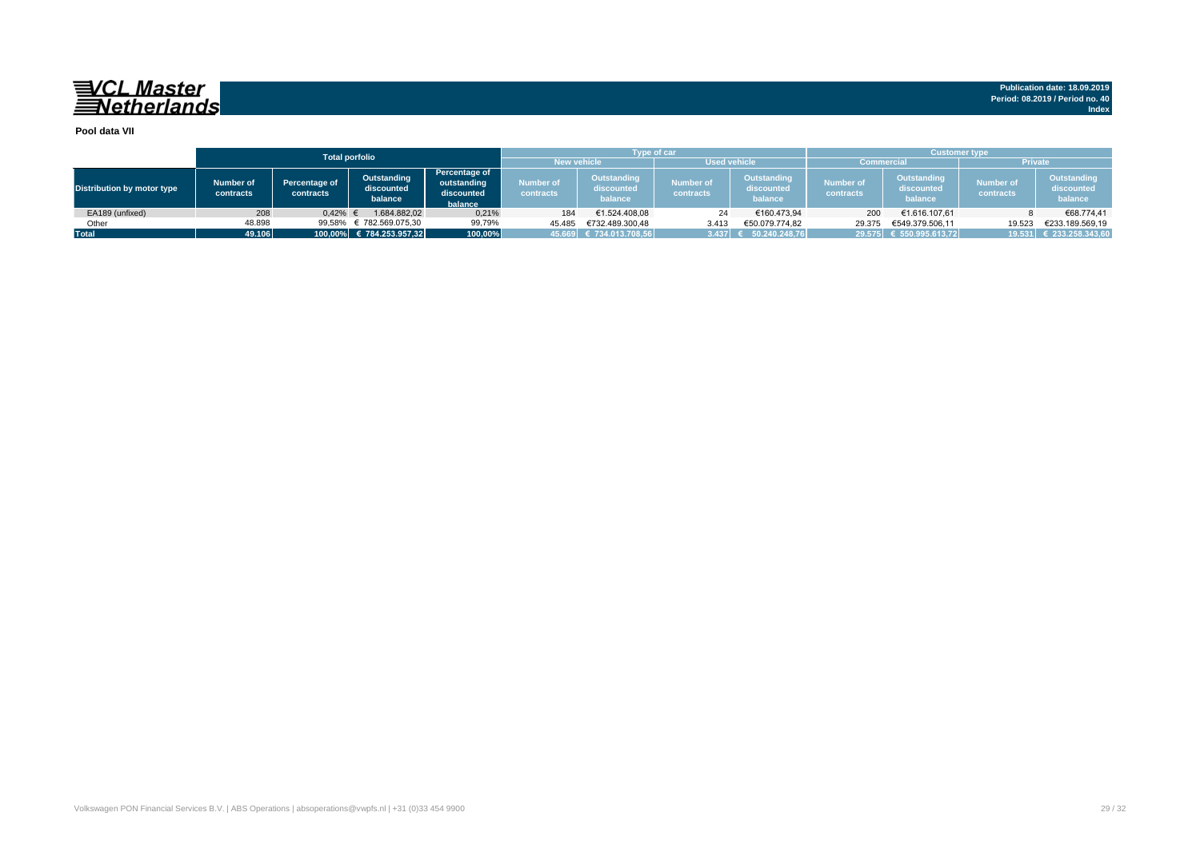**VCL Master Netherlands**

Publication date: 18.09.2019
Period: 08.2019 / Period no. 40
Index

**Pool data VII**

| Distribution by motor type | Total porfolio | | | | Type of car | | | | Customer type | | | |
|---|---|---|---|---|---|---|---|---|---|---|---|---|
| | | | | | New vehicle | | Used vehicle | | Commercial | | Private | |
| | Number of contracts | Percentage of contracts | Outstanding discounted balance | Percentage of outstanding discounted balance | Number of contracts | Outstanding discounted balance | Number of contracts | Outstanding discounted balance | Number of contracts | Outstanding discounted balance | Number of contracts | Outstanding discounted balance |
| EA189 (unfixed) | 208 | 0,42% | € 1.684.882,02 | 0,21% | 184 | €1.524.408,08 | 24 | €160.473,94 | 200 | €1.616.107,61 | 8 | €68.774,41 |
| Other | 48.898 | 99,58% | € 782.569.075,30 | 99,79% | 45.485 | €732.489.300,48 | 3.413 | €50.079.774,82 | 29.375 | €549.379.506,11 | 19.523 | €233.189.569,19 |
| **Total** | **49.106** | **100,00%** | **€ 784.253.957,32** | **100,00%** | **45.669** | **€ 734.013.708,56** | **3.437** | **€ 50.240.248,76** | **29.575** | **€ 550.995.613,72** | **19.531** | **€ 233.258.343,60** |

Volkswagen PON Financial Services B.V. | ABS Operations | absoperations@vwpfs.nl | +31 (0)33 454 9900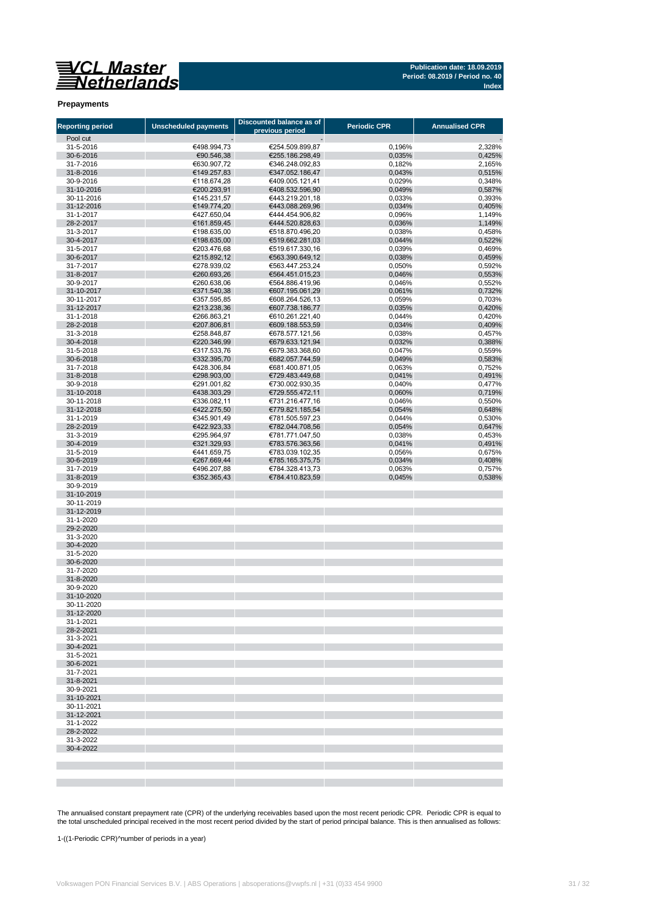**VCL Master Netherlands**

**Publication date: 18.09.2019**
**Period: 08.2019 / Period no. 40**
**Index**

**Prepayments**

| Reporting period | Unscheduled payments | Discounted balance as of previous period | Periodic CPR | Annualised CPR |
|---|---|---|---|---|
| Pool cut | - | - | | - |
| 31-5-2016 | €498.994,73 | €254.509.899,87 | 0,196% | 2,328% |
| 30-6-2016 | €90.546,38 | €255.186.298,49 | 0,035% | 0,425% |
| 31-7-2016 | €630.907,72 | €346.248.092,83 | 0,182% | 2,165% |
| 31-8-2016 | €149.257,83 | €347.052.186,47 | 0,043% | 0,515% |
| 30-9-2016 | €118.674,28 | €409.005.121,41 | 0,029% | 0,348% |
| 31-10-2016 | €200.293,91 | €408.532.596,90 | 0,049% | 0,587% |
| 30-11-2016 | €145.231,57 | €443.219.201,18 | 0,033% | 0,393% |
| 31-12-2016 | €149.774,20 | €443.088.269,96 | 0,034% | 0,405% |
| 31-1-2017 | €427.650,04 | €444.454.906,82 | 0,096% | 1,149% |
| 28-2-2017 | €161.859,45 | €444.520.828,63 | 0,036% | 1,149% |
| 31-3-2017 | €198.635,00 | €518.870.496,20 | 0,038% | 0,458% |
| 30-4-2017 | €198.635,00 | €519.662.281,03 | 0,044% | 0,522% |
| 31-5-2017 | €203.476,68 | €519.617.330,16 | 0,039% | 0,469% |
| 30-6-2017 | €215.892,12 | €563.390.649,12 | 0,038% | 0,459% |
| 31-7-2017 | €278.939,02 | €563.447.253,24 | 0,050% | 0,592% |
| 31-8-2017 | €260.693,26 | €564.451.015,23 | 0,046% | 0,553% |
| 30-9-2017 | €260.638,06 | €564.886.419,96 | 0,046% | 0,552% |
| 31-10-2017 | €371.540,38 | €607.195.061,29 | 0,061% | 0,732% |
| 30-11-2017 | €357.595,85 | €608.264.526,13 | 0,059% | 0,703% |
| 31-12-2017 | €213.238,36 | €607.738.186,77 | 0,035% | 0,420% |
| 31-1-2018 | €266.863,21 | €610.261.221,40 | 0,044% | 0,420% |
| 28-2-2018 | €207.806,81 | €609.188.553,59 | 0,034% | 0,409% |
| 31-3-2018 | €258.848,87 | €678.577.121,56 | 0,038% | 0,457% |
| 30-4-2018 | €220.346,99 | €679.633.121,94 | 0,032% | 0,388% |
| 31-5-2018 | €317.533,76 | €679.383.368,60 | 0,047% | 0,559% |
| 30-6-2018 | €332.395,70 | €682.057.744,59 | 0,049% | 0,583% |
| 31-7-2018 | €428.306,84 | €681.400.871,05 | 0,063% | 0,752% |
| 31-8-2018 | €298.903,00 | €729.483.449,68 | 0,041% | 0,491% |
| 30-9-2018 | €291.001,82 | €730.002.930,35 | 0,040% | 0,477% |
| 31-10-2018 | €438.303,29 | €729.555.472,11 | 0,060% | 0,719% |
| 30-11-2018 | €336.082,11 | €731.216.477,16 | 0,046% | 0,550% |
| 31-12-2018 | €422.275,50 | €779.821.185,54 | 0,054% | 0,648% |
| 31-1-2019 | €345.901,49 | €781.505.597,23 | 0,044% | 0,530% |
| 28-2-2019 | €422.923,33 | €782.044.708,56 | 0,054% | 0,647% |
| 31-3-2019 | €295.964,97 | €781.771.047,50 | 0,038% | 0,453% |
| 30-4-2019 | €321.329,93 | €783.576.363,56 | 0,041% | 0,491% |
| 31-5-2019 | €441.659,75 | €783.039.102,35 | 0,056% | 0,675% |
| 30-6-2019 | €267.669,44 | €785.165.375,75 | 0,034% | 0,408% |
| 31-7-2019 | €496.207,88 | €784.328.413,73 | 0,063% | 0,757% |
| 31-8-2019 | €352.365,43 | €784.410.823,59 | 0,045% | 0,538% |
| 30-9-2019 | | | | |
| 31-10-2019 | | | | |
| 30-11-2019 | | | | |
| 31-12-2019 | | | | |
| 31-1-2020 | | | | |
| 29-2-2020 | | | | |
| 31-3-2020 | | | | |
| 30-4-2020 | | | | |
| 31-5-2020 | | | | |
| 30-6-2020 | | | | |
| 31-7-2020 | | | | |
| 31-8-2020 | | | | |
| 30-9-2020 | | | | |
| 31-10-2020 | | | | |
| 30-11-2020 | | | | |
| 31-12-2020 | | | | |
| 31-1-2021 | | | | |
| 28-2-2021 | | | | |
| 31-3-2021 | | | | |
| 30-4-2021 | | | | |
| 31-5-2021 | | | | |
| 30-6-2021 | | | | |
| 31-7-2021 | | | | |
| 31-8-2021 | | | | |
| 30-9-2021 | | | | |
| 31-10-2021 | | | | |
| 30-11-2021 | | | | |
| 31-12-2021 | | | | |
| 31-1-2022 | | | | |
| 28-2-2022 | | | | |
| 31-3-2022 | | | | |
| 30-4-2022 | | | | |

The annualised constant prepayment rate (CPR) of the underlying receivables based upon the most recent periodic CPR. Periodic CPR is equal to the total unscheduled principal received in the most recent period divided by the start of period principal balance. This is then annualised as follows:

1-((1-Periodic CPR)^number of periods in a year)

Volkswagen PON Financial Services B.V. | ABS Operations | absoperations@vwpfs.nl | +31 (0)33 454 9900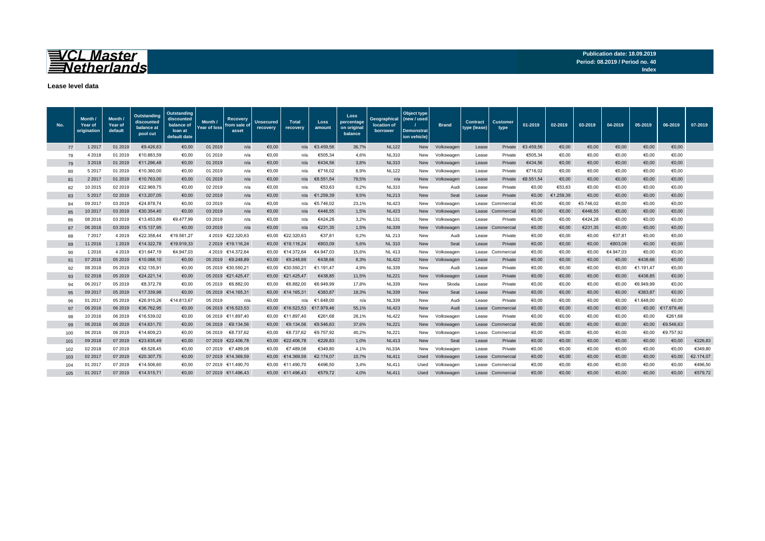**Publication date: 18.09.2019**
**Period: 08.2019 / Period no. 40**
**Index**

## Lease level data

| No. | Month / Year of origination | Month / Year of default | Outstanding discounted balance at pool cut | Outstanding discounted balance of loan at default date | Month / Year of loss | Recovery from sale of asset | Unsecured recovery | Total recovery | Loss amount | Loss percentage on original balance | Geographical location of borrower | Object type (new / used / Demonstration vehicle) | Brand | Contract type (lease) | Customer type | 01-2019 | 02-2019 | 03-2019 | 04-2019 | 05-2019 | 06-2019 | 07-2019 |
|---|---|---|---|---|---|---|---|---|---|---|---|---|---|---|---|---|---|---|---|---|---|---|
| 77 | 1 2017 | 01 2019 | €9.426,63 | €0,00 | 01 2019 | n/a | €0,00 | n/a | €3.459,56 | 36,7% | NL122 | New | Volkswagen | Lease | Private | €3.459,56 | €0,00 | €0,00 | €0,00 | €0,00 | €0,00 | |
| 78 | 4 2018 | 01 2019 | €10.883,59 | €0,00 | 01 2019 | n/a | €0,00 | n/a | €505,34 | 4,6% | NL310 | New | Volkswagen | Lease | Private | €505,34 | €0,00 | €0,00 | €0,00 | €0,00 | €0,00 | |
| 79 | 3 2018 | 01 2019 | €11.296,48 | €0,00 | 01 2019 | n/a | €0,00 | n/a | €434,56 | 3,8% | NL310 | New | Volkswagen | Lease | Private | €434,56 | €0,00 | €0,00 | €0,00 | €0,00 | €0,00 | |
| 80 | 5 2017 | 01 2019 | €10.360,00 | €0,00 | 01 2019 | n/a | €0,00 | n/a | €716,02 | 6,9% | NL122 | New | Volkswagen | Lease | Private | €716,02 | €0,00 | €0,00 | €0,00 | €0,00 | €0,00 | |
| 81 | 2 2017 | 01 2019 | €10.763,00 | €0,00 | 01 2019 | n/a | €0,00 | n/a | €8.551,54 | 79,5% | n/a | New | Volkswagen | Lease | Private | €8.551,54 | €0,00 | €0,00 | €0,00 | €0,00 | €0,00 | |
| 82 | 10 2015 | 02 2019 | €22.969,75 | €0,00 | 02 2019 | n/a | €0,00 | n/a | €53,63 | 0,2% | NL310 | New | Audi | Lease | Private | €0,00 | €53,63 | €0,00 | €0,00 | €0,00 | €0,00 | |
| 83 | 5 2017 | 02 2019 | €13.207,05 | €0,00 | 02 2019 | n/a | €0,00 | n/a | €1.259,39 | 9,5% | NL213 | New | Seat | Lease | Private | €0,00 | €1.259,39 | €0,00 | €0,00 | €0,00 | €0,00 | |
| 84 | 09 2017 | 03 2019 | €24.878,74 | €0,00 | 03 2019 | n/a | €0,00 | n/a | €5.746,02 | 23,1% | NL423 | New | Volkswagen | Lease | Commercial | €0,00 | €0,00 | €5.746,02 | €0,00 | €0,00 | €0,00 | |
| 85 | 10 2017 | 03 2019 | €30.354,40 | €0,00 | 03 2019 | n/a | €0,00 | n/a | €446,55 | 1,5% | NL423 | New | Volkswagen | Lease | Commercial | €0,00 | €0,00 | €446,55 | €0,00 | €0,00 | €0,00 | |
| 86 | 08 2016 | 03 2019 | €13.453,89 | €9.477,99 | 03 2019 | n/a | €0,00 | n/a | €424,28 | 3,2% | NL131 | New | Volkswagen | Lease | Private | €0,00 | €0,00 | €424,28 | €0,00 | €0,00 | €0,00 | |
| 87 | 06 2016 | 03 2019 | €15.137,95 | €0,00 | 03 2019 | n/a | €0,00 | n/a | €231,35 | 1,5% | NL339 | New | Volkswagen | Lease | Commercial | €0,00 | €0,00 | €231,35 | €0,00 | €0,00 | €0,00 | |
| 88 | 7 2017 | 4 2019 | €22.358,44 | €19.561,27 | 4 2019 | €22.320,63 | €0,00 | €22.320,63 | €37,81 | 0,2% | NL 213 | New | Audi | Lease | Private | €0,00 | €0,00 | €0,00 | €37,81 | €0,00 | €0,00 | |
| 89 | 11 2016 | 1 2019 | €14.322,78 | €19.919,33 | 2 2019 | €19.116,24 | €0,00 | €19.116,24 | €803,09 | 5,6% | NL 310 | New | Seat | Lease | Private | €0,00 | €0,00 | €0,00 | €803,09 | €0,00 | €0,00 | |
| 90 | 1 2016 | 4 2019 | €31.647,19 | €4.947,03 | 4 2019 | €14.372,64 | €0,00 | €14.372,64 | €4.947,03 | 15,6% | NL 413 | New | Volkswagen | Lease | Commercial | €0,00 | €0,00 | €0,00 | €4.947,03 | €0,00 | €0,00 | |
| 91 | 07 2018 | 05 2019 | €10.088,10 | €0,00 | 05 2019 | €9.248,89 | €0,00 | €9.248,89 | €438,66 | 8,3% | NL422 | New | Volkswagen | Lease | Private | €0,00 | €0,00 | €0,00 | €0,00 | €438,66 | €0,00 | |
| 92 | 08 2018 | 05 2019 | €32.135,91 | €0,00 | 05 2019 | €30.550,21 | €0,00 | €30.550,21 | €1.191,47 | 4,9% | NL339 | New | Audi | Lease | Private | €0,00 | €0,00 | €0,00 | €0,00 | €1.191,47 | €0,00 | |
| 93 | 02 2018 | 05 2019 | €24.221,14 | €0,00 | 05 2019 | €21.425,47 | €0,00 | €21.425,47 | €438,85 | 11,5% | NL221 | New | Volkswagen | Lease | Private | €0,00 | €0,00 | €0,00 | €0,00 | €438,85 | €0,00 | |
| 94 | 06 2017 | 05 2019 | €8.372,78 | €0,00 | 05 2019 | €6.882,00 | €0,00 | €6.882,00 | €6.949,99 | 17,8% | NL339 | New | Skoda | Lease | Private | €0,00 | €0,00 | €0,00 | €0,00 | €6.949,99 | €0,00 | |
| 95 | 09 2017 | 05 2019 | €17.339,98 | €0,00 | 05 2019 | €14.165,31 | €0,00 | €14.165,31 | €383,87 | 18,3% | NL339 | New | Seat | Lease | Private | €0,00 | €0,00 | €0,00 | €0,00 | €383,87 | €0,00 | |
| 96 | 01 2017 | 05 2019 | €26.910,26 | €14.813,67 | 05 2019 | n/a | €0,00 | n/a | €1.648,00 | n/a | NL339 | New | Audi | Lease | Private | €0,00 | €0,00 | €0,00 | €0,00 | €1.648,00 | €0,00 | |
| 97 | 06 2016 | 06 2019 | €36.762,95 | €0,00 | 06 2019 | €16.523,53 | €0,00 | €16.523,53 | €17.979,46 | 55,1% | NL423 | New | Audi | Lease | Commercial | €0,00 | €0,00 | €0,00 | €0,00 | €0,00 | €17.979,46 | |
| 98 | 10 2016 | 06 2019 | €16.539,02 | €0,00 | 06 2019 | €11.897,40 | €0,00 | €11.897,40 | €261,68 | 28,1% | NL422 | New | Volkswagen | Lease | Private | €0,00 | €0,00 | €0,00 | €0,00 | €0,00 | €261,68 | |
| 99 | 06 2016 | 06 2019 | €14.631,70 | €0,00 | 06 2019 | €9.134,56 | €0,00 | €9.134,56 | €9.546,63 | 37,6% | NL221 | New | Volkswagen | Lease | Commercial | €0,00 | €0,00 | €0,00 | €0,00 | €0,00 | €9.546,63 | |
| 100 | 06 2016 | 06 2019 | €14.609,23 | €0,00 | 06 2019 | €8.737,62 | €0,00 | €8.737,62 | €9.757,92 | 40,2% | NL221 | New | Volkswagen | Lease | Commercial | €0,00 | €0,00 | €0,00 | €0,00 | €0,00 | €9.757,92 | |
| 101 | 09 2018 | 07 2019 | €23.635,49 | €0,00 | 07 2019 | €22.406,78 | €0,00 | €22.406,78 | €226,83 | 1,0% | NL413 | New | Seat | Lease | Private | €0,00 | €0,00 | €0,00 | €0,00 | €0,00 | €0,00 | €226,83 |
| 102 | 02 2018 | 07 2019 | €8.528,45 | €0,00 | 07 2019 | €7.489,08 | €0,00 | €7.489,08 | €349,80 | 4,1% | NL33A | New | Volkswagen | Lease | Private | €0,00 | €0,00 | €0,00 | €0,00 | €0,00 | €0,00 | €349,80 |
| 103 | 02 2017 | 07 2019 | €20.307,75 | €0,00 | 07 2019 | €14.369,59 | €0,00 | €14.369,59 | €2.174,07 | 10,7% | NL411 | Used | Volkswagen | Lease | Commercial | €0,00 | €0,00 | €0,00 | €0,00 | €0,00 | €0,00 | €2.174,07 |
| 104 | 01 2017 | 07 2019 | €14.506,60 | €0,00 | 07 2019 | €11.490,70 | €0,00 | €11.490,70 | €496,50 | 3,4% | NL411 | Used | Volkswagen | Lease | Commercial | €0,00 | €0,00 | €0,00 | €0,00 | €0,00 | €0,00 | €496,50 |
| 105 | 01 2017 | 07 2019 | €14.515,71 | €0,00 | 07 2019 | €11.496,43 | €0,00 | €11.496,43 | €579,72 | 4,0% | NL411 | Used | Volkswagen | Lease | Commercial | €0,00 | €0,00 | €0,00 | €0,00 | €0,00 | €0,00 | €579,72 |